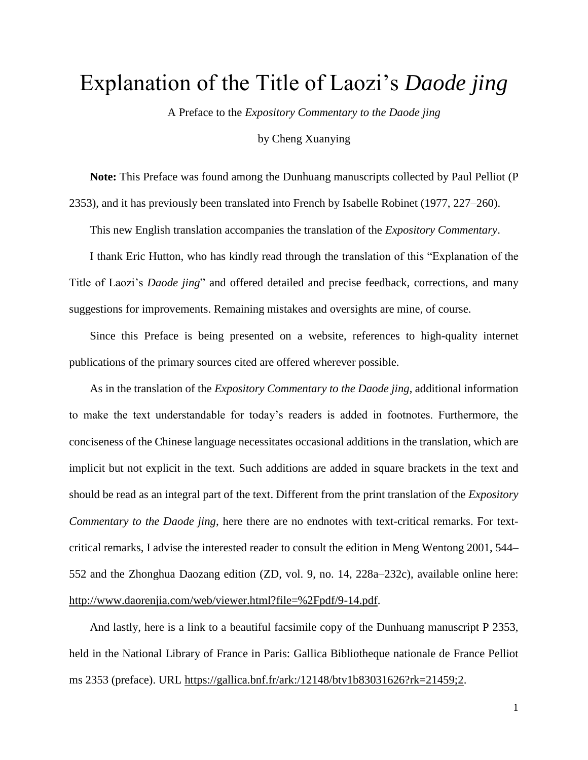# Explanation of the Title of Laozi's *Daode jing*

A Preface to the *Expository Commentary to the Daode jing*

by Cheng Xuanying

**Note:** This Preface was found among the Dunhuang manuscripts collected by Paul Pelliot (P 2353), and it has previously been translated into French by Isabelle Robinet (1977, 227–260).

This new English translation accompanies the translation of the *Expository Commentary*.

I thank Eric Hutton, who has kindly read through the translation of this "Explanation of the Title of Laozi's *Daode jing*" and offered detailed and precise feedback, corrections, and many suggestions for improvements. Remaining mistakes and oversights are mine, of course.

Since this Preface is being presented on a website, references to high-quality internet publications of the primary sources cited are offered wherever possible.

As in the translation of the *Expository Commentary to the Daode jing*, additional information to make the text understandable for today's readers is added in footnotes. Furthermore, the conciseness of the Chinese language necessitates occasional additions in the translation, which are implicit but not explicit in the text. Such additions are added in square brackets in the text and should be read as an integral part of the text. Different from the print translation of the *Expository Commentary to the Daode jing*, here there are no endnotes with text-critical remarks. For text-critical remarks, I advise the interested reader to consult the edition in Meng Wentong 2001, 544–552 and the Zhonghua Daozang edition (ZD, vol. 9, no. 14, 228a–232c), available online here: http://www.daorenjia.com/web/viewer.html?file=%2Fpdf/9-14.pdf.

And lastly, here is a link to a beautiful facsimile copy of the Dunhuang manuscript P 2353, held in the National Library of France in Paris: Gallica Bibliotheque nationale de France Pelliot ms 2353 (preface). URL https://gallica.bnf.fr/ark:/12148/btv1b83031626?rk=21459;2.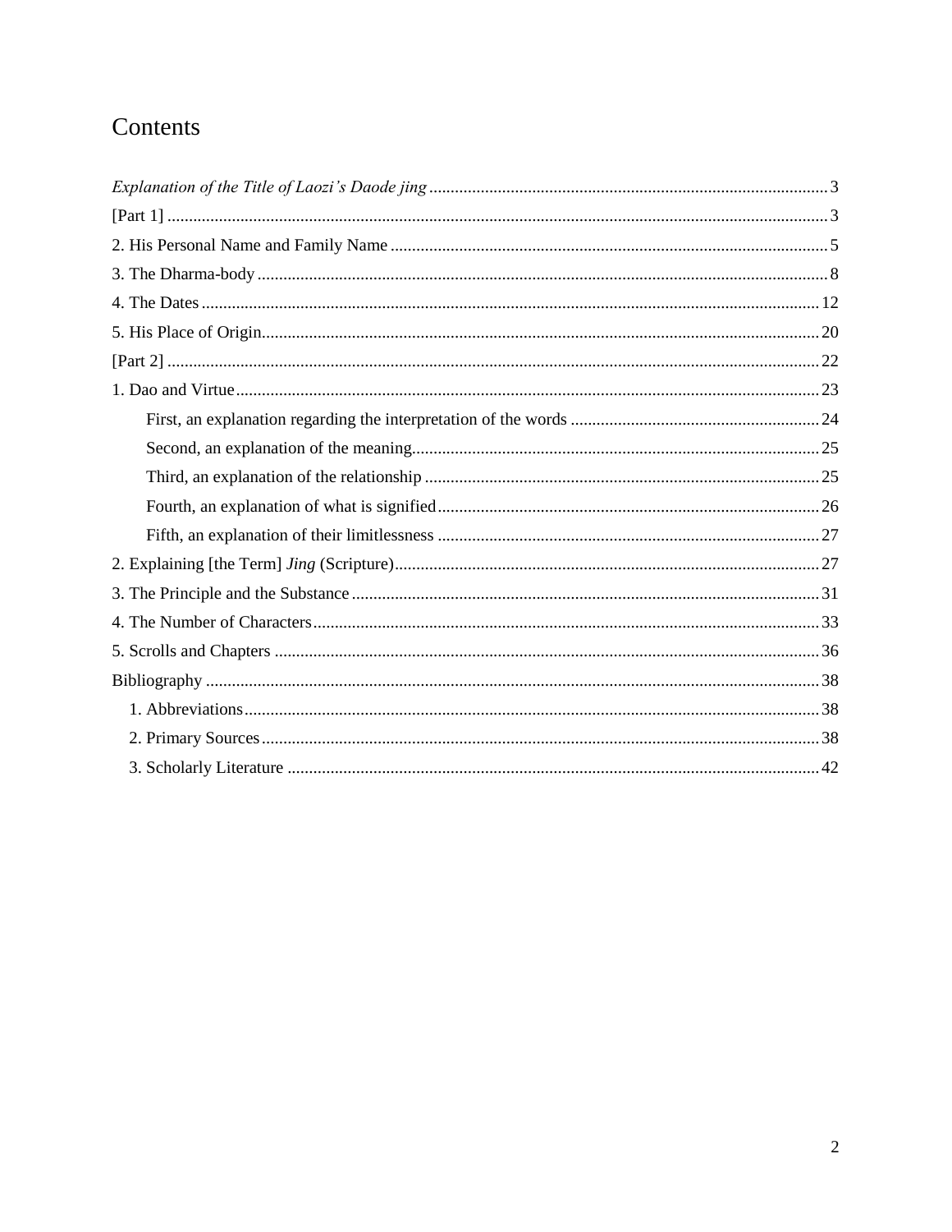# Contents

*Explanation of the Title of Laozi's Daode jing* ..... 3

[Part 1] ..... 3

2. His Personal Name and Family Name ..... 5

3. The Dharma-body ..... 8

4. The Dates ..... 12

5. His Place of Origin ..... 20

[Part 2] ..... 22

1. Dao and Virtue ..... 23

  First, an explanation regarding the interpretation of the words ..... 24

  Second, an explanation of the meaning ..... 25

  Third, an explanation of the relationship ..... 25

  Fourth, an explanation of what is signified ..... 26

  Fifth, an explanation of their limitlessness ..... 27

2. Explaining [the Term] *Jing* (Scripture) ..... 27

3. The Principle and the Substance ..... 31

4. The Number of Characters ..... 33

5. Scrolls and Chapters ..... 36

Bibliography ..... 38

  1. Abbreviations ..... 38

  2. Primary Sources ..... 38

  3. Scholarly Literature ..... 42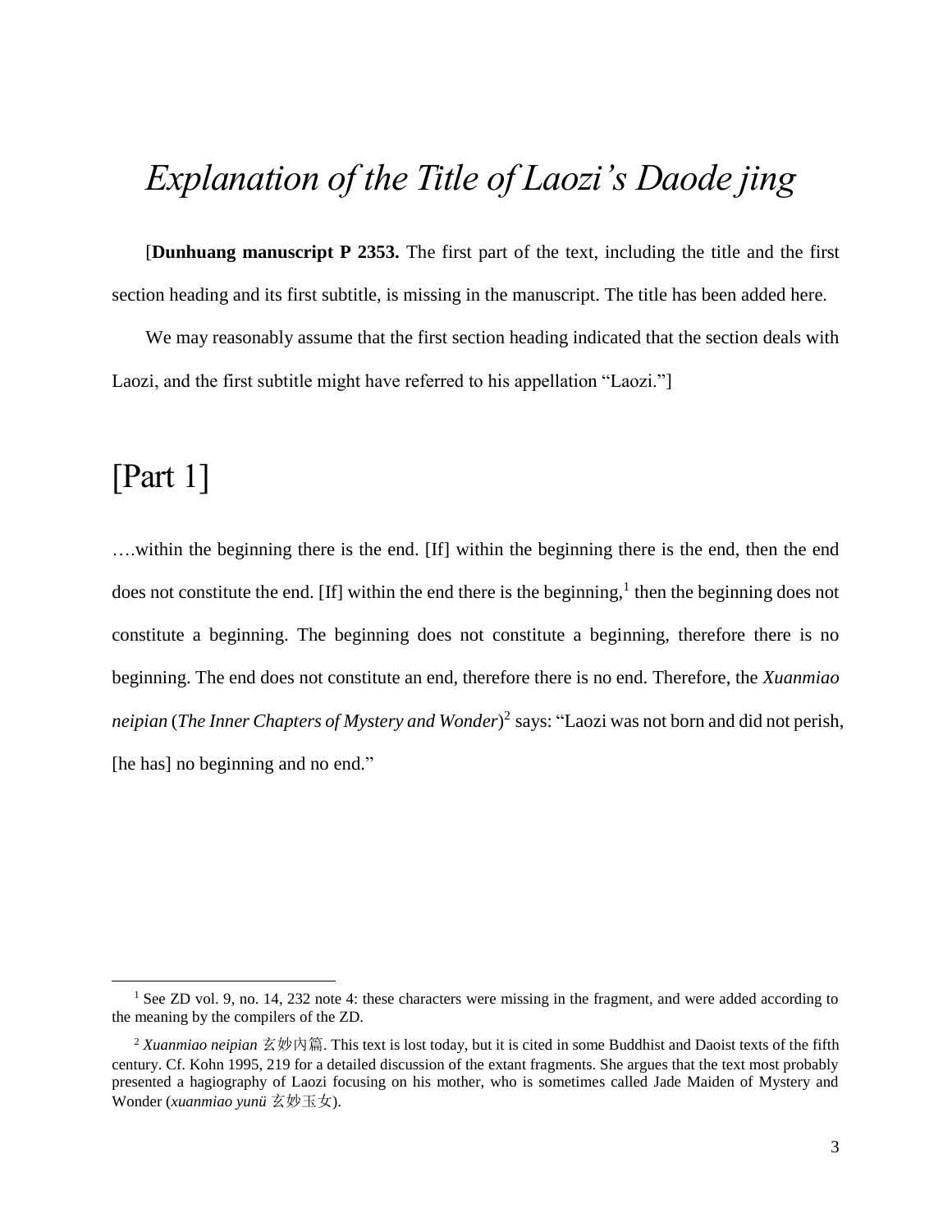# *Explanation of the Title of Laozi's Daode jing*

[**Dunhuang manuscript P 2353.** The first part of the text, including the title and the first section heading and its first subtitle, is missing in the manuscript. The title has been added here.

We may reasonably assume that the first section heading indicated that the section deals with Laozi, and the first subtitle might have referred to his appellation "Laozi."]

# [Part 1]

….within the beginning there is the end. [If] within the beginning there is the end, then the end does not constitute the end. [If] within the end there is the beginning,[1] then the beginning does not constitute a beginning. The beginning does not constitute a beginning, therefore there is no beginning. The end does not constitute an end, therefore there is no end. Therefore, the *Xuanmiao neipian* (*The Inner Chapters of Mystery and Wonder*)[2] says: "Laozi was not born and did not perish, [he has] no beginning and no end."

---

[1] See ZD vol. 9, no. 14, 232 note 4: these characters were missing in the fragment, and were added according to the meaning by the compilers of the ZD.

[2] *Xuanmiao neipian* 玄妙內篇. This text is lost today, but it is cited in some Buddhist and Daoist texts of the fifth century. Cf. Kohn 1995, 219 for a detailed discussion of the extant fragments. She argues that the text most probably presented a hagiography of Laozi focusing on his mother, who is sometimes called Jade Maiden of Mystery and Wonder (*xuanmiao yunü* 玄妙玉女).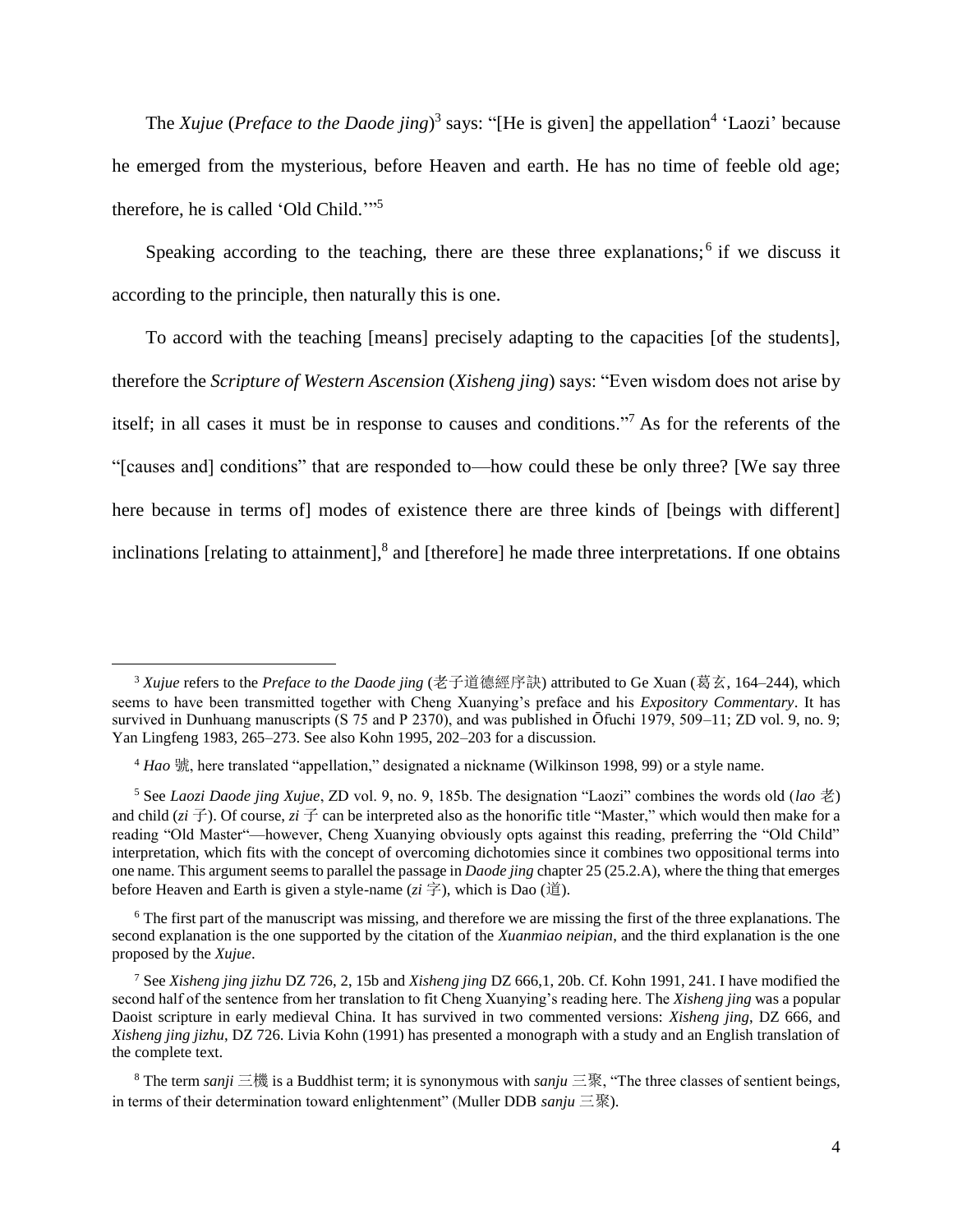The *Xujue* (*Preface to the Daode jing*)[3] says: "[He is given] the appellation[4] 'Laozi' because he emerged from the mysterious, before Heaven and earth. He has no time of feeble old age; therefore, he is called 'Old Child.'"[5]

Speaking according to the teaching, there are these three explanations;[6] if we discuss it according to the principle, then naturally this is one.

To accord with the teaching [means] precisely adapting to the capacities [of the students], therefore the *Scripture of Western Ascension* (*Xisheng jing*) says: "Even wisdom does not arise by itself; in all cases it must be in response to causes and conditions."[7] As for the referents of the "[causes and] conditions" that are responded to—how could these be only three? [We say three here because in terms of] modes of existence there are three kinds of [beings with different] inclinations [relating to attainment],[8] and [therefore] he made three interpretations. If one obtains

---

[3] *Xujue* refers to the *Preface to the Daode jing* (老子道德經序訣) attributed to Ge Xuan (葛玄, 164–244), which seems to have been transmitted together with Cheng Xuanying's preface and his *Expository Commentary*. It has survived in Dunhuang manuscripts (S 75 and P 2370), and was published in Ōfuchi 1979, 509–11; ZD vol. 9, no. 9; Yan Lingfeng 1983, 265–273. See also Kohn 1995, 202–203 for a discussion.

[4] *Hao* 號, here translated "appellation," designated a nickname (Wilkinson 1998, 99) or a style name.

[5] See *Laozi Daode jing Xujue*, ZD vol. 9, no. 9, 185b. The designation "Laozi" combines the words old (*lao* 老) and child (*zi* 子). Of course, *zi* 子 can be interpreted also as the honorific title "Master," which would then make for a reading "Old Master"—however, Cheng Xuanying obviously opts against this reading, preferring the "Old Child" interpretation, which fits with the concept of overcoming dichotomies since it combines two oppositional terms into one name. This argument seems to parallel the passage in *Daode jing* chapter 25 (25.2.A), where the thing that emerges before Heaven and Earth is given a style-name (*zi* 字), which is Dao (道).

[6] The first part of the manuscript was missing, and therefore we are missing the first of the three explanations. The second explanation is the one supported by the citation of the *Xuanmiao neipian*, and the third explanation is the one proposed by the *Xujue*.

[7] See *Xisheng jing jizhu* DZ 726, 2, 15b and *Xisheng jing* DZ 666,1, 20b. Cf. Kohn 1991, 241. I have modified the second half of the sentence from her translation to fit Cheng Xuanying's reading here. The *Xisheng jing* was a popular Daoist scripture in early medieval China. It has survived in two commented versions: *Xisheng jing*, DZ 666, and *Xisheng jing jizhu*, DZ 726. Livia Kohn (1991) has presented a monograph with a study and an English translation of the complete text.

[8] The term *sanji* 三機 is a Buddhist term; it is synonymous with *sanju* 三聚, "The three classes of sentient beings, in terms of their determination toward enlightenment" (Muller DDB *sanju* 三聚).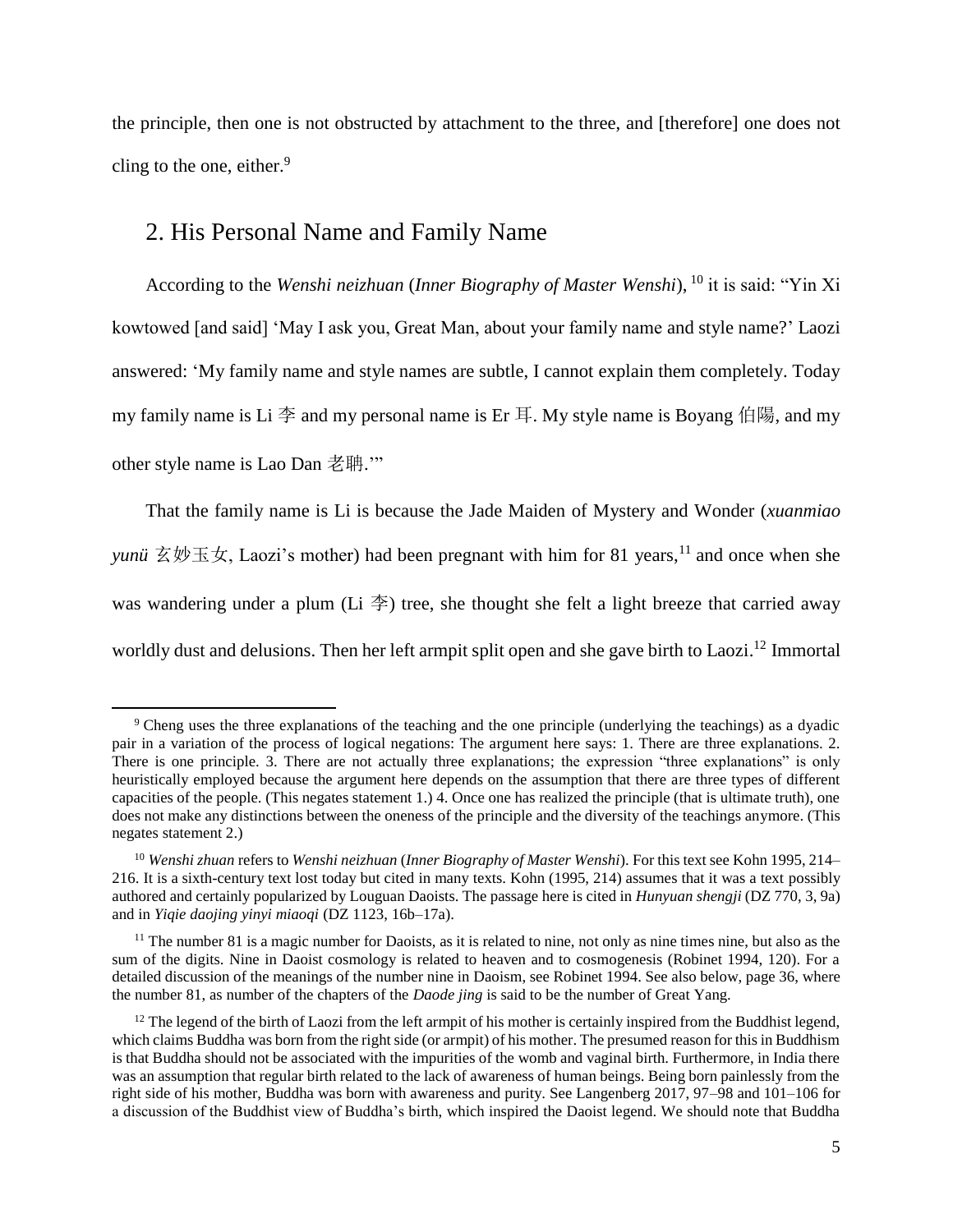the principle, then one is not obstructed by attachment to the three, and [therefore] one does not cling to the one, either.[9]

## 2. His Personal Name and Family Name

According to the *Wenshi neizhuan* (*Inner Biography of Master Wenshi*), [10] it is said: "Yin Xi kowtowed [and said] 'May I ask you, Great Man, about your family name and style name?' Laozi answered: 'My family name and style names are subtle, I cannot explain them completely. Today my family name is Li 李 and my personal name is Er 耳. My style name is Boyang 伯陽, and my other style name is Lao Dan 老聃.'"

That the family name is Li is because the Jade Maiden of Mystery and Wonder (*xuanmiao yunü* 玄妙玉女, Laozi's mother) had been pregnant with him for 81 years,[11] and once when she was wandering under a plum (Li 李) tree, she thought she felt a light breeze that carried away worldly dust and delusions. Then her left armpit split open and she gave birth to Laozi.[12] Immortal

---

[9] Cheng uses the three explanations of the teaching and the one principle (underlying the teachings) as a dyadic pair in a variation of the process of logical negations: The argument here says: 1. There are three explanations. 2. There is one principle. 3. There are not actually three explanations; the expression "three explanations" is only heuristically employed because the argument here depends on the assumption that there are three types of different capacities of the people. (This negates statement 1.) 4. Once one has realized the principle (that is ultimate truth), one does not make any distinctions between the oneness of the principle and the diversity of the teachings anymore. (This negates statement 2.)

[10] *Wenshi zhuan* refers to *Wenshi neizhuan* (*Inner Biography of Master Wenshi*). For this text see Kohn 1995, 214–216. It is a sixth-century text lost today but cited in many texts. Kohn (1995, 214) assumes that it was a text possibly authored and certainly popularized by Louguan Daoists. The passage here is cited in *Hunyuan shengji* (DZ 770, 3, 9a) and in *Yiqie daojing yinyi miaoqi* (DZ 1123, 16b–17a).

[11] The number 81 is a magic number for Daoists, as it is related to nine, not only as nine times nine, but also as the sum of the digits. Nine in Daoist cosmology is related to heaven and to cosmogenesis (Robinet 1994, 120). For a detailed discussion of the meanings of the number nine in Daoism, see Robinet 1994. See also below, page 36, where the number 81, as number of the chapters of the *Daode jing* is said to be the number of Great Yang.

[12] The legend of the birth of Laozi from the left armpit of his mother is certainly inspired from the Buddhist legend, which claims Buddha was born from the right side (or armpit) of his mother. The presumed reason for this in Buddhism is that Buddha should not be associated with the impurities of the womb and vaginal birth. Furthermore, in India there was an assumption that regular birth related to the lack of awareness of human beings. Being born painlessly from the right side of his mother, Buddha was born with awareness and purity. See Langenberg 2017, 97–98 and 101–106 for a discussion of the Buddhist view of Buddha's birth, which inspired the Daoist legend. We should note that Buddha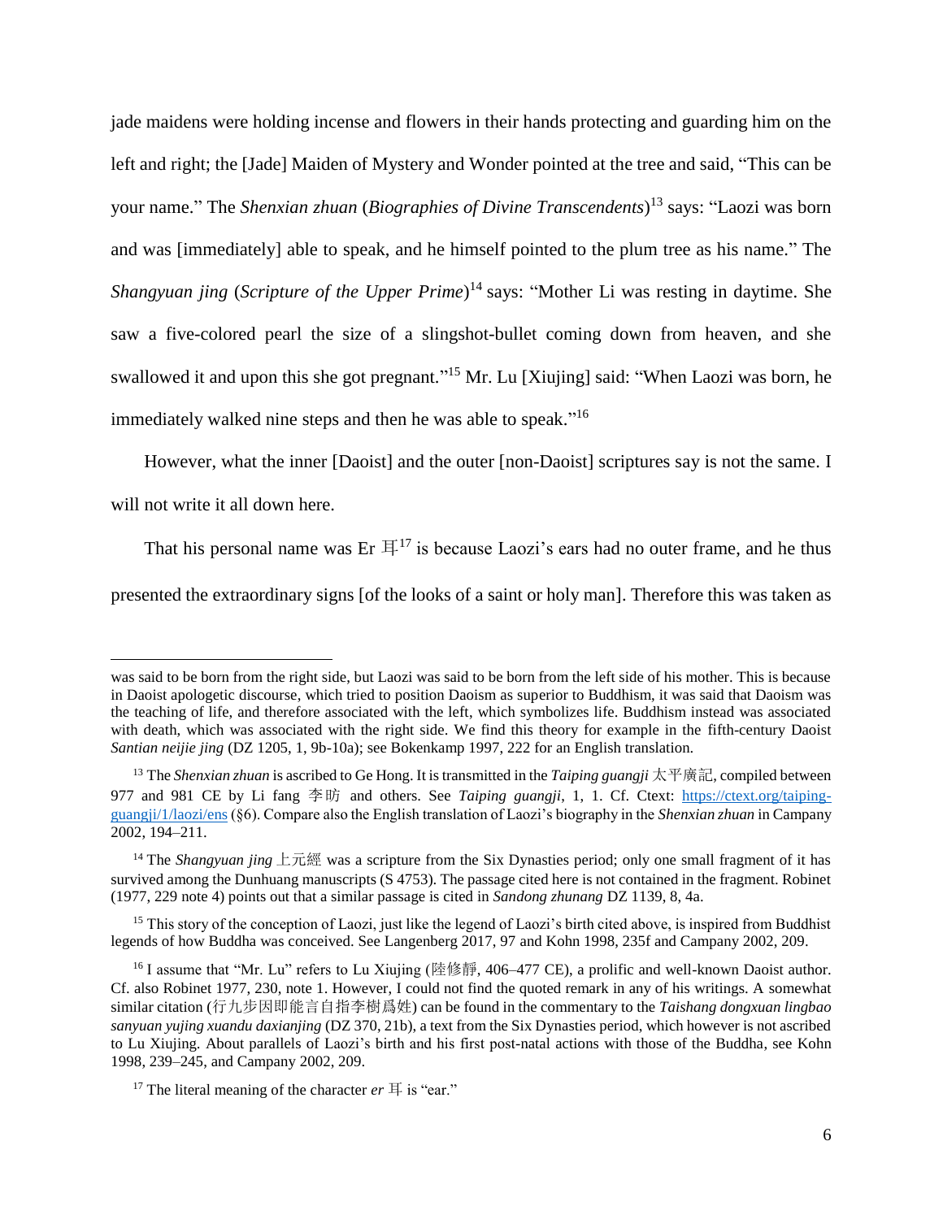jade maidens were holding incense and flowers in their hands protecting and guarding him on the left and right; the [Jade] Maiden of Mystery and Wonder pointed at the tree and said, "This can be your name." The *Shenxian zhuan* (*Biographies of Divine Transcendents*)[13] says: "Laozi was born and was [immediately] able to speak, and he himself pointed to the plum tree as his name." The *Shangyuan jing* (*Scripture of the Upper Prime*)[14] says: "Mother Li was resting in daytime. She saw a five-colored pearl the size of a slingshot-bullet coming down from heaven, and she swallowed it and upon this she got pregnant."[15] Mr. Lu [Xiujing] said: "When Laozi was born, he immediately walked nine steps and then he was able to speak."[16]

However, what the inner [Daoist] and the outer [non-Daoist] scriptures say is not the same. I will not write it all down here.

That his personal name was Er 耳[17] is because Laozi's ears had no outer frame, and he thus presented the extraordinary signs [of the looks of a saint or holy man]. Therefore this was taken as

---

was said to be born from the right side, but Laozi was said to be born from the left side of his mother. This is because in Daoist apologetic discourse, which tried to position Daoism as superior to Buddhism, it was said that Daoism was the teaching of life, and therefore associated with the left, which symbolizes life. Buddhism instead was associated with death, which was associated with the right side. We find this theory for example in the fifth-century Daoist *Santian neijie jing* (DZ 1205, 1, 9b-10a); see Bokenkamp 1997, 222 for an English translation.

[13] The *Shenxian zhuan* is ascribed to Ge Hong. It is transmitted in the *Taiping guangji* 太平廣記, compiled between 977 and 981 CE by Li fang 李昉 and others. See *Taiping guangji*, 1, 1. Cf. Ctext: https://ctext.org/taiping-guangji/1/laozi/ens (§6). Compare also the English translation of Laozi's biography in the *Shenxian zhuan* in Campany 2002, 194–211.

[14] The *Shangyuan jing* 上元經 was a scripture from the Six Dynasties period; only one small fragment of it has survived among the Dunhuang manuscripts (S 4753). The passage cited here is not contained in the fragment. Robinet (1977, 229 note 4) points out that a similar passage is cited in *Sandong zhunang* DZ 1139, 8, 4a.

[15] This story of the conception of Laozi, just like the legend of Laozi's birth cited above, is inspired from Buddhist legends of how Buddha was conceived. See Langenberg 2017, 97 and Kohn 1998, 235f and Campany 2002, 209.

[16] I assume that "Mr. Lu" refers to Lu Xiujing (陸修靜, 406–477 CE), a prolific and well-known Daoist author. Cf. also Robinet 1977, 230, note 1. However, I could not find the quoted remark in any of his writings. A somewhat similar citation (行九步因即能言自指李樹爲姓) can be found in the commentary to the *Taishang dongxuan lingbao sanyuan yujing xuandu daxianjing* (DZ 370, 21b), a text from the Six Dynasties period, which however is not ascribed to Lu Xiujing. About parallels of Laozi's birth and his first post-natal actions with those of the Buddha, see Kohn 1998, 239–245, and Campany 2002, 209.

[17] The literal meaning of the character *er* 耳 is "ear."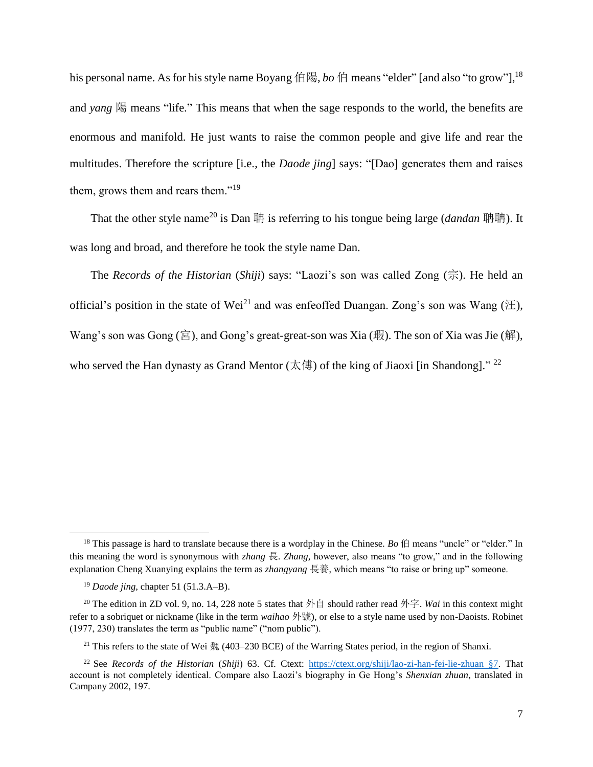his personal name. As for his style name Boyang 伯陽, *bo* 伯 means "elder" [and also "to grow"],[18] and *yang* 陽 means "life." This means that when the sage responds to the world, the benefits are enormous and manifold. He just wants to raise the common people and give life and rear the multitudes. Therefore the scripture [i.e., the *Daode jing*] says: "[Dao] generates them and raises them, grows them and rears them."[19]

That the other style name[20] is Dan 聃 is referring to his tongue being large (*dandan* 聃聃). It was long and broad, and therefore he took the style name Dan.

The *Records of the Historian* (*Shiji*) says: "Laozi's son was called Zong (宗). He held an official's position in the state of Wei[21] and was enfeoffed Duangan. Zong's son was Wang (汪), Wang's son was Gong (宮), and Gong's great-great-son was Xia (瑕). The son of Xia was Jie (解), who served the Han dynasty as Grand Mentor (太傅) of the king of Jiaoxi [in Shandong]." [22]

---

[18] This passage is hard to translate because there is a wordplay in the Chinese. *Bo* 伯 means "uncle" or "elder." In this meaning the word is synonymous with *zhang* 長. *Zhang*, however, also means "to grow," and in the following explanation Cheng Xuanying explains the term as *zhangyang* 長養, which means "to raise or bring up" someone.

[19] *Daode jing*, chapter 51 (51.3.A–B).

[20] The edition in ZD vol. 9, no. 14, 228 note 5 states that 外自 should rather read 外字. *Wai* in this context might refer to a sobriquet or nickname (like in the term *waihao* 外號), or else to a style name used by non-Daoists. Robinet (1977, 230) translates the term as "public name" ("nom public").

[21] This refers to the state of Wei 魏 (403–230 BCE) of the Warring States period, in the region of Shanxi.

[22] See *Records of the Historian* (*Shiji*) 63. Cf. Ctext: https://ctext.org/shiji/lao-zi-han-fei-lie-zhuan §7. That account is not completely identical. Compare also Laozi's biography in Ge Hong's *Shenxian zhuan*, translated in Campany 2002, 197.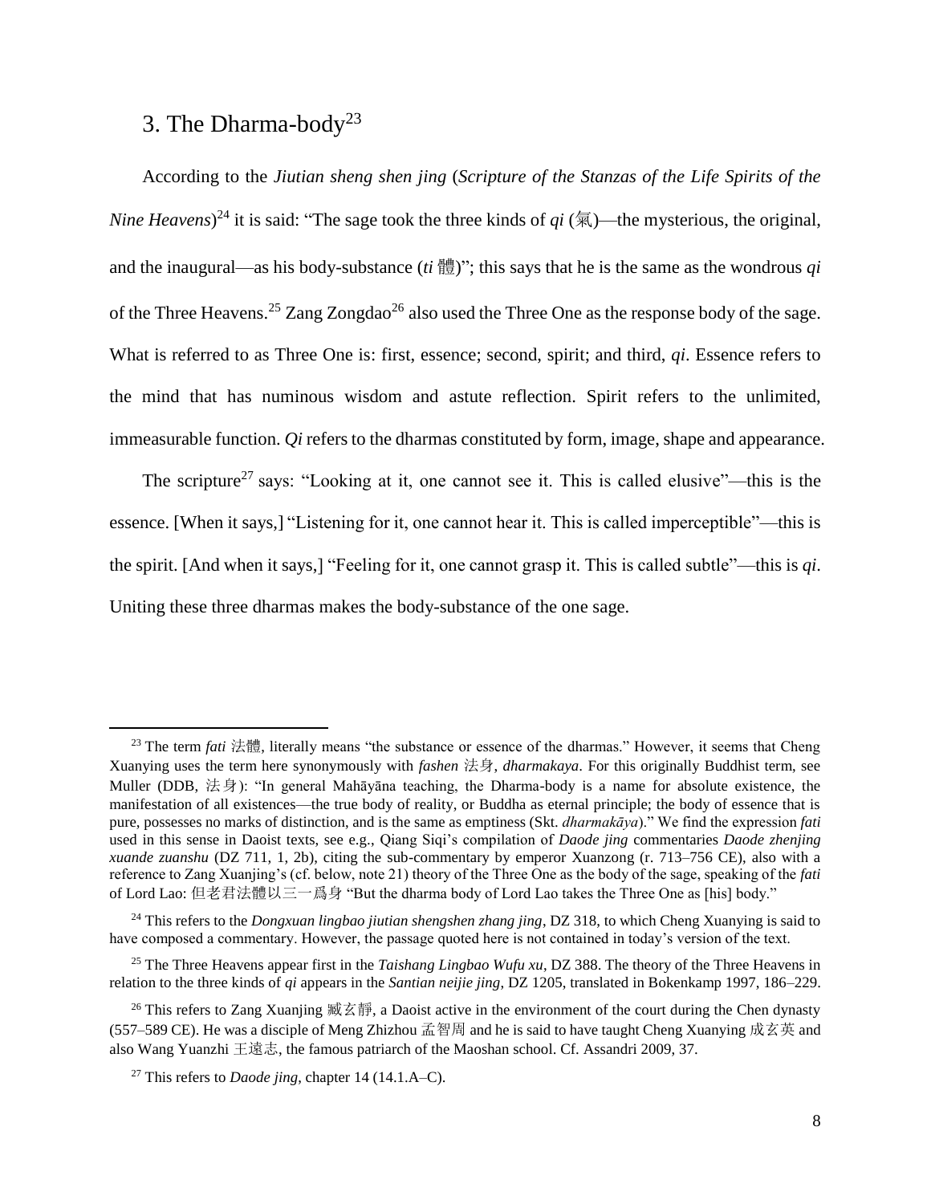## 3. The Dharma-body[23]

According to the *Jiutian sheng shen jing* (*Scripture of the Stanzas of the Life Spirits of the Nine Heavens*)[24] it is said: "The sage took the three kinds of *qi* (氣)—the mysterious, the original, and the inaugural—as his body-substance (*ti* 體)"; this says that he is the same as the wondrous *qi* of the Three Heavens.[25] Zang Zongdao[26] also used the Three One as the response body of the sage. What is referred to as Three One is: first, essence; second, spirit; and third, *qi*. Essence refers to the mind that has numinous wisdom and astute reflection. Spirit refers to the unlimited, immeasurable function. *Qi* refers to the dharmas constituted by form, image, shape and appearance.

The scripture[27] says: "Looking at it, one cannot see it. This is called elusive"—this is the essence. [When it says,] "Listening for it, one cannot hear it. This is called imperceptible"—this is the spirit. [And when it says,] "Feeling for it, one cannot grasp it. This is called subtle"—this is *qi*. Uniting these three dharmas makes the body-substance of the one sage.

---

[23] The term *fati* 法體, literally means "the substance or essence of the dharmas." However, it seems that Cheng Xuanying uses the term here synonymously with *fashen* 法身, *dharmakaya*. For this originally Buddhist term, see Muller (DDB, 法身): "In general Mahāyāna teaching, the Dharma-body is a name for absolute existence, the manifestation of all existences—the true body of reality, or Buddha as eternal principle; the body of essence that is pure, possesses no marks of distinction, and is the same as emptiness (Skt. *dharmakāya*)." We find the expression *fati* used in this sense in Daoist texts, see e.g., Qiang Siqi's compilation of *Daode jing* commentaries *Daode zhenjing xuande zuanshu* (DZ 711, 1, 2b), citing the sub-commentary by emperor Xuanzong (r. 713–756 CE), also with a reference to Zang Xuanjing's (cf. below, note 21) theory of the Three One as the body of the sage, speaking of the *fati* of Lord Lao: 但老君法體以三一爲身 "But the dharma body of Lord Lao takes the Three One as [his] body."

[24] This refers to the *Dongxuan lingbao jiutian shengshen zhang jing*, DZ 318, to which Cheng Xuanying is said to have composed a commentary. However, the passage quoted here is not contained in today's version of the text.

[25] The Three Heavens appear first in the *Taishang Lingbao Wufu xu*, DZ 388. The theory of the Three Heavens in relation to the three kinds of *qi* appears in the *Santian neijie jing*, DZ 1205, translated in Bokenkamp 1997, 186–229.

[26] This refers to Zang Xuanjing 臧玄靜, a Daoist active in the environment of the court during the Chen dynasty (557–589 CE). He was a disciple of Meng Zhizhou 孟智周 and he is said to have taught Cheng Xuanying 成玄英 and also Wang Yuanzhi 王遠志, the famous patriarch of the Maoshan school. Cf. Assandri 2009, 37.

[27] This refers to *Daode jing*, chapter 14 (14.1.A–C).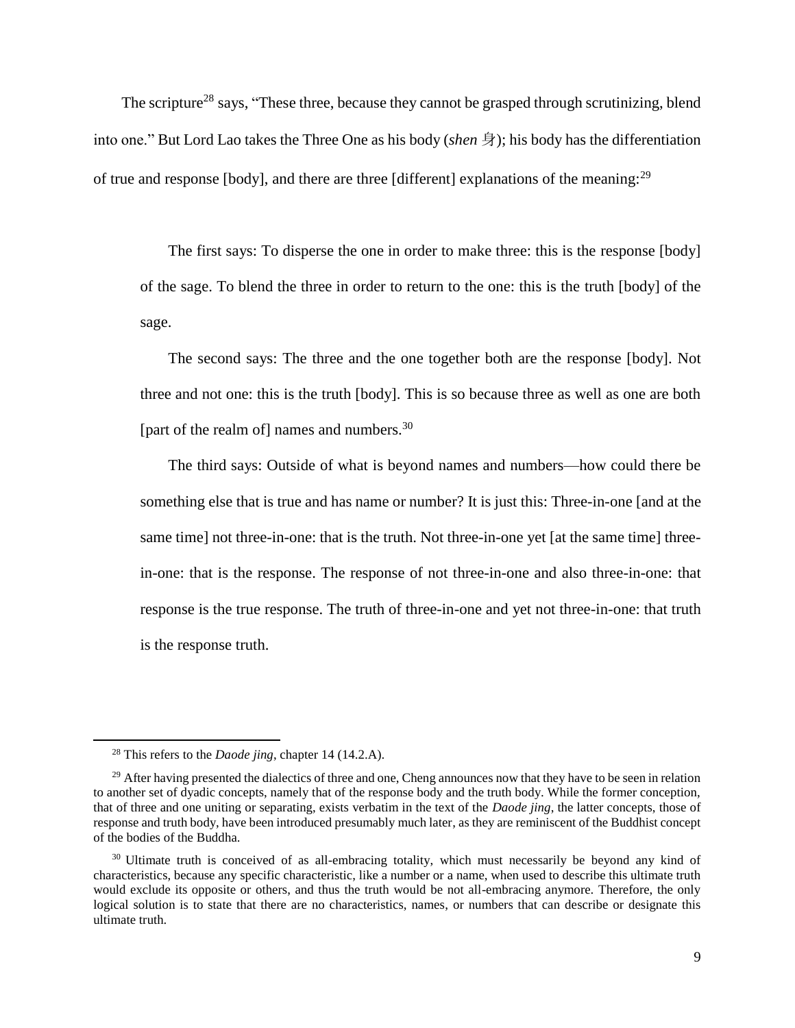The scripture[28] says, "These three, because they cannot be grasped through scrutinizing, blend into one." But Lord Lao takes the Three One as his body (*shen* 身); his body has the differentiation of true and response [body], and there are three [different] explanations of the meaning:[29]

> The first says: To disperse the one in order to make three: this is the response [body] of the sage. To blend the three in order to return to the one: this is the truth [body] of the sage.
>
> The second says: The three and the one together both are the response [body]. Not three and not one: this is the truth [body]. This is so because three as well as one are both [part of the realm of] names and numbers.[30]
>
> The third says: Outside of what is beyond names and numbers—how could there be something else that is true and has name or number? It is just this: Three-in-one [and at the same time] not three-in-one: that is the truth. Not three-in-one yet [at the same time] three-in-one: that is the response. The response of not three-in-one and also three-in-one: that response is the true response. The truth of three-in-one and yet not three-in-one: that truth is the response truth.

---

[28] This refers to the *Daode jing*, chapter 14 (14.2.A).

[29] After having presented the dialectics of three and one, Cheng announces now that they have to be seen in relation to another set of dyadic concepts, namely that of the response body and the truth body. While the former conception, that of three and one uniting or separating, exists verbatim in the text of the *Daode jing*, the latter concepts, those of response and truth body, have been introduced presumably much later, as they are reminiscent of the Buddhist concept of the bodies of the Buddha.

[30] Ultimate truth is conceived of as all-embracing totality, which must necessarily be beyond any kind of characteristics, because any specific characteristic, like a number or a name, when used to describe this ultimate truth would exclude its opposite or others, and thus the truth would be not all-embracing anymore. Therefore, the only logical solution is to state that there are no characteristics, names, or numbers that can describe or designate this ultimate truth.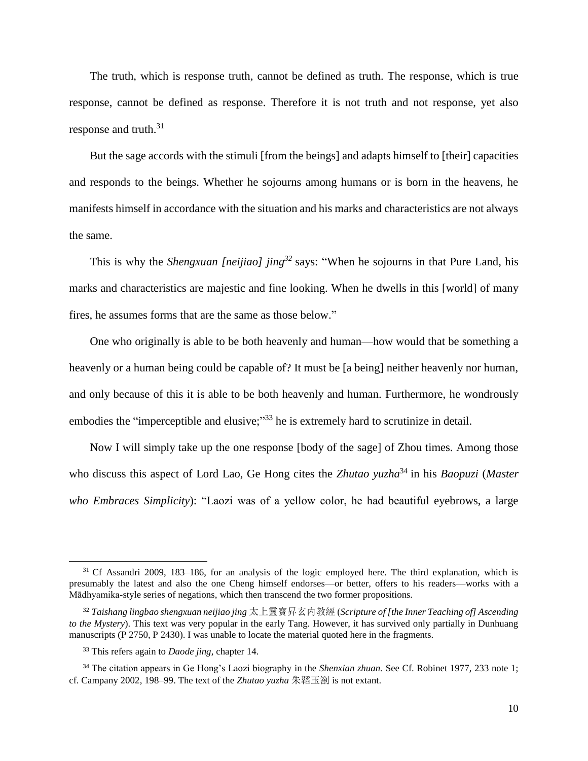The truth, which is response truth, cannot be defined as truth. The response, which is true response, cannot be defined as response. Therefore it is not truth and not response, yet also response and truth.[31]

But the sage accords with the stimuli [from the beings] and adapts himself to [their] capacities and responds to the beings. Whether he sojourns among humans or is born in the heavens, he manifests himself in accordance with the situation and his marks and characteristics are not always the same.

This is why the *Shengxuan [neijiao] jing*[32] says: "When he sojourns in that Pure Land, his marks and characteristics are majestic and fine looking. When he dwells in this [world] of many fires, he assumes forms that are the same as those below."

One who originally is able to be both heavenly and human—how would that be something a heavenly or a human being could be capable of? It must be [a being] neither heavenly nor human, and only because of this it is able to be both heavenly and human. Furthermore, he wondrously embodies the "imperceptible and elusive;"[33] he is extremely hard to scrutinize in detail.

Now I will simply take up the one response [body of the sage] of Zhou times. Among those who discuss this aspect of Lord Lao, Ge Hong cites the *Zhutao yuzha*[34] in his *Baopuzi* (*Master who Embraces Simplicity*): "Laozi was of a yellow color, he had beautiful eyebrows, a large

---

[31] Cf Assandri 2009, 183–186, for an analysis of the logic employed here. The third explanation, which is presumably the latest and also the one Cheng himself endorses—or better, offers to his readers—works with a Mādhyamika-style series of negations, which then transcend the two former propositions.

[32] *Taishang lingbao shengxuan neijiao jing* 太上靈寶昇玄内教經 (*Scripture of [the Inner Teaching of] Ascending to the Mystery*). This text was very popular in the early Tang. However, it has survived only partially in Dunhuang manuscripts (P 2750, P 2430). I was unable to locate the material quoted here in the fragments.

[33] This refers again to *Daode jing*, chapter 14.

[34] The citation appears in Ge Hong's Laozi biography in the *Shenxian zhuan.* See Cf. Robinet 1977, 233 note 1; cf. Campany 2002, 198–99. The text of the *Zhutao yuzha* 朱韬玉劄 is not extant.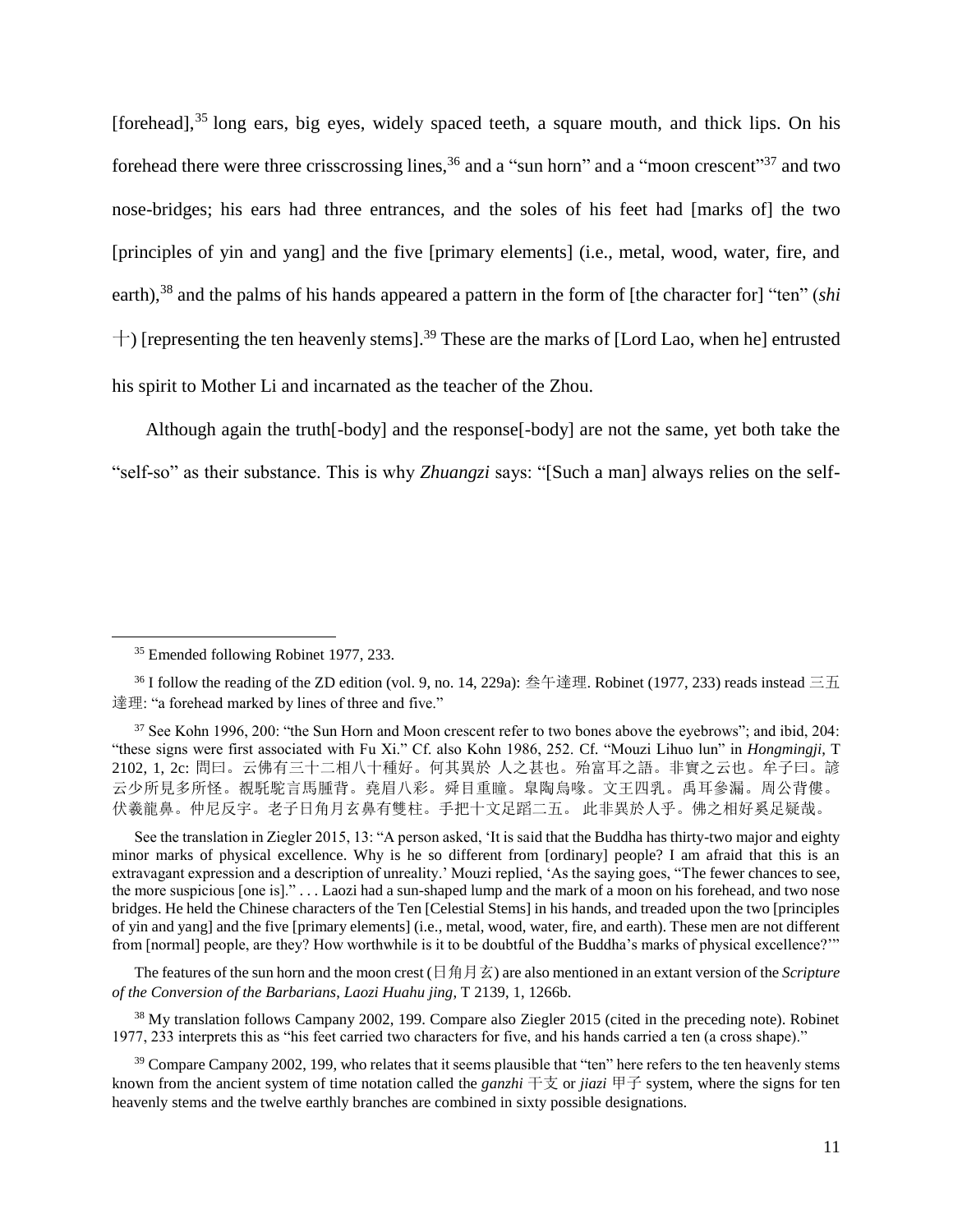[forehead],[35] long ears, big eyes, widely spaced teeth, a square mouth, and thick lips. On his forehead there were three crisscrossing lines,[36] and a "sun horn" and a "moon crescent"[37] and two nose-bridges; his ears had three entrances, and the soles of his feet had [marks of] the two [principles of yin and yang] and the five [primary elements] (i.e., metal, wood, water, fire, and earth),[38] and the palms of his hands appeared a pattern in the form of [the character for] "ten" (*shi* 十) [representing the ten heavenly stems].[39] These are the marks of [Lord Lao, when he] entrusted his spirit to Mother Li and incarnated as the teacher of the Zhou.

Although again the truth[-body] and the response[-body] are not the same, yet both take the "self-so" as their substance. This is why *Zhuangzi* says: "[Such a man] always relies on the self-

---

[35] Emended following Robinet 1977, 233.

[36] I follow the reading of the ZD edition (vol. 9, no. 14, 229a): 叁午達理. Robinet (1977, 233) reads instead 三五達理: "a forehead marked by lines of three and five."

[37] See Kohn 1996, 200: "the Sun Horn and Moon crescent refer to two bones above the eyebrows"; and ibid, 204: "these signs were first associated with Fu Xi." Cf. also Kohn 1986, 252. Cf. "Mouzi Lihuo lun" in *Hongmingji*, T 2102, 1, 2c: 問曰。云佛有三十二相八十種好。何其異於 人之甚也。殆富耳之語。非實之云也。牟子曰。諺云少所見多所怪。覩馲駝言馬腫背。堯眉八彩。舜目重瞳。臯陶烏喙。文王四乳。禹耳參漏。周公背僂。伏羲龍鼻。仲尼反宇。老子日角月玄鼻有雙柱。手把十文足蹈二五。 此非異於人乎。佛之相好奚足疑哉。

See the translation in Ziegler 2015, 13: "A person asked, 'It is said that the Buddha has thirty-two major and eighty minor marks of physical excellence. Why is he so different from [ordinary] people? I am afraid that this is an extravagant expression and a description of unreality.' Mouzi replied, 'As the saying goes, "The fewer chances to see, the more suspicious [one is]." . . . Laozi had a sun-shaped lump and the mark of a moon on his forehead, and two nose bridges. He held the Chinese characters of the Ten [Celestial Stems] in his hands, and treaded upon the two [principles of yin and yang] and the five [primary elements] (i.e., metal, wood, water, fire, and earth). These men are not different from [normal] people, are they? How worthwhile is it to be doubtful of the Buddha's marks of physical excellence?'"

The features of the sun horn and the moon crest (日角月玄) are also mentioned in an extant version of the *Scripture of the Conversion of the Barbarians*, *Laozi Huahu jing*, T 2139, 1, 1266b.

[38] My translation follows Campany 2002, 199. Compare also Ziegler 2015 (cited in the preceding note). Robinet 1977, 233 interprets this as "his feet carried two characters for five, and his hands carried a ten (a cross shape)."

[39] Compare Campany 2002, 199, who relates that it seems plausible that "ten" here refers to the ten heavenly stems known from the ancient system of time notation called the *ganzhi* 干支 or *jiazi* 甲子 system, where the signs for ten heavenly stems and the twelve earthly branches are combined in sixty possible designations.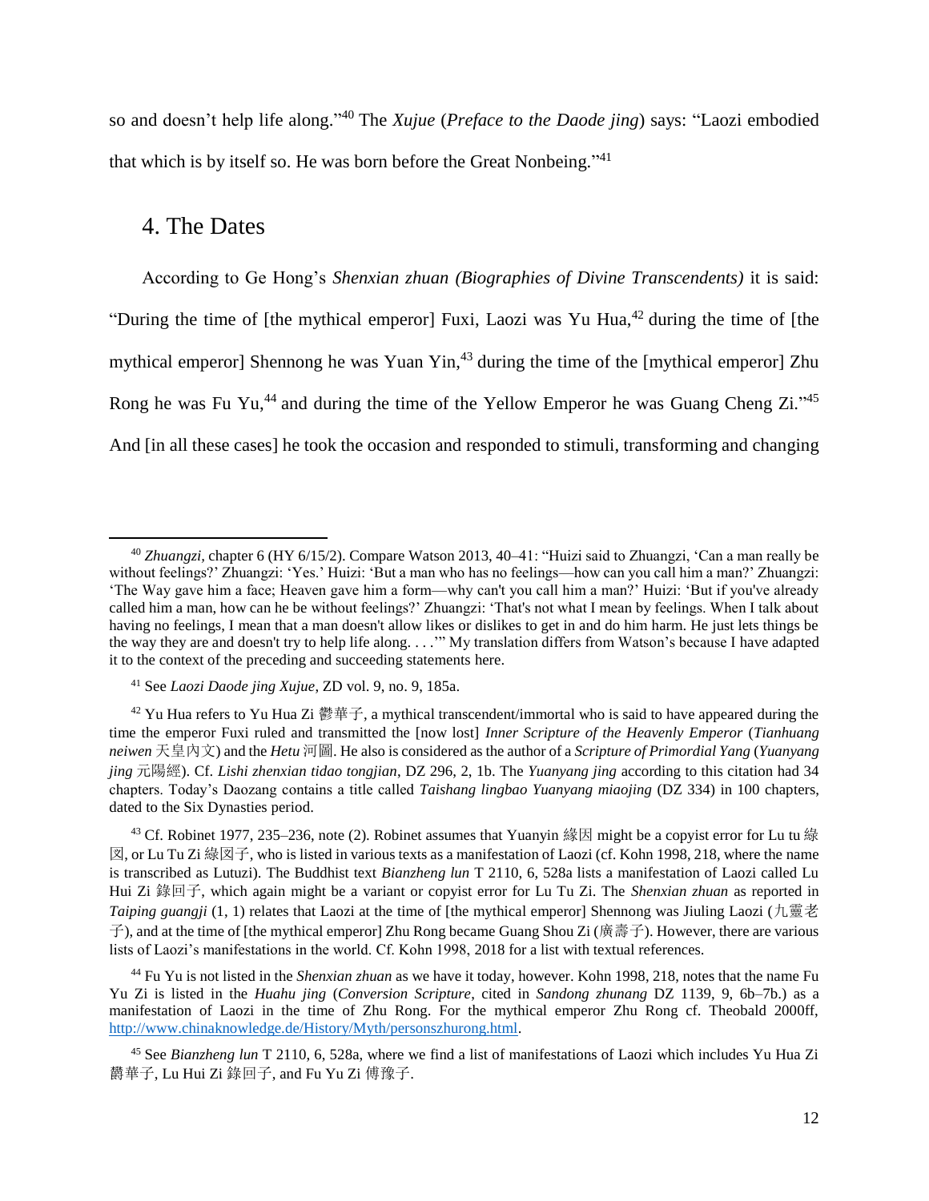so and doesn't help life along."[40] The *Xujue* (*Preface to the Daode jing*) says: "Laozi embodied that which is by itself so. He was born before the Great Nonbeing."[41]

## 4. The Dates

According to Ge Hong's *Shenxian zhuan (Biographies of Divine Transcendents)* it is said: "During the time of [the mythical emperor] Fuxi, Laozi was Yu Hua,[42] during the time of [the mythical emperor] Shennong he was Yuan Yin,[43] during the time of the [mythical emperor] Zhu Rong he was Fu Yu,[44] and during the time of the Yellow Emperor he was Guang Cheng Zi."[45] And [in all these cases] he took the occasion and responded to stimuli, transforming and changing

---

[40] *Zhuangzi*, chapter 6 (HY 6/15/2). Compare Watson 2013, 40–41: "Huizi said to Zhuangzi, 'Can a man really be without feelings?' Zhuangzi: 'Yes.' Huizi: 'But a man who has no feelings—how can you call him a man?' Zhuangzi: 'The Way gave him a face; Heaven gave him a form—why can't you call him a man?' Huizi: 'But if you've already called him a man, how can he be without feelings?' Zhuangzi: 'That's not what I mean by feelings. When I talk about having no feelings, I mean that a man doesn't allow likes or dislikes to get in and do him harm. He just lets things be the way they are and doesn't try to help life along. . . .'" My translation differs from Watson's because I have adapted it to the context of the preceding and succeeding statements here.

[41] See *Laozi Daode jing Xujue*, ZD vol. 9, no. 9, 185a.

[42] Yu Hua refers to Yu Hua Zi 鬱華子, a mythical transcendent/immortal who is said to have appeared during the time the emperor Fuxi ruled and transmitted the [now lost] *Inner Scripture of the Heavenly Emperor* (*Tianhuang neiwen* 天皇內文) and the *Hetu* 河圖. He also is considered as the author of a *Scripture of Primordial Yang* (*Yuanyang jing* 元陽經). Cf. *Lishi zhenxian tidao tongjian*, DZ 296, 2, 1b. The *Yuanyang jing* according to this citation had 34 chapters. Today's Daozang contains a title called *Taishang lingbao Yuanyang miaojing* (DZ 334) in 100 chapters, dated to the Six Dynasties period.

[43] Cf. Robinet 1977, 235–236, note (2). Robinet assumes that Yuanyin 綠因 might be a copyist error for Lu tu 綠図, or Lu Tu Zi 綠図子, who is listed in various texts as a manifestation of Laozi (cf. Kohn 1998, 218, where the name is transcribed as Lutuzi). The Buddhist text *Bianzheng lun* T 2110, 6, 528a lists a manifestation of Laozi called Lu Hui Zi 錄回子, which again might be a variant or copyist error for Lu Tu Zi. The *Shenxian zhuan* as reported in *Taiping guangji* (1, 1) relates that Laozi at the time of [the mythical emperor] Shennong was Jiuling Laozi (九靈老子), and at the time of [the mythical emperor] Zhu Rong became Guang Shou Zi (廣壽子). However, there are various lists of Laozi's manifestations in the world. Cf. Kohn 1998, 2018 for a list with textual references.

[44] Fu Yu is not listed in the *Shenxian zhuan* as we have it today, however. Kohn 1998, 218, notes that the name Fu Yu Zi is listed in the *Huahu jing* (*Conversion Scripture*, cited in *Sandong zhunang* DZ 1139, 9, 6b–7b.) as a manifestation of Laozi in the time of Zhu Rong. For the mythical emperor Zhu Rong cf. Theobald 2000ff, http://www.chinaknowledge.de/History/Myth/personszhurong.html.

[45] See *Bianzheng lun* T 2110, 6, 528a, where we find a list of manifestations of Laozi which includes Yu Hua Zi 欝華子, Lu Hui Zi 錄回子, and Fu Yu Zi 傅豫子.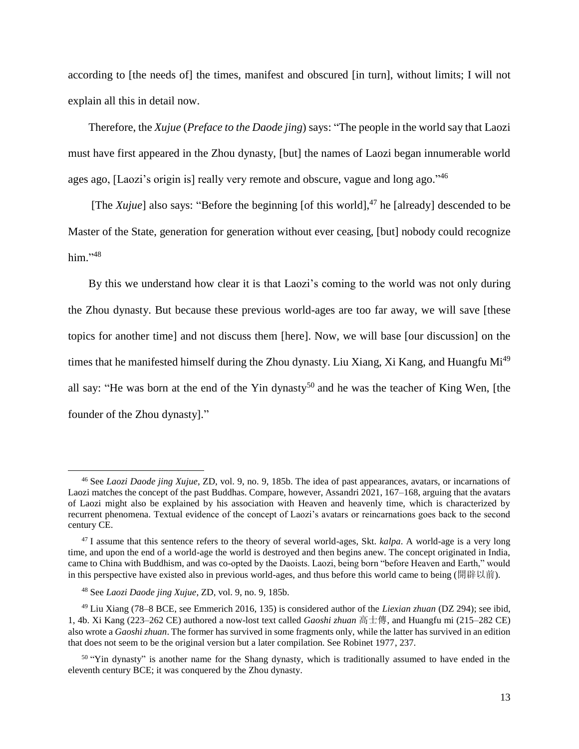according to [the needs of] the times, manifest and obscured [in turn], without limits; I will not explain all this in detail now.

Therefore, the *Xujue* (*Preface to the Daode jing*) says: "The people in the world say that Laozi must have first appeared in the Zhou dynasty, [but] the names of Laozi began innumerable world ages ago, [Laozi's origin is] really very remote and obscure, vague and long ago."[46]

[The *Xujue*] also says: "Before the beginning [of this world],[47] he [already] descended to be Master of the State, generation for generation without ever ceasing, [but] nobody could recognize him."[48]

By this we understand how clear it is that Laozi's coming to the world was not only during the Zhou dynasty. But because these previous world-ages are too far away, we will save [these topics for another time] and not discuss them [here]. Now, we will base [our discussion] on the times that he manifested himself during the Zhou dynasty. Liu Xiang, Xi Kang, and Huangfu Mi[49] all say: "He was born at the end of the Yin dynasty[50] and he was the teacher of King Wen, [the founder of the Zhou dynasty]."

---

[46] See *Laozi Daode jing Xujue*, ZD, vol. 9, no. 9, 185b. The idea of past appearances, avatars, or incarnations of Laozi matches the concept of the past Buddhas. Compare, however, Assandri 2021, 167–168, arguing that the avatars of Laozi might also be explained by his association with Heaven and heavenly time, which is characterized by recurrent phenomena. Textual evidence of the concept of Laozi's avatars or reincarnations goes back to the second century CE.

[47] I assume that this sentence refers to the theory of several world-ages, Skt. *kalpa*. A world-age is a very long time, and upon the end of a world-age the world is destroyed and then begins anew. The concept originated in India, came to China with Buddhism, and was co-opted by the Daoists. Laozi, being born "before Heaven and Earth," would in this perspective have existed also in previous world-ages, and thus before this world came to being (開辟以前).

[48] See *Laozi Daode jing Xujue*, ZD, vol. 9, no. 9, 185b.

[49] Liu Xiang (78–8 BCE, see Emmerich 2016, 135) is considered author of the *Liexian zhuan* (DZ 294); see ibid, 1, 4b. Xi Kang (223–262 CE) authored a now-lost text called *Gaoshi zhuan* 高士傳, and Huangfu mi (215–282 CE) also wrote a *Gaoshi zhuan*. The former has survived in some fragments only, while the latter has survived in an edition that does not seem to be the original version but a later compilation. See Robinet 1977, 237.

[50] "Yin dynasty" is another name for the Shang dynasty, which is traditionally assumed to have ended in the eleventh century BCE; it was conquered by the Zhou dynasty.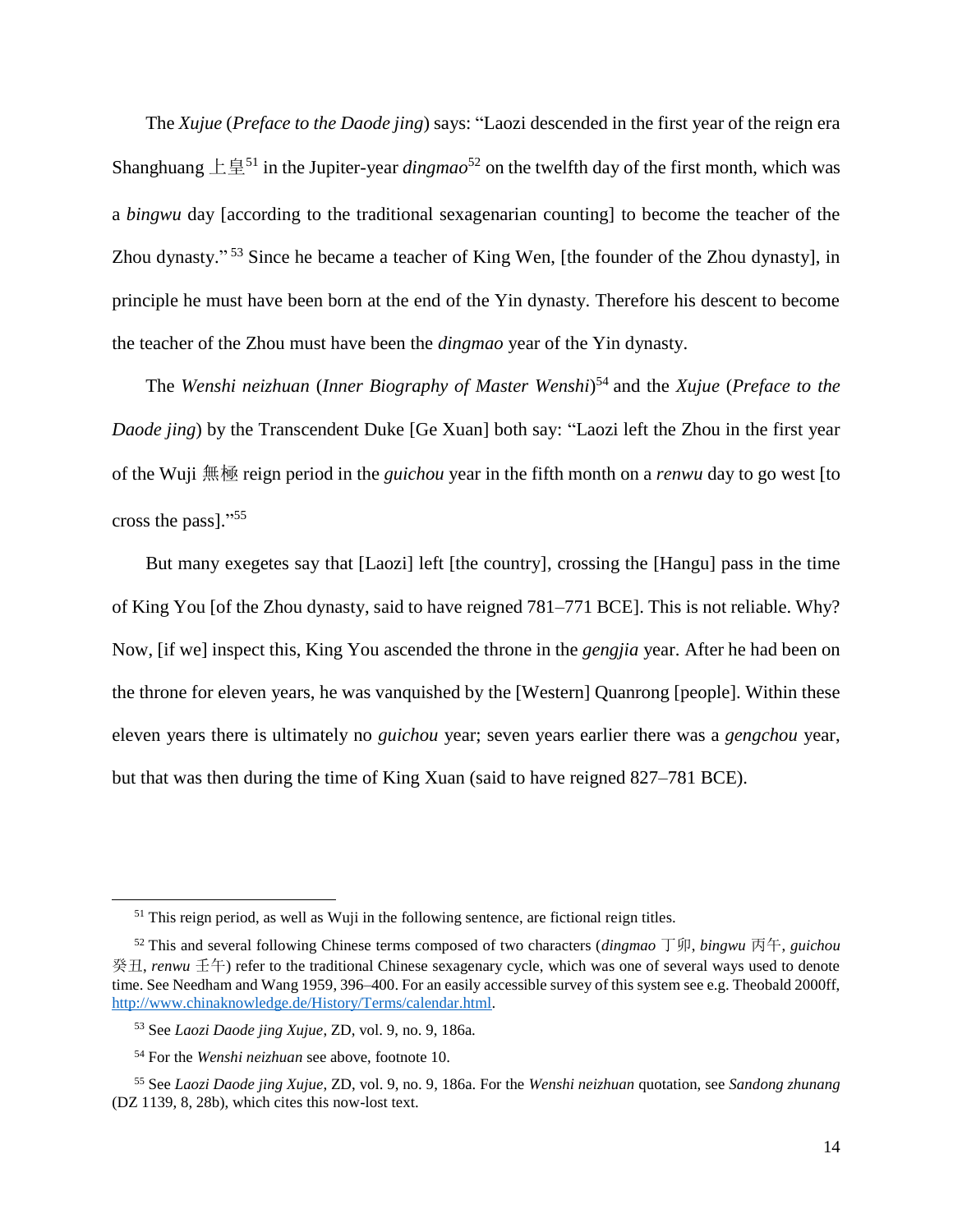The *Xujue* (*Preface to the Daode jing*) says: "Laozi descended in the first year of the reign era Shanghuang 上皇[51] in the Jupiter-year *dingmao*[52] on the twelfth day of the first month, which was a *bingwu* day [according to the traditional sexagenarian counting] to become the teacher of the Zhou dynasty."[53] Since he became a teacher of King Wen, [the founder of the Zhou dynasty], in principle he must have been born at the end of the Yin dynasty. Therefore his descent to become the teacher of the Zhou must have been the *dingmao* year of the Yin dynasty.

The *Wenshi neizhuan* (*Inner Biography of Master Wenshi*)[54] and the *Xujue* (*Preface to the Daode jing*) by the Transcendent Duke [Ge Xuan] both say: "Laozi left the Zhou in the first year of the Wuji 無極 reign period in the *guichou* year in the fifth month on a *renwu* day to go west [to cross the pass]."[55]

But many exegetes say that [Laozi] left [the country], crossing the [Hangu] pass in the time of King You [of the Zhou dynasty, said to have reigned 781–771 BCE]. This is not reliable. Why? Now, [if we] inspect this, King You ascended the throne in the *gengjia* year. After he had been on the throne for eleven years, he was vanquished by the [Western] Quanrong [people]. Within these eleven years there is ultimately no *guichou* year; seven years earlier there was a *gengchou* year, but that was then during the time of King Xuan (said to have reigned 827–781 BCE).

---

[51] This reign period, as well as Wuji in the following sentence, are fictional reign titles.

[52] This and several following Chinese terms composed of two characters (*dingmao* 丁卯, *bingwu* 丙午, *guichou* 癸丑, *renwu* 壬午) refer to the traditional Chinese sexagenary cycle, which was one of several ways used to denote time. See Needham and Wang 1959, 396–400. For an easily accessible survey of this system see e.g. Theobald 2000ff, http://www.chinaknowledge.de/History/Terms/calendar.html.

[53] See *Laozi Daode jing Xujue*, ZD, vol. 9, no. 9, 186a.

[54] For the *Wenshi neizhuan* see above, footnote 10.

[55] See *Laozi Daode jing Xujue*, ZD, vol. 9, no. 9, 186a. For the *Wenshi neizhuan* quotation, see *Sandong zhunang* (DZ 1139, 8, 28b), which cites this now-lost text.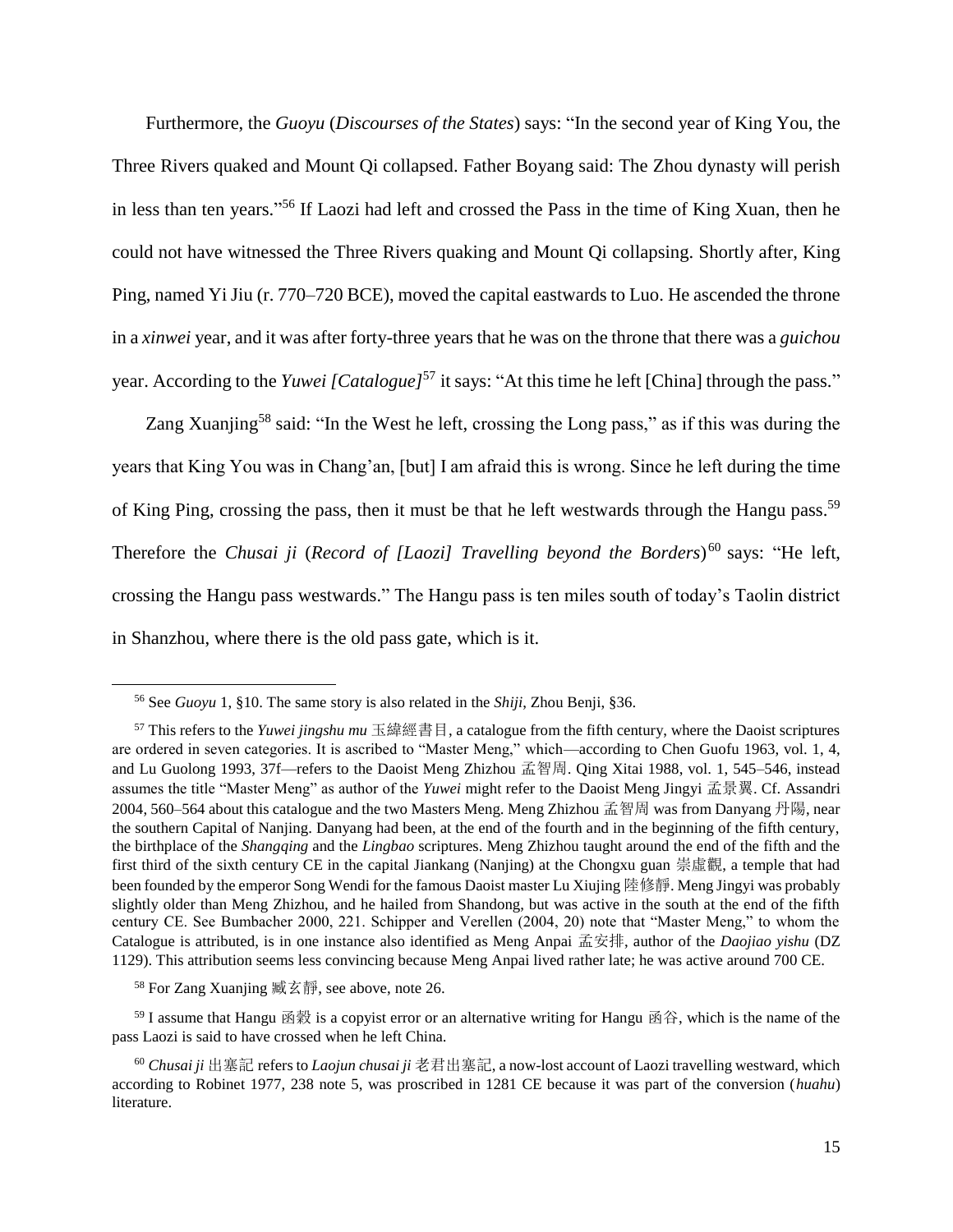Furthermore, the *Guoyu* (*Discourses of the States*) says: "In the second year of King You, the Three Rivers quaked and Mount Qi collapsed. Father Boyang said: The Zhou dynasty will perish in less than ten years."[56] If Laozi had left and crossed the Pass in the time of King Xuan, then he could not have witnessed the Three Rivers quaking and Mount Qi collapsing. Shortly after, King Ping, named Yi Jiu (r. 770–720 BCE), moved the capital eastwards to Luo. He ascended the throne in a *xinwei* year, and it was after forty-three years that he was on the throne that there was a *guichou* year. According to the *Yuwei [Catalogue]*[57] it says: "At this time he left [China] through the pass."

Zang Xuanjing[58] said: "In the West he left, crossing the Long pass," as if this was during the years that King You was in Chang'an, [but] I am afraid this is wrong. Since he left during the time of King Ping, crossing the pass, then it must be that he left westwards through the Hangu pass.[59] Therefore the *Chusai ji* (*Record of [Laozi] Travelling beyond the Borders*)[60] says: "He left, crossing the Hangu pass westwards." The Hangu pass is ten miles south of today's Taolin district in Shanzhou, where there is the old pass gate, which is it.

---

[56] See *Guoyu* 1, §10. The same story is also related in the *Shiji*, Zhou Benji, §36.

[57] This refers to the *Yuwei jingshu mu* 玉緯經書目, a catalogue from the fifth century, where the Daoist scriptures are ordered in seven categories. It is ascribed to "Master Meng," which—according to Chen Guofu 1963, vol. 1, 4, and Lu Guolong 1993, 37f—refers to the Daoist Meng Zhizhou 孟智周. Qing Xitai 1988, vol. 1, 545–546, instead assumes the title "Master Meng" as author of the *Yuwei* might refer to the Daoist Meng Jingyi 孟景翼. Cf. Assandri 2004, 560–564 about this catalogue and the two Masters Meng. Meng Zhizhou 孟智周 was from Danyang 丹陽, near the southern Capital of Nanjing. Danyang had been, at the end of the fourth and in the beginning of the fifth century, the birthplace of the *Shangqing* and the *Lingbao* scriptures. Meng Zhizhou taught around the end of the fifth and the first third of the sixth century CE in the capital Jiankang (Nanjing) at the Chongxu guan 崇虛觀, a temple that had been founded by the emperor Song Wendi for the famous Daoist master Lu Xiujing 陸修靜. Meng Jingyi was probably slightly older than Meng Zhizhou, and he hailed from Shandong, but was active in the south at the end of the fifth century CE. See Bumbacher 2000, 221. Schipper and Verellen (2004, 20) note that "Master Meng," to whom the Catalogue is attributed, is in one instance also identified as Meng Anpai 孟安排, author of the *Daojiao yishu* (DZ 1129). This attribution seems less convincing because Meng Anpai lived rather late; he was active around 700 CE.

[58] For Zang Xuanjing 臧玄靜, see above, note 26.

[59] I assume that Hangu 函穀 is a copyist error or an alternative writing for Hangu 函谷, which is the name of the pass Laozi is said to have crossed when he left China.

[60] *Chusai ji* 出塞記 refers to *Laojun chusai ji* 老君出塞記, a now-lost account of Laozi travelling westward, which according to Robinet 1977, 238 note 5, was proscribed in 1281 CE because it was part of the conversion (*huahu*) literature.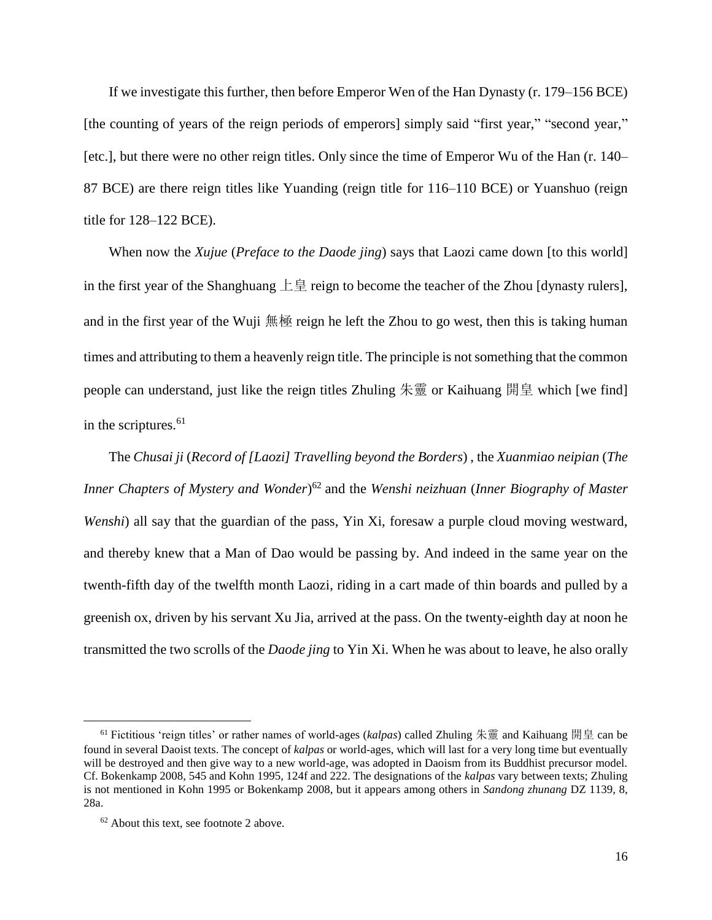If we investigate this further, then before Emperor Wen of the Han Dynasty (r. 179–156 BCE) [the counting of years of the reign periods of emperors] simply said "first year," "second year," [etc.], but there were no other reign titles. Only since the time of Emperor Wu of the Han (r. 140–87 BCE) are there reign titles like Yuanding (reign title for 116–110 BCE) or Yuanshuo (reign title for 128–122 BCE).

When now the *Xujue* (*Preface to the Daode jing*) says that Laozi came down [to this world] in the first year of the Shanghuang 上皇 reign to become the teacher of the Zhou [dynasty rulers], and in the first year of the Wuji 無極 reign he left the Zhou to go west, then this is taking human times and attributing to them a heavenly reign title. The principle is not something that the common people can understand, just like the reign titles Zhuling 朱靈 or Kaihuang 開皇 which [we find] in the scriptures.[61]

The *Chusai ji* (*Record of [Laozi] Travelling beyond the Borders*) , the *Xuanmiao neipian* (*The Inner Chapters of Mystery and Wonder*)[62] and the *Wenshi neizhuan* (*Inner Biography of Master Wenshi*) all say that the guardian of the pass, Yin Xi, foresaw a purple cloud moving westward, and thereby knew that a Man of Dao would be passing by. And indeed in the same year on the twenty-fifth day of the twelfth month Laozi, riding in a cart made of thin boards and pulled by a greenish ox, driven by his servant Xu Jia, arrived at the pass. On the twenty-eighth day at noon he transmitted the two scrolls of the *Daode jing* to Yin Xi. When he was about to leave, he also orally

---

[61] Fictitious 'reign titles' or rather names of world-ages (*kalpas*) called Zhuling 朱靈 and Kaihuang 開皇 can be found in several Daoist texts. The concept of *kalpas* or world-ages, which will last for a very long time but eventually will be destroyed and then give way to a new world-age, was adopted in Daoism from its Buddhist precursor model. Cf. Bokenkamp 2008, 545 and Kohn 1995, 124f and 222. The designations of the *kalpas* vary between texts; Zhuling is not mentioned in Kohn 1995 or Bokenkamp 2008, but it appears among others in *Sandong zhunang* DZ 1139, 8, 28a.

[62] About this text, see footnote 2 above.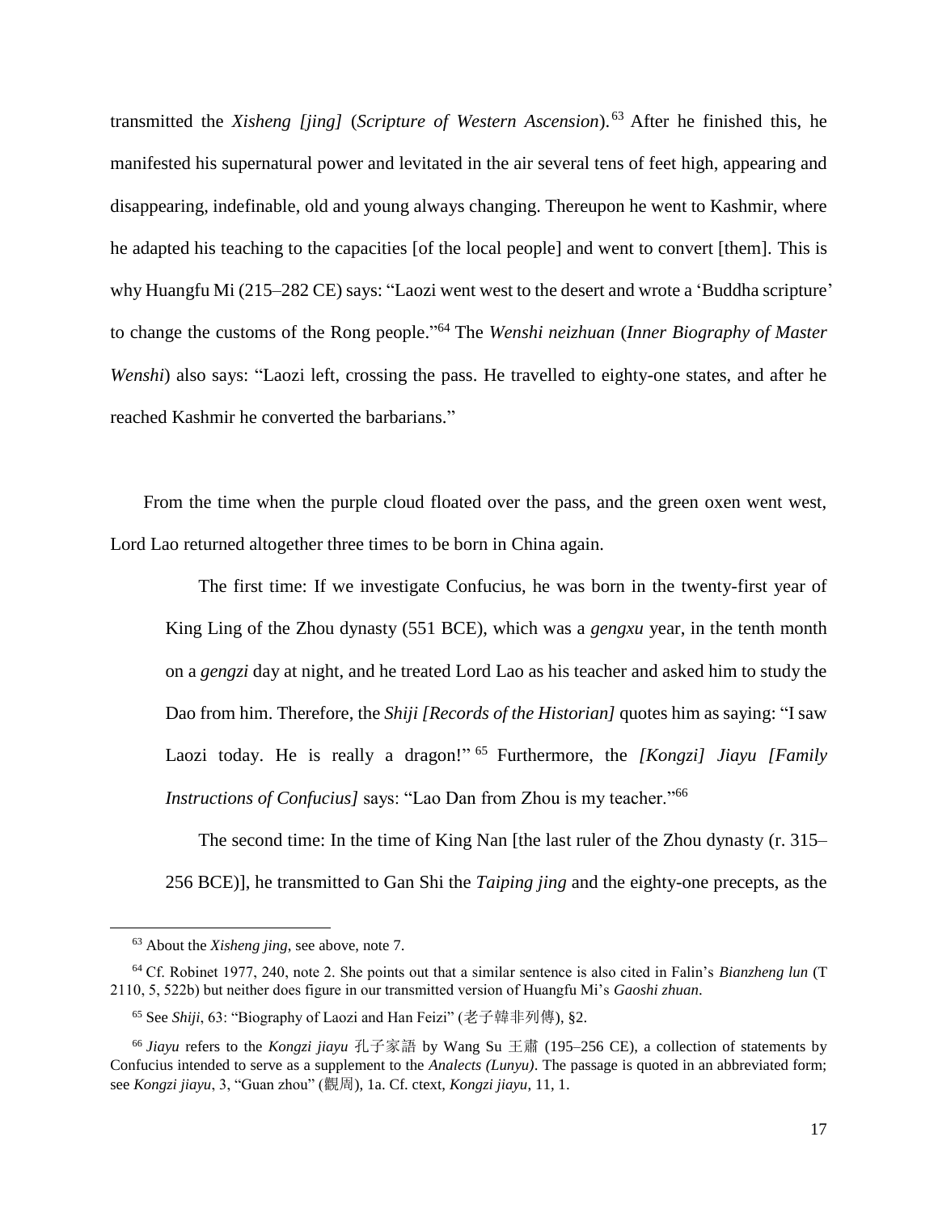transmitted the *Xisheng [jing]* (*Scripture of Western Ascension*).[63] After he finished this, he manifested his supernatural power and levitated in the air several tens of feet high, appearing and disappearing, indefinable, old and young always changing. Thereupon he went to Kashmir, where he adapted his teaching to the capacities [of the local people] and went to convert [them]. This is why Huangfu Mi (215–282 CE) says: "Laozi went west to the desert and wrote a 'Buddha scripture' to change the customs of the Rong people."[64] The *Wenshi neizhuan* (*Inner Biography of Master Wenshi*) also says: "Laozi left, crossing the pass. He travelled to eighty-one states, and after he reached Kashmir he converted the barbarians."

From the time when the purple cloud floated over the pass, and the green oxen went west, Lord Lao returned altogether three times to be born in China again.

> The first time: If we investigate Confucius, he was born in the twenty-first year of King Ling of the Zhou dynasty (551 BCE), which was a *gengxu* year, in the tenth month on a *gengzi* day at night, and he treated Lord Lao as his teacher and asked him to study the Dao from him. Therefore, the *Shiji [Records of the Historian]* quotes him as saying: "I saw Laozi today. He is really a dragon!"[65] Furthermore, the *[Kongzi] Jiayu [Family Instructions of Confucius]* says: "Lao Dan from Zhou is my teacher."[66]
>
> The second time: In the time of King Nan [the last ruler of the Zhou dynasty (r. 315–256 BCE)], he transmitted to Gan Shi the *Taiping jing* and the eighty-one precepts, as the

---

[63] About the *Xisheng jing*, see above, note 7.

[64] Cf. Robinet 1977, 240, note 2. She points out that a similar sentence is also cited in Falin's *Bianzheng lun* (T 2110, 5, 522b) but neither does figure in our transmitted version of Huangfu Mi's *Gaoshi zhuan*.

[65] See *Shiji*, 63: "Biography of Laozi and Han Feizi" (老子韓非列傳), §2.

[66] *Jiayu* refers to the *Kongzi jiayu* 孔子家語 by Wang Su 王肅 (195–256 CE), a collection of statements by Confucius intended to serve as a supplement to the *Analects (Lunyu)*. The passage is quoted in an abbreviated form; see *Kongzi jiayu*, 3, "Guan zhou" (觀周), 1a. Cf. ctext, *Kongzi jiayu*, 11, 1.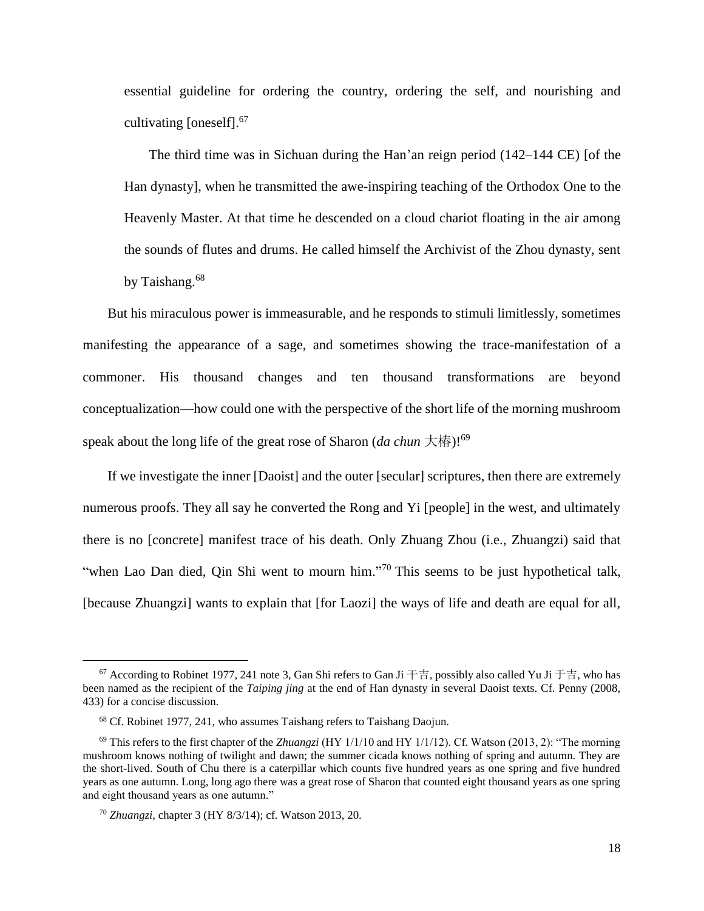essential guideline for ordering the country, ordering the self, and nourishing and cultivating [oneself].[67]

The third time was in Sichuan during the Han'an reign period (142–144 CE) [of the Han dynasty], when he transmitted the awe-inspiring teaching of the Orthodox One to the Heavenly Master. At that time he descended on a cloud chariot floating in the air among the sounds of flutes and drums. He called himself the Archivist of the Zhou dynasty, sent by Taishang.[68]

But his miraculous power is immeasurable, and he responds to stimuli limitlessly, sometimes manifesting the appearance of a sage, and sometimes showing the trace-manifestation of a commoner. His thousand changes and ten thousand transformations are beyond conceptualization—how could one with the perspective of the short life of the morning mushroom speak about the long life of the great rose of Sharon (*da chun* 大椿)![69]

If we investigate the inner [Daoist] and the outer [secular] scriptures, then there are extremely numerous proofs. They all say he converted the Rong and Yi [people] in the west, and ultimately there is no [concrete] manifest trace of his death. Only Zhuang Zhou (i.e., Zhuangzi) said that "when Lao Dan died, Qin Shi went to mourn him."[70] This seems to be just hypothetical talk, [because Zhuangzi] wants to explain that [for Laozi] the ways of life and death are equal for all,

---

[67] According to Robinet 1977, 241 note 3, Gan Shi refers to Gan Ji 干吉, possibly also called Yu Ji 于吉, who has been named as the recipient of the *Taiping jing* at the end of Han dynasty in several Daoist texts. Cf. Penny (2008, 433) for a concise discussion.

[68] Cf. Robinet 1977, 241, who assumes Taishang refers to Taishang Daojun.

[69] This refers to the first chapter of the *Zhuangzi* (HY 1/1/10 and HY 1/1/12). Cf. Watson (2013, 2): "The morning mushroom knows nothing of twilight and dawn; the summer cicada knows nothing of spring and autumn. They are the short-lived. South of Chu there is a caterpillar which counts five hundred years as one spring and five hundred years as one autumn. Long, long ago there was a great rose of Sharon that counted eight thousand years as one spring and eight thousand years as one autumn."

[70] *Zhuangzi*, chapter 3 (HY 8/3/14); cf. Watson 2013, 20.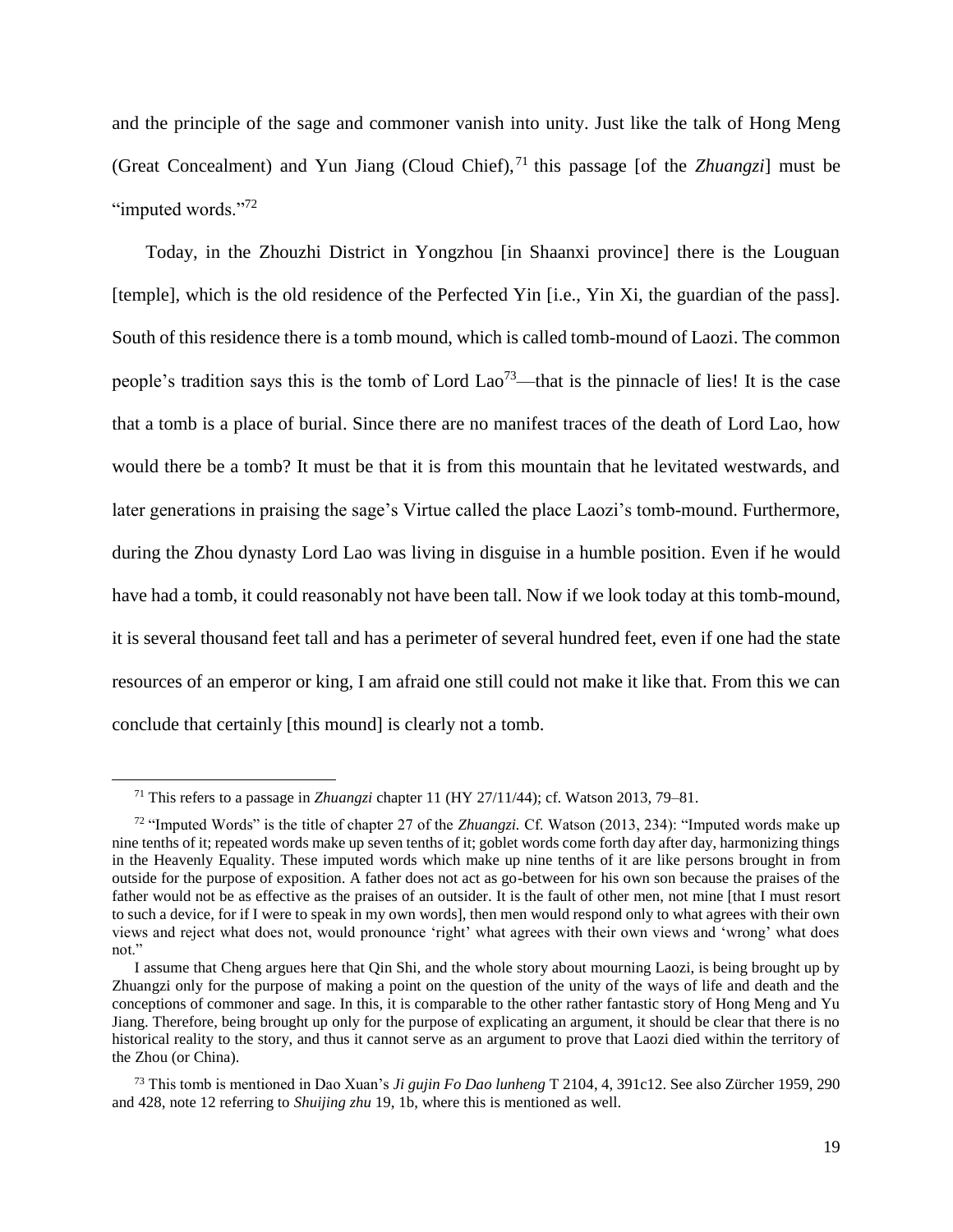and the principle of the sage and commoner vanish into unity. Just like the talk of Hong Meng (Great Concealment) and Yun Jiang (Cloud Chief),[71] this passage [of the *Zhuangzi*] must be "imputed words."[72]

Today, in the Zhouzhi District in Yongzhou [in Shaanxi province] there is the Louguan [temple], which is the old residence of the Perfected Yin [i.e., Yin Xi, the guardian of the pass]. South of this residence there is a tomb mound, which is called tomb-mound of Laozi. The common people's tradition says this is the tomb of Lord Lao[73]—that is the pinnacle of lies! It is the case that a tomb is a place of burial. Since there are no manifest traces of the death of Lord Lao, how would there be a tomb? It must be that it is from this mountain that he levitated westwards, and later generations in praising the sage's Virtue called the place Laozi's tomb-mound. Furthermore, during the Zhou dynasty Lord Lao was living in disguise in a humble position. Even if he would have had a tomb, it could reasonably not have been tall. Now if we look today at this tomb-mound, it is several thousand feet tall and has a perimeter of several hundred feet, even if one had the state resources of an emperor or king, I am afraid one still could not make it like that. From this we can conclude that certainly [this mound] is clearly not a tomb.

---

[71] This refers to a passage in *Zhuangzi* chapter 11 (HY 27/11/44); cf. Watson 2013, 79–81.

[72] "Imputed Words" is the title of chapter 27 of the *Zhuangzi*. Cf. Watson (2013, 234): "Imputed words make up nine tenths of it; repeated words make up seven tenths of it; goblet words come forth day after day, harmonizing things in the Heavenly Equality. These imputed words which make up nine tenths of it are like persons brought in from outside for the purpose of exposition. A father does not act as go-between for his own son because the praises of the father would not be as effective as the praises of an outsider. It is the fault of other men, not mine [that I must resort to such a device, for if I were to speak in my own words], then men would respond only to what agrees with their own views and reject what does not, would pronounce 'right' what agrees with their own views and 'wrong' what does not."

I assume that Cheng argues here that Qin Shi, and the whole story about mourning Laozi, is being brought up by Zhuangzi only for the purpose of making a point on the question of the unity of the ways of life and death and the conceptions of commoner and sage. In this, it is comparable to the other rather fantastic story of Hong Meng and Yu Jiang. Therefore, being brought up only for the purpose of explicating an argument, it should be clear that there is no historical reality to the story, and thus it cannot serve as an argument to prove that Laozi died within the territory of the Zhou (or China).

[73] This tomb is mentioned in Dao Xuan's *Ji gujin Fo Dao lunheng* T 2104, 4, 391c12. See also Zürcher 1959, 290 and 428, note 12 referring to *Shuijing zhu* 19, 1b, where this is mentioned as well.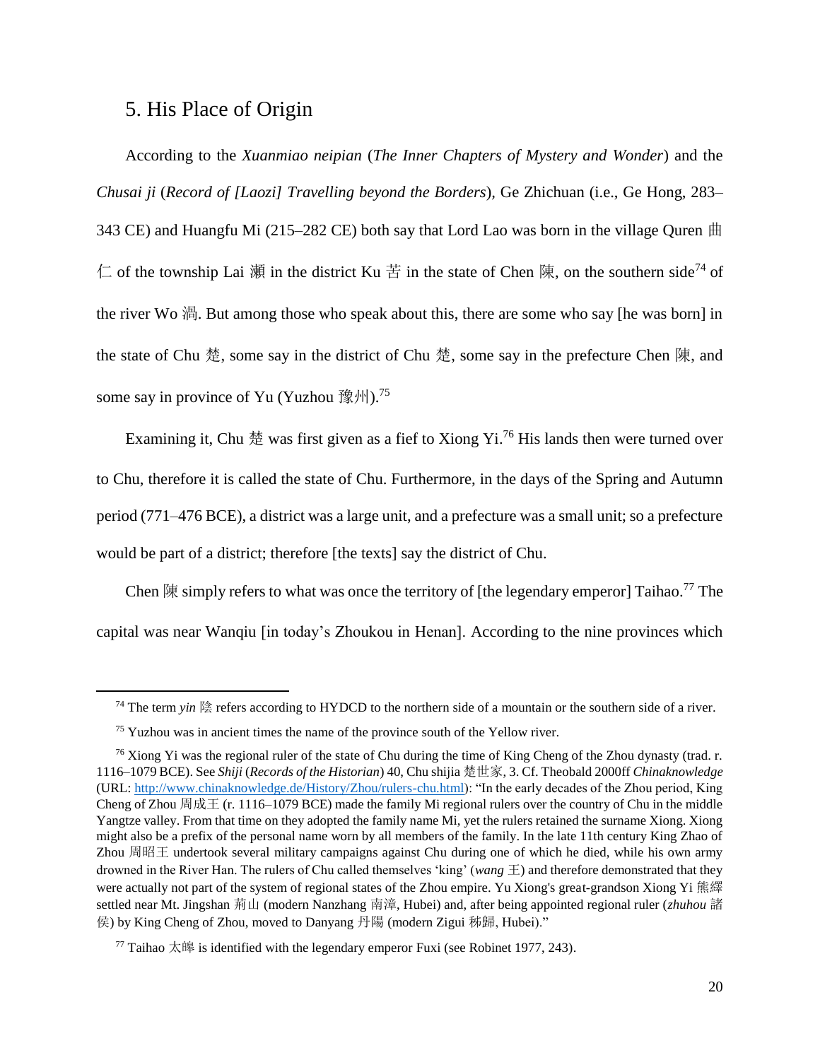## 5. His Place of Origin

According to the *Xuanmiao neipian* (*The Inner Chapters of Mystery and Wonder*) and the *Chusai ji* (*Record of [Laozi] Travelling beyond the Borders*), Ge Zhichuan (i.e., Ge Hong, 283–343 CE) and Huangfu Mi (215–282 CE) both say that Lord Lao was born in the village Quren 曲仁 of the township Lai 瀨 in the district Ku 苦 in the state of Chen 陳, on the southern side[74] of the river Wo 渦. But among those who speak about this, there are some who say [he was born] in the state of Chu 楚, some say in the district of Chu 楚, some say in the prefecture Chen 陳, and some say in province of Yu (Yuzhou 豫州).[75]

Examining it, Chu 楚 was first given as a fief to Xiong Yi.[76] His lands then were turned over to Chu, therefore it is called the state of Chu. Furthermore, in the days of the Spring and Autumn period (771–476 BCE), a district was a large unit, and a prefecture was a small unit; so a prefecture would be part of a district; therefore [the texts] say the district of Chu.

Chen 陳 simply refers to what was once the territory of [the legendary emperor] Taihao.[77] The capital was near Wanqiu [in today's Zhoukou in Henan]. According to the nine provinces which

---

[74] The term *yin* 陰 refers according to HYDCD to the northern side of a mountain or the southern side of a river.

[75] Yuzhou was in ancient times the name of the province south of the Yellow river.

[76] Xiong Yi was the regional ruler of the state of Chu during the time of King Cheng of the Zhou dynasty (trad. r. 1116–1079 BCE). See *Shiji* (*Records of the Historian*) 40, Chu shijia 楚世家, 3. Cf. Theobald 2000ff *Chinaknowledge* (URL: http://www.chinaknowledge.de/History/Zhou/rulers-chu.html): "In the early decades of the Zhou period, King Cheng of Zhou 周成王 (r. 1116–1079 BCE) made the family Mi regional rulers over the country of Chu in the middle Yangtze valley. From that time on they adopted the family name Mi, yet the rulers retained the surname Xiong. Xiong might also be a prefix of the personal name worn by all members of the family. In the late 11th century King Zhao of Zhou 周昭王 undertook several military campaigns against Chu during one of which he died, while his own army drowned in the River Han. The rulers of Chu called themselves 'king' (*wang* 王) and therefore demonstrated that they were actually not part of the system of regional states of the Zhou empire. Yu Xiong's great-grandson Xiong Yi 熊繹 settled near Mt. Jingshan 荊山 (modern Nanzhang 南漳, Hubei) and, after being appointed regional ruler (*zhuhou* 諸侯) by King Cheng of Zhou, moved to Danyang 丹陽 (modern Zigui 秭歸, Hubei)."

[77] Taihao 太皞 is identified with the legendary emperor Fuxi (see Robinet 1977, 243).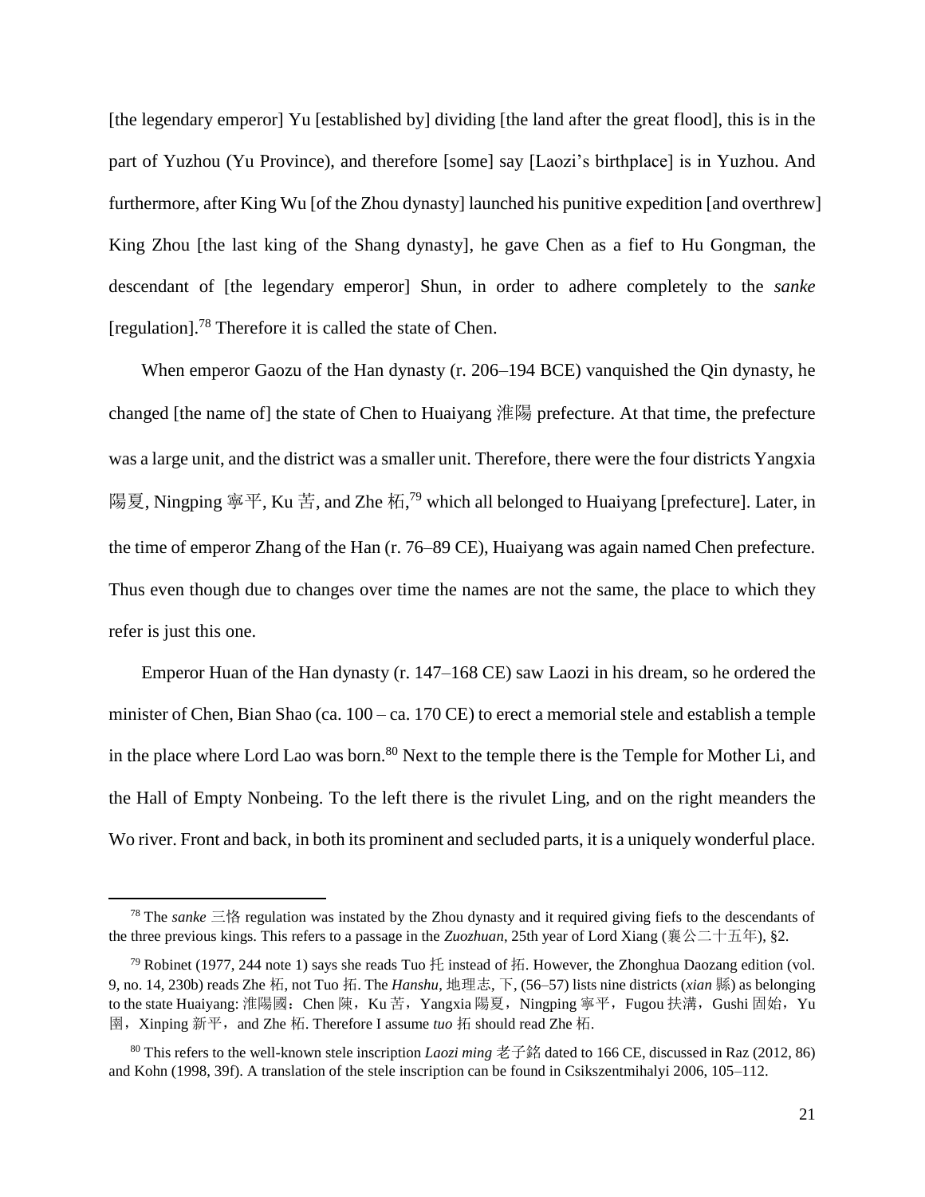[the legendary emperor] Yu [established by] dividing [the land after the great flood], this is in the part of Yuzhou (Yu Province), and therefore [some] say [Laozi's birthplace] is in Yuzhou. And furthermore, after King Wu [of the Zhou dynasty] launched his punitive expedition [and overthrew] King Zhou [the last king of the Shang dynasty], he gave Chen as a fief to Hu Gongman, the descendant of [the legendary emperor] Shun, in order to adhere completely to the *sanke* [regulation].[78] Therefore it is called the state of Chen.

When emperor Gaozu of the Han dynasty (r. 206–194 BCE) vanquished the Qin dynasty, he changed [the name of] the state of Chen to Huaiyang 淮陽 prefecture. At that time, the prefecture was a large unit, and the district was a smaller unit. Therefore, there were the four districts Yangxia 陽夏, Ningping 寧平, Ku 苦, and Zhe 柘,[79] which all belonged to Huaiyang [prefecture]. Later, in the time of emperor Zhang of the Han (r. 76–89 CE), Huaiyang was again named Chen prefecture. Thus even though due to changes over time the names are not the same, the place to which they refer is just this one.

Emperor Huan of the Han dynasty (r. 147–168 CE) saw Laozi in his dream, so he ordered the minister of Chen, Bian Shao (ca. 100 – ca. 170 CE) to erect a memorial stele and establish a temple in the place where Lord Lao was born.[80] Next to the temple there is the Temple for Mother Li, and the Hall of Empty Nonbeing. To the left there is the rivulet Ling, and on the right meanders the Wo river. Front and back, in both its prominent and secluded parts, it is a uniquely wonderful place.

---

[78] The *sanke* 三恪 regulation was instated by the Zhou dynasty and it required giving fiefs to the descendants of the three previous kings. This refers to a passage in the *Zuozhuan*, 25th year of Lord Xiang (襄公二十五年), §2.

[79] Robinet (1977, 244 note 1) says she reads Tuo 托 instead of 拓. However, the Zhonghua Daozang edition (vol. 9, no. 14, 230b) reads Zhe 柘, not Tuo 拓. The *Hanshu*, 地理志, 下, (56–57) lists nine districts (*xian* 縣) as belonging to the state Huaiyang: 淮陽國：Chen 陳，Ku 苦，Yangxia 陽夏，Ningping 寧平，Fugou 扶溝，Gushi 固始，Yu 圉，Xinping 新平，and Zhe 柘. Therefore I assume *tuo* 拓 should read Zhe 柘.

[80] This refers to the well-known stele inscription *Laozi ming* 老子銘 dated to 166 CE, discussed in Raz (2012, 86) and Kohn (1998, 39f). A translation of the stele inscription can be found in Csikszentmihalyi 2006, 105–112.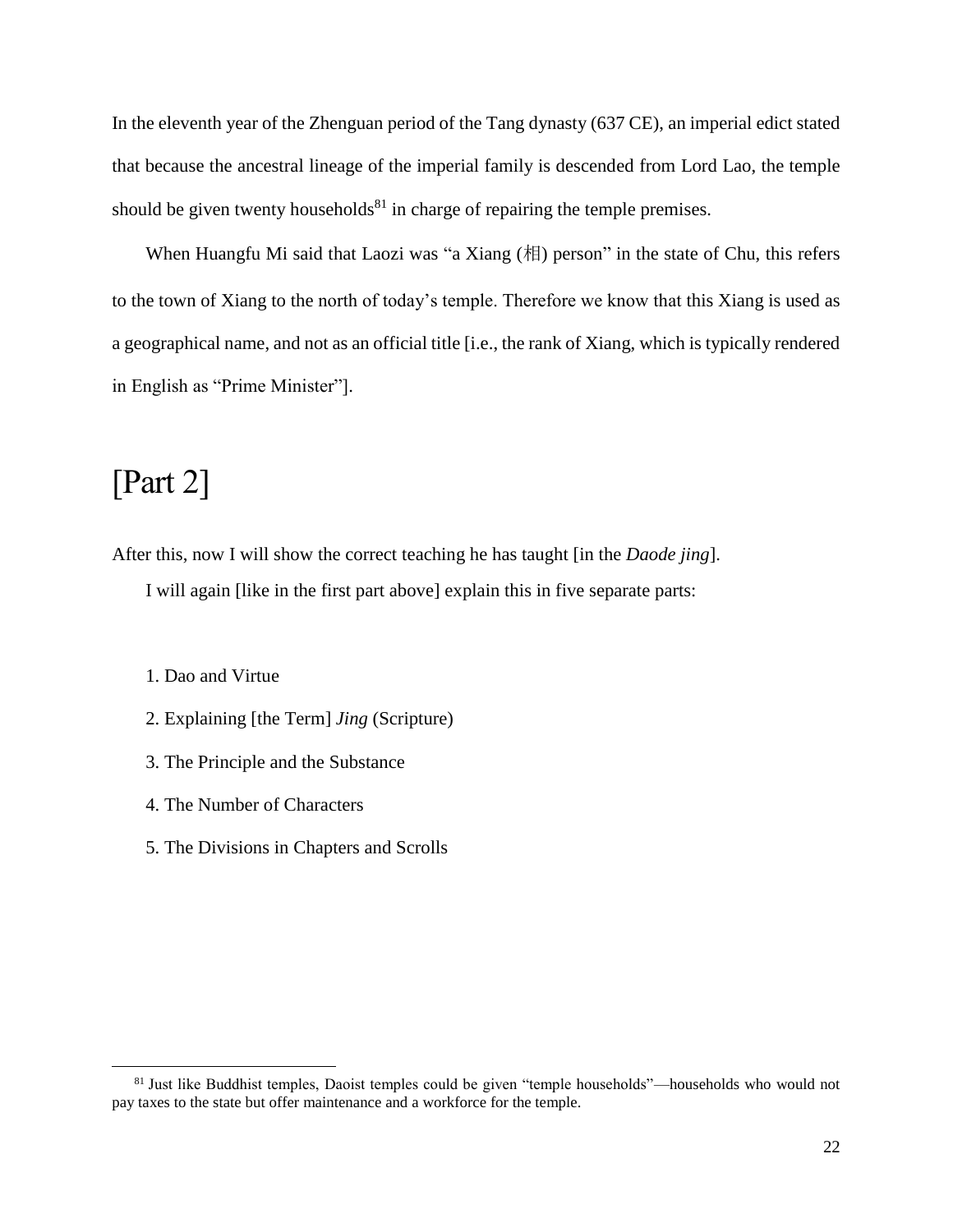In the eleventh year of the Zhenguan period of the Tang dynasty (637 CE), an imperial edict stated that because the ancestral lineage of the imperial family is descended from Lord Lao, the temple should be given twenty households[81] in charge of repairing the temple premises.

When Huangfu Mi said that Laozi was "a Xiang (相) person" in the state of Chu, this refers to the town of Xiang to the north of today's temple. Therefore we know that this Xiang is used as a geographical name, and not as an official title [i.e., the rank of Xiang, which is typically rendered in English as "Prime Minister"].

# [Part 2]

After this, now I will show the correct teaching he has taught [in the *Daode jing*].

I will again [like in the first part above] explain this in five separate parts:

1. Dao and Virtue
2. Explaining [the Term] *Jing* (Scripture)
3. The Principle and the Substance
4. The Number of Characters
5. The Divisions in Chapters and Scrolls

---

[81] Just like Buddhist temples, Daoist temples could be given "temple households"—households who would not pay taxes to the state but offer maintenance and a workforce for the temple.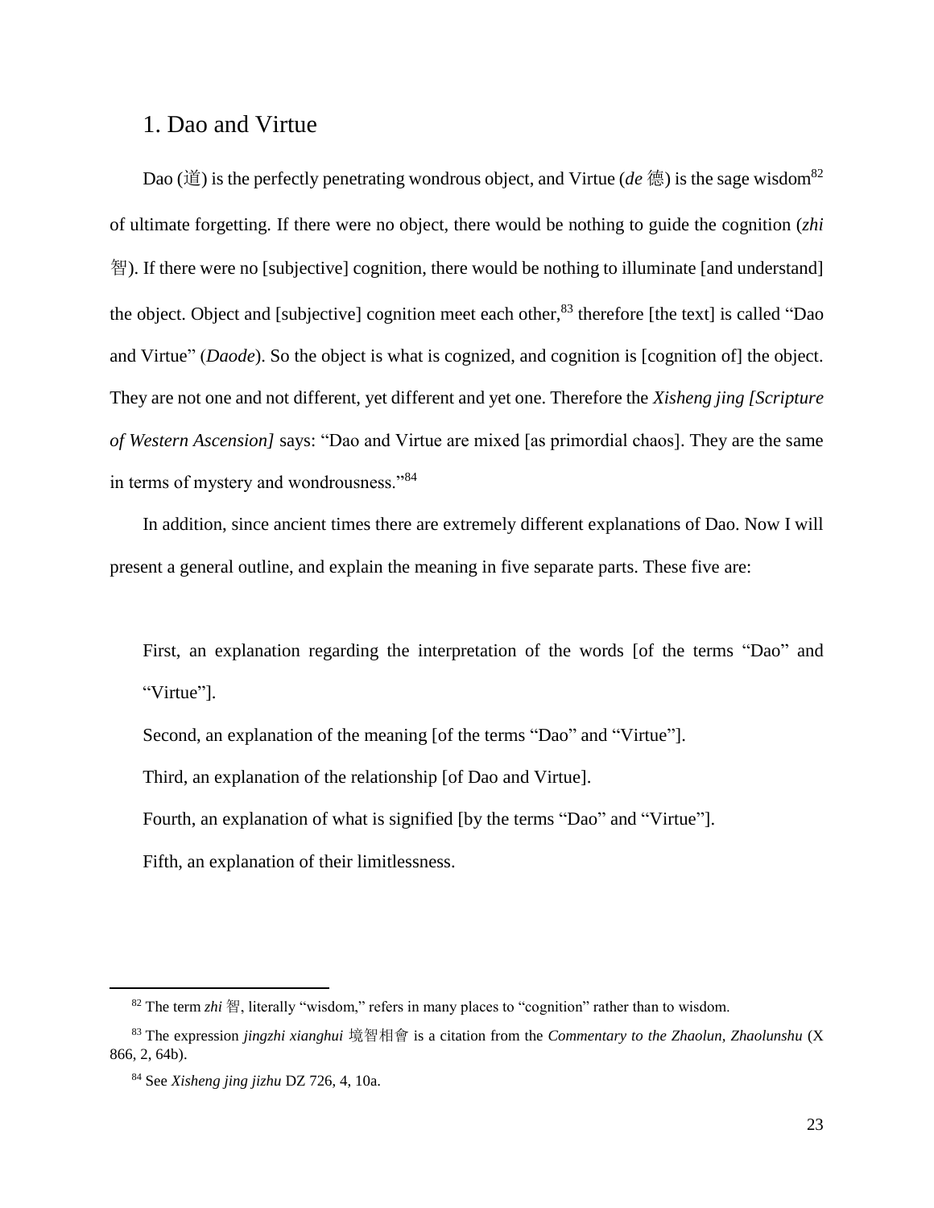## 1. Dao and Virtue

Dao (道) is the perfectly penetrating wondrous object, and Virtue (*de* 德) is the sage wisdom[82] of ultimate forgetting. If there were no object, there would be nothing to guide the cognition (*zhi* 智). If there were no [subjective] cognition, there would be nothing to illuminate [and understand] the object. Object and [subjective] cognition meet each other,[83] therefore [the text] is called "Dao and Virtue" (*Daode*). So the object is what is cognized, and cognition is [cognition of] the object. They are not one and not different, yet different and yet one. Therefore the *Xisheng jing [Scripture of Western Ascension]* says: "Dao and Virtue are mixed [as primordial chaos]. They are the same in terms of mystery and wondrousness."[84]

In addition, since ancient times there are extremely different explanations of Dao. Now I will present a general outline, and explain the meaning in five separate parts. These five are:

First, an explanation regarding the interpretation of the words [of the terms "Dao" and "Virtue"].

Second, an explanation of the meaning [of the terms "Dao" and "Virtue"].

Third, an explanation of the relationship [of Dao and Virtue].

Fourth, an explanation of what is signified [by the terms "Dao" and "Virtue"].

Fifth, an explanation of their limitlessness.

---

[82] The term *zhi* 智, literally "wisdom," refers in many places to "cognition" rather than to wisdom.

[83] The expression *jingzhi xianghui* 境智相會 is a citation from the *Commentary to the Zhaolun, Zhaolunshu* (X 866, 2, 64b).

[84] See *Xisheng jing jizhu* DZ 726, 4, 10a.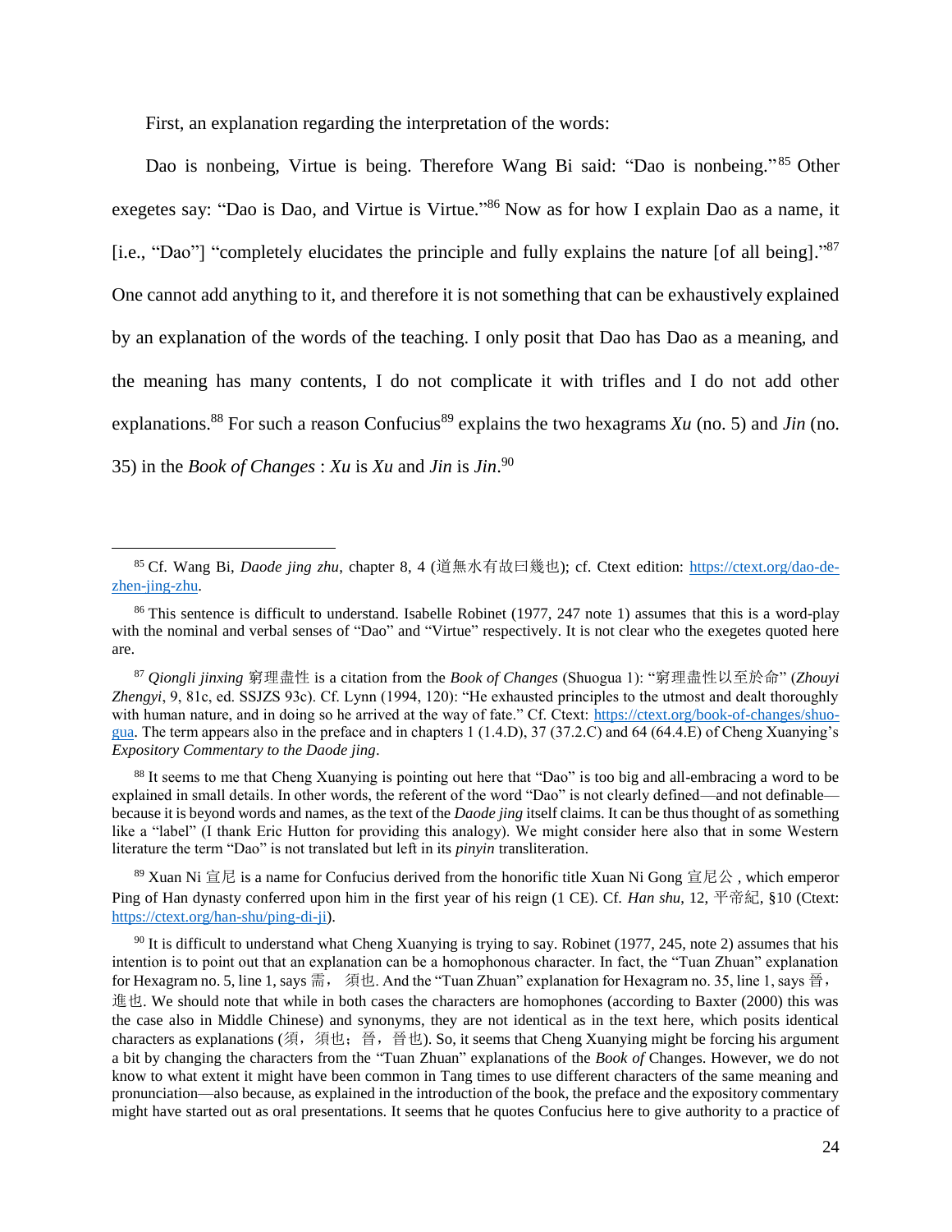First, an explanation regarding the interpretation of the words:

Dao is nonbeing, Virtue is being. Therefore Wang Bi said: "Dao is nonbeing."[85] Other exegetes say: "Dao is Dao, and Virtue is Virtue."[86] Now as for how I explain Dao as a name, it [i.e., "Dao"] "completely elucidates the principle and fully explains the nature [of all being]."[87] One cannot add anything to it, and therefore it is not something that can be exhaustively explained by an explanation of the words of the teaching. I only posit that Dao has Dao as a meaning, and the meaning has many contents, I do not complicate it with trifles and I do not add other explanations.[88] For such a reason Confucius[89] explains the two hexagrams *Xu* (no. 5) and *Jin* (no. 35) in the *Book of Changes* : *Xu* is *Xu* and *Jin* is *Jin*.[90]

---

[85] Cf. Wang Bi, *Daode jing zhu*, chapter 8, 4 (道無水有故曰幾也); cf. Ctext edition: https://ctext.org/dao-de-zhen-jing-zhu.

[86] This sentence is difficult to understand. Isabelle Robinet (1977, 247 note 1) assumes that this is a word-play with the nominal and verbal senses of "Dao" and "Virtue" respectively. It is not clear who the exegetes quoted here are.

[87] *Qiongli jinxing* 窮理盡性 is a citation from the *Book of Changes* (Shuogua 1): "窮理盡性以至於命" (*Zhouyi Zhengyi*, 9, 81c, ed. SSJZS 93c). Cf. Lynn (1994, 120): "He exhausted principles to the utmost and dealt thoroughly with human nature, and in doing so he arrived at the way of fate." Cf. Ctext: https://ctext.org/book-of-changes/shuo-gua. The term appears also in the preface and in chapters 1 (1.4.D), 37 (37.2.C) and 64 (64.4.E) of Cheng Xuanying's *Expository Commentary to the Daode jing*.

[88] It seems to me that Cheng Xuanying is pointing out here that "Dao" is too big and all-embracing a word to be explained in small details. In other words, the referent of the word "Dao" is not clearly defined—and not definable—because it is beyond words and names, as the text of the *Daode jing* itself claims. It can be thus thought of as something like a "label" (I thank Eric Hutton for providing this analogy). We might consider here also that in some Western literature the term "Dao" is not translated but left in its *pinyin* transliteration.

[89] Xuan Ni 宣尼 is a name for Confucius derived from the honorific title Xuan Ni Gong 宣尼公 , which emperor Ping of Han dynasty conferred upon him in the first year of his reign (1 CE). Cf. *Han shu*, 12, 平帝紀, §10 (Ctext: https://ctext.org/han-shu/ping-di-ji).

[90] It is difficult to understand what Cheng Xuanying is trying to say. Robinet (1977, 245, note 2) assumes that his intention is to point out that an explanation can be a homophonous character. In fact, the "Tuan Zhuan" explanation for Hexagram no. 5, line 1, says 需， 須也. And the "Tuan Zhuan" explanation for Hexagram no. 35, line 1, says 晉，進也. We should note that while in both cases the characters are homophones (according to Baxter (2000) this was the case also in Middle Chinese) and synonyms, they are not identical as in the text here, which posits identical characters as explanations (須，須也; 晉，晉也). So, it seems that Cheng Xuanying might be forcing his argument a bit by changing the characters from the "Tuan Zhuan" explanations of the *Book of* Changes. However, we do not know to what extent it might have been common in Tang times to use different characters of the same meaning and pronunciation—also because, as explained in the introduction of the book, the preface and the expository commentary might have started out as oral presentations. It seems that he quotes Confucius here to give authority to a practice of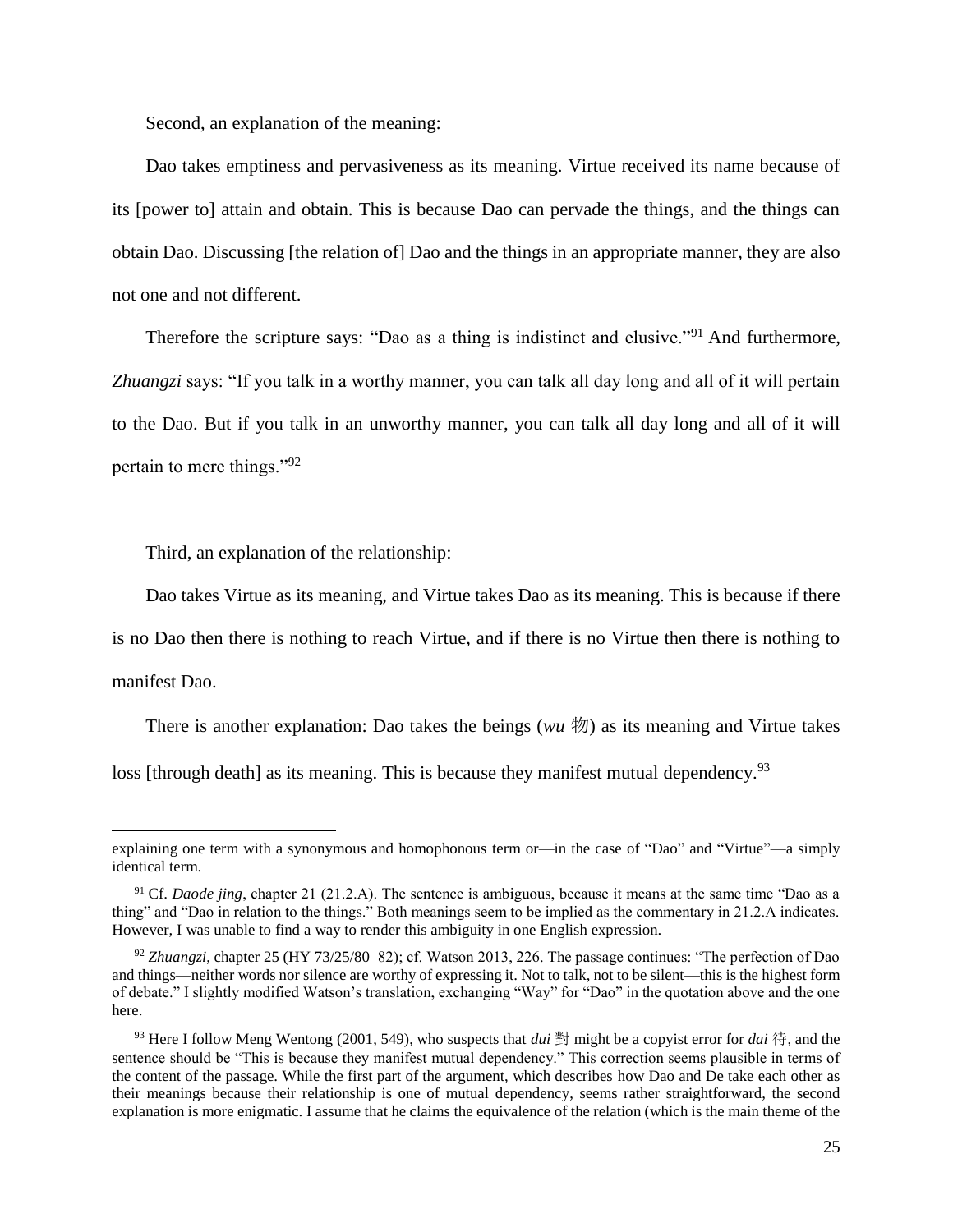Second, an explanation of the meaning:

Dao takes emptiness and pervasiveness as its meaning. Virtue received its name because of its [power to] attain and obtain. This is because Dao can pervade the things, and the things can obtain Dao. Discussing [the relation of] Dao and the things in an appropriate manner, they are also not one and not different.

Therefore the scripture says: "Dao as a thing is indistinct and elusive."[91] And furthermore, *Zhuangzi* says: "If you talk in a worthy manner, you can talk all day long and all of it will pertain to the Dao. But if you talk in an unworthy manner, you can talk all day long and all of it will pertain to mere things."[92]

Third, an explanation of the relationship:

Dao takes Virtue as its meaning, and Virtue takes Dao as its meaning. This is because if there is no Dao then there is nothing to reach Virtue, and if there is no Virtue then there is nothing to manifest Dao.

There is another explanation: Dao takes the beings (*wu* 物) as its meaning and Virtue takes loss [through death] as its meaning. This is because they manifest mutual dependency.[93]

---

explaining one term with a synonymous and homophonous term or—in the case of "Dao" and "Virtue"—a simply identical term.

[91] Cf. *Daode jing*, chapter 21 (21.2.A). The sentence is ambiguous, because it means at the same time "Dao as a thing" and "Dao in relation to the things." Both meanings seem to be implied as the commentary in 21.2.A indicates. However, I was unable to find a way to render this ambiguity in one English expression.

[92] *Zhuangzi*, chapter 25 (HY 73/25/80–82); cf. Watson 2013, 226. The passage continues: "The perfection of Dao and things—neither words nor silence are worthy of expressing it. Not to talk, not to be silent—this is the highest form of debate." I slightly modified Watson's translation, exchanging "Way" for "Dao" in the quotation above and the one here.

[93] Here I follow Meng Wentong (2001, 549), who suspects that *dui* 對 might be a copyist error for *dai* 待, and the sentence should be "This is because they manifest mutual dependency." This correction seems plausible in terms of the content of the passage. While the first part of the argument, which describes how Dao and De take each other as their meanings because their relationship is one of mutual dependency, seems rather straightforward, the second explanation is more enigmatic. I assume that he claims the equivalence of the relation (which is the main theme of the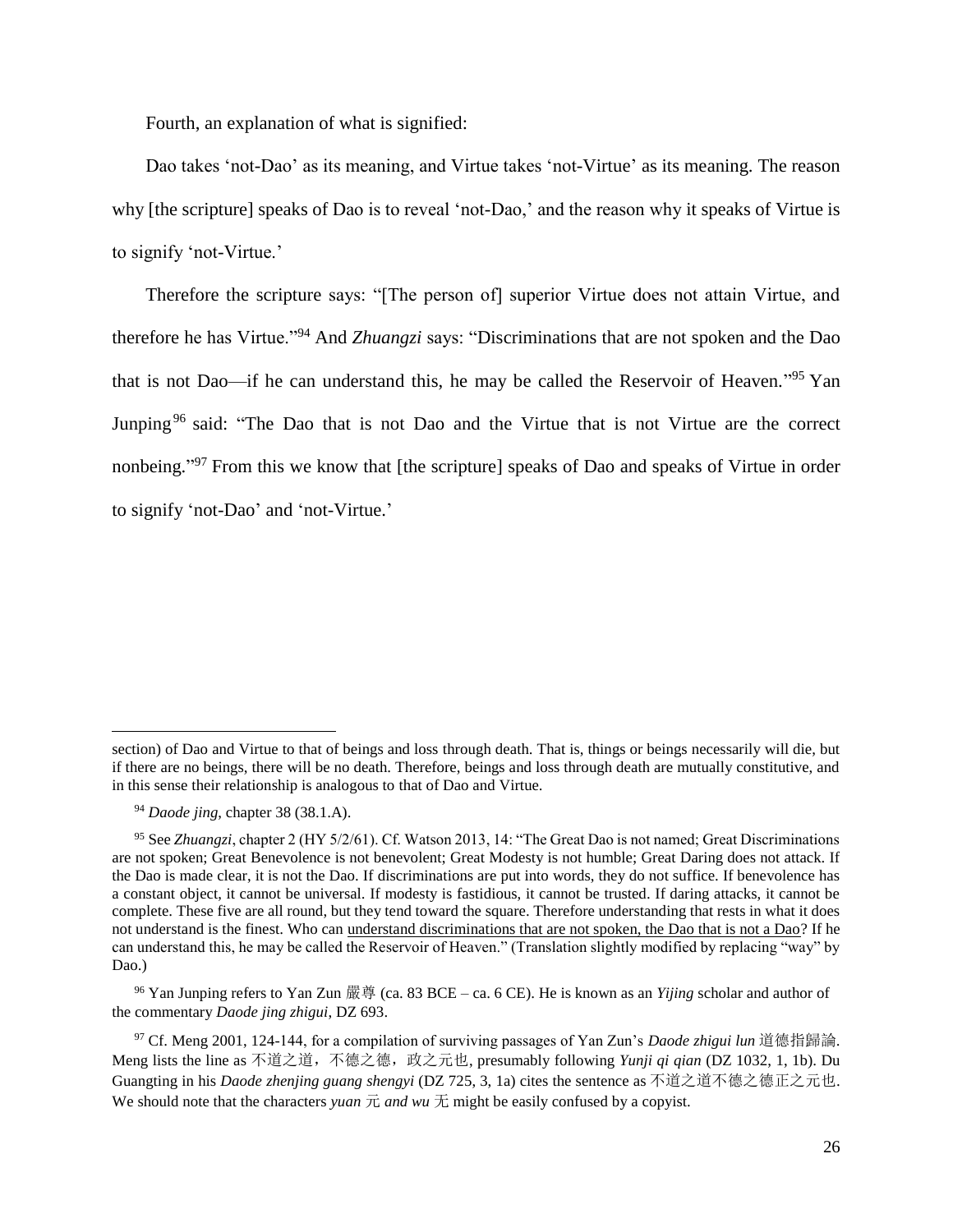Fourth, an explanation of what is signified:

Dao takes 'not-Dao' as its meaning, and Virtue takes 'not-Virtue' as its meaning. The reason why [the scripture] speaks of Dao is to reveal 'not-Dao,' and the reason why it speaks of Virtue is to signify 'not-Virtue.'

Therefore the scripture says: "[The person of] superior Virtue does not attain Virtue, and therefore he has Virtue."[94] And *Zhuangzi* says: "Discriminations that are not spoken and the Dao that is not Dao—if he can understand this, he may be called the Reservoir of Heaven."[95] Yan Junping[96] said: "The Dao that is not Dao and the Virtue that is not Virtue are the correct nonbeing."[97] From this we know that [the scripture] speaks of Dao and speaks of Virtue in order to signify 'not-Dao' and 'not-Virtue.'

---

section) of Dao and Virtue to that of beings and loss through death. That is, things or beings necessarily will die, but if there are no beings, there will be no death. Therefore, beings and loss through death are mutually constitutive, and in this sense their relationship is analogous to that of Dao and Virtue.

[94] *Daode jing*, chapter 38 (38.1.A).

[95] See *Zhuangzi*, chapter 2 (HY 5/2/61). Cf. Watson 2013, 14: "The Great Dao is not named; Great Discriminations are not spoken; Great Benevolence is not benevolent; Great Modesty is not humble; Great Daring does not attack. If the Dao is made clear, it is not the Dao. If discriminations are put into words, they do not suffice. If benevolence has a constant object, it cannot be universal. If modesty is fastidious, it cannot be trusted. If daring attacks, it cannot be complete. These five are all round, but they tend toward the square. Therefore understanding that rests in what it does not understand is the finest. Who can understand discriminations that are not spoken, the Dao that is not a Dao? If he can understand this, he may be called the Reservoir of Heaven." (Translation slightly modified by replacing "way" by Dao.)

[96] Yan Junping refers to Yan Zun 嚴尊 (ca. 83 BCE – ca. 6 CE). He is known as an *Yijing* scholar and author of the commentary *Daode jing zhigui*, DZ 693.

[97] Cf. Meng 2001, 124-144, for a compilation of surviving passages of Yan Zun's *Daode zhigui lun* 道德指歸論. Meng lists the line as 不道之道，不德之德，政之元也, presumably following *Yunji qi qian* (DZ 1032, 1, 1b). Du Guangting in his *Daode zhenjing guang shengyi* (DZ 725, 3, 1a) cites the sentence as 不道之道不德之德正之元也. We should note that the characters *yuan* 元 *and wu* 无 might be easily confused by a copyist.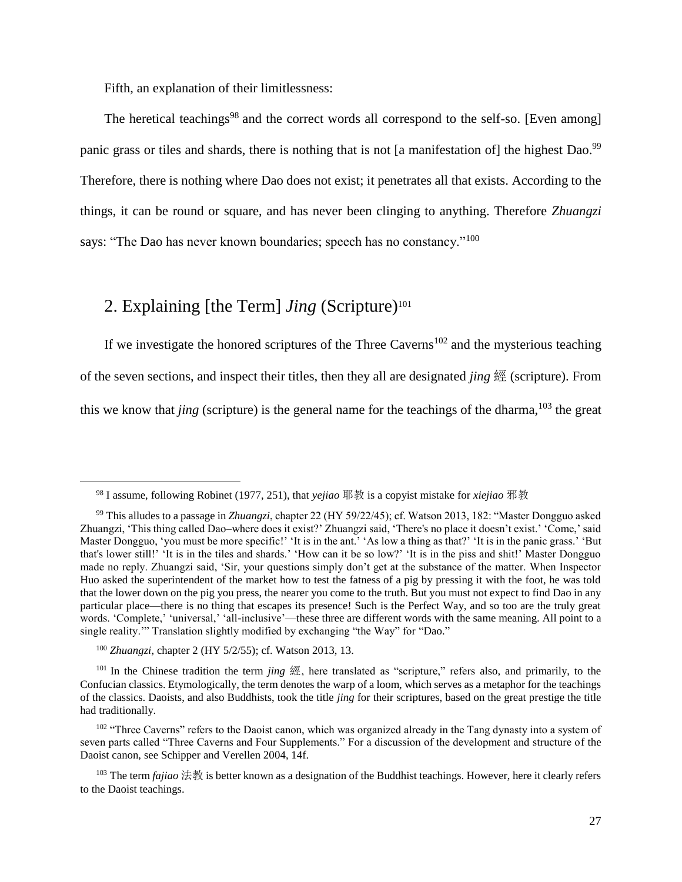Fifth, an explanation of their limitlessness:

The heretical teachings[98] and the correct words all correspond to the self-so. [Even among] panic grass or tiles and shards, there is nothing that is not [a manifestation of] the highest Dao.[99] Therefore, there is nothing where Dao does not exist; it penetrates all that exists. According to the things, it can be round or square, and has never been clinging to anything. Therefore *Zhuangzi* says: "The Dao has never known boundaries; speech has no constancy."[100]

## 2. Explaining [the Term] *Jing* (Scripture)[101]

If we investigate the honored scriptures of the Three Caverns[102] and the mysterious teaching of the seven sections, and inspect their titles, then they all are designated *jing* 經 (scripture). From this we know that *jing* (scripture) is the general name for the teachings of the dharma,[103] the great

---

[98] I assume, following Robinet (1977, 251), that *yejiao* 耶教 is a copyist mistake for *xiejiao* 邪教

[99] This alludes to a passage in *Zhuangzi*, chapter 22 (HY 59/22/45); cf. Watson 2013, 182: "Master Dongguo asked Zhuangzi, 'This thing called Dao–where does it exist?' Zhuangzi said, 'There's no place it doesn't exist.' 'Come,' said Master Dongguo, 'you must be more specific!' 'It is in the ant.' 'As low a thing as that?' 'It is in the panic grass.' 'But that's lower still!' 'It is in the tiles and shards.' 'How can it be so low?' 'It is in the piss and shit!' Master Dongguo made no reply. Zhuangzi said, 'Sir, your questions simply don't get at the substance of the matter. When Inspector Huo asked the superintendent of the market how to test the fatness of a pig by pressing it with the foot, he was told that the lower down on the pig you press, the nearer you come to the truth. But you must not expect to find Dao in any particular place—there is no thing that escapes its presence! Such is the Perfect Way, and so too are the truly great words. 'Complete,' 'universal,' 'all-inclusive'—these three are different words with the same meaning. All point to a single reality.'" Translation slightly modified by exchanging "the Way" for "Dao."

[100] *Zhuangzi,* chapter 2 (HY 5/2/55); cf. Watson 2013, 13.

[101] In the Chinese tradition the term *jing* 經, here translated as "scripture," refers also, and primarily, to the Confucian classics. Etymologically, the term denotes the warp of a loom, which serves as a metaphor for the teachings of the classics. Daoists, and also Buddhists, took the title *jing* for their scriptures, based on the great prestige the title had traditionally.

[102] "Three Caverns" refers to the Daoist canon, which was organized already in the Tang dynasty into a system of seven parts called "Three Caverns and Four Supplements." For a discussion of the development and structure of the Daoist canon, see Schipper and Verellen 2004, 14f.

[103] The term *fajiao* 法教 is better known as a designation of the Buddhist teachings. However, here it clearly refers to the Daoist teachings.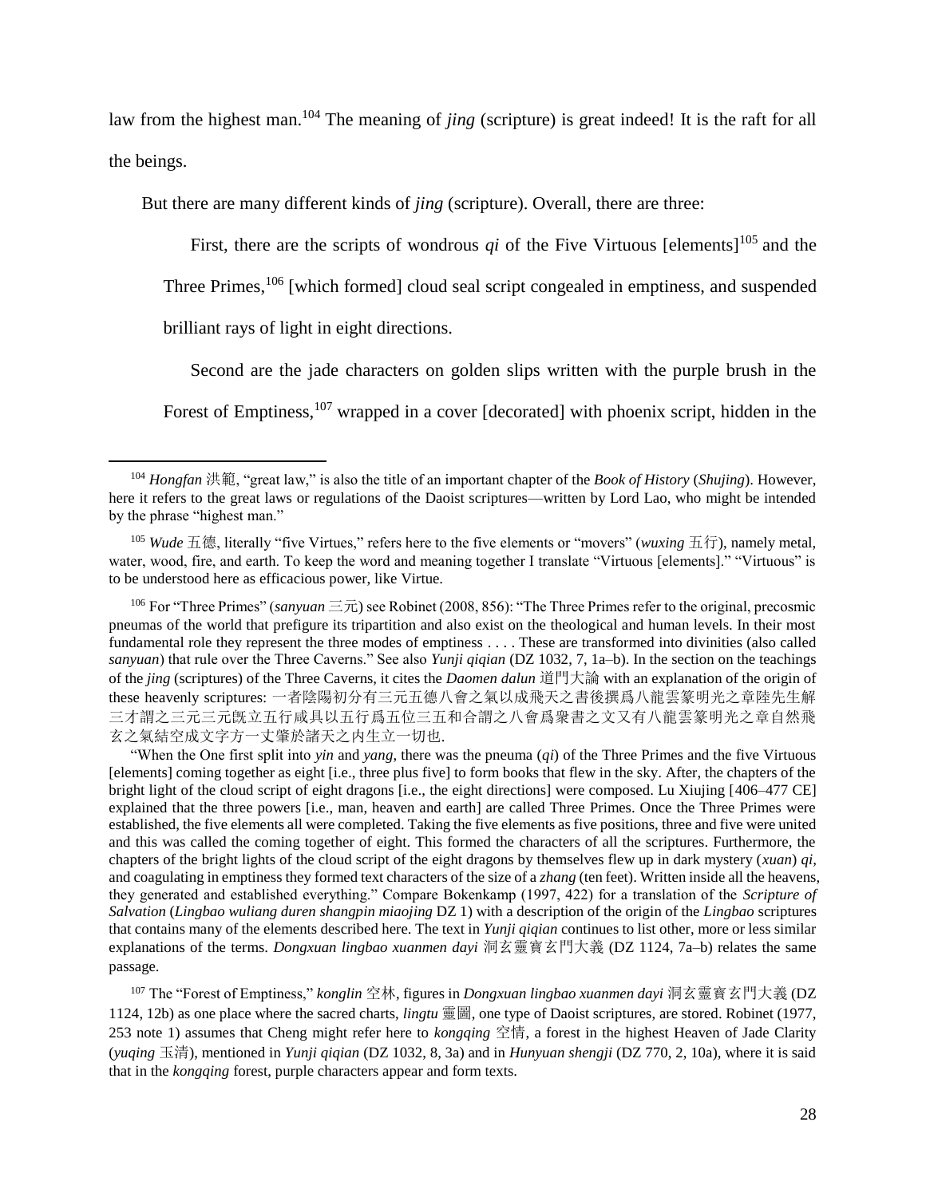law from the highest man.[104] The meaning of *jing* (scripture) is great indeed! It is the raft for all the beings.

But there are many different kinds of *jing* (scripture). Overall, there are three:

> First, there are the scripts of wondrous *qi* of the Five Virtuous [elements][105] and the Three Primes,[106] [which formed] cloud seal script congealed in emptiness, and suspended brilliant rays of light in eight directions.
>
> Second are the jade characters on golden slips written with the purple brush in the Forest of Emptiness,[107] wrapped in a cover [decorated] with phoenix script, hidden in the

---

[104] *Hongfan* 洪範, "great law," is also the title of an important chapter of the *Book of History* (*Shujing*). However, here it refers to the great laws or regulations of the Daoist scriptures—written by Lord Lao, who might be intended by the phrase "highest man."

[105] *Wude* 五德, literally "five Virtues," refers here to the five elements or "movers" (*wuxing* 五行), namely metal, water, wood, fire, and earth. To keep the word and meaning together I translate "Virtuous [elements]." "Virtuous" is to be understood here as efficacious power, like Virtue.

[106] For "Three Primes" (*sanyuan* 三元) see Robinet (2008, 856): "The Three Primes refer to the original, precosmic pneumas of the world that prefigure its tripartition and also exist on the theological and human levels. In their most fundamental role they represent the three modes of emptiness . . . . These are transformed into divinities (also called *sanyuan*) that rule over the Three Caverns." See also *Yunji qiqian* (DZ 1032, 7, 1a–b). In the section on the teachings of the *jing* (scriptures) of the Three Caverns, it cites the *Daomen dalun* 道門大論 with an explanation of the origin of these heavenly scriptures: 一者陰陽初分有三元五德八會之氣以成飛天之書後撰爲八龍雲篆明光之章陸先生解三才謂之三元三元既立五行咸具以五行爲五位三五和合謂之八會爲衆書之文又有八龍雲篆明光之章自然飛玄之氣結空成文字方一丈肇於諸天之內生立一切也.

"When the One first split into *yin* and *yang*, there was the pneuma (*qi*) of the Three Primes and the five Virtuous [elements] coming together as eight [i.e., three plus five] to form books that flew in the sky. After, the chapters of the bright light of the cloud script of eight dragons [i.e., the eight directions] were composed. Lu Xiujing [406–477 CE] explained that the three powers [i.e., man, heaven and earth] are called Three Primes. Once the Three Primes were established, the five elements all were completed. Taking the five elements as five positions, three and five were united and this was called the coming together of eight. This formed the characters of all the scriptures. Furthermore, the chapters of the bright lights of the cloud script of the eight dragons by themselves flew up in dark mystery (*xuan*) *qi*, and coagulating in emptiness they formed text characters of the size of a *zhang* (ten feet). Written inside all the heavens, they generated and established everything." Compare Bokenkamp (1997, 422) for a translation of the *Scripture of Salvation* (*Lingbao wuliang duren shangpin miaojing* DZ 1) with a description of the origin of the *Lingbao* scriptures that contains many of the elements described here. The text in *Yunji qiqian* continues to list other, more or less similar explanations of the terms. *Dongxuan lingbao xuanmen dayi* 洞玄靈寶玄門大義 (DZ 1124, 7a–b) relates the same passage.

[107] The "Forest of Emptiness," *konglin* 空林, figures in *Dongxuan lingbao xuanmen dayi* 洞玄靈寶玄門大義 (DZ 1124, 12b) as one place where the sacred charts, *lingtu* 靈圖, one type of Daoist scriptures, are stored. Robinet (1977, 253 note 1) assumes that Cheng might refer here to *kongqing* 空情, a forest in the highest Heaven of Jade Clarity (*yuqing* 玉清), mentioned in *Yunji qiqian* (DZ 1032, 8, 3a) and in *Hunyuan shengji* (DZ 770, 2, 10a), where it is said that in the *kongqing* forest, purple characters appear and form texts.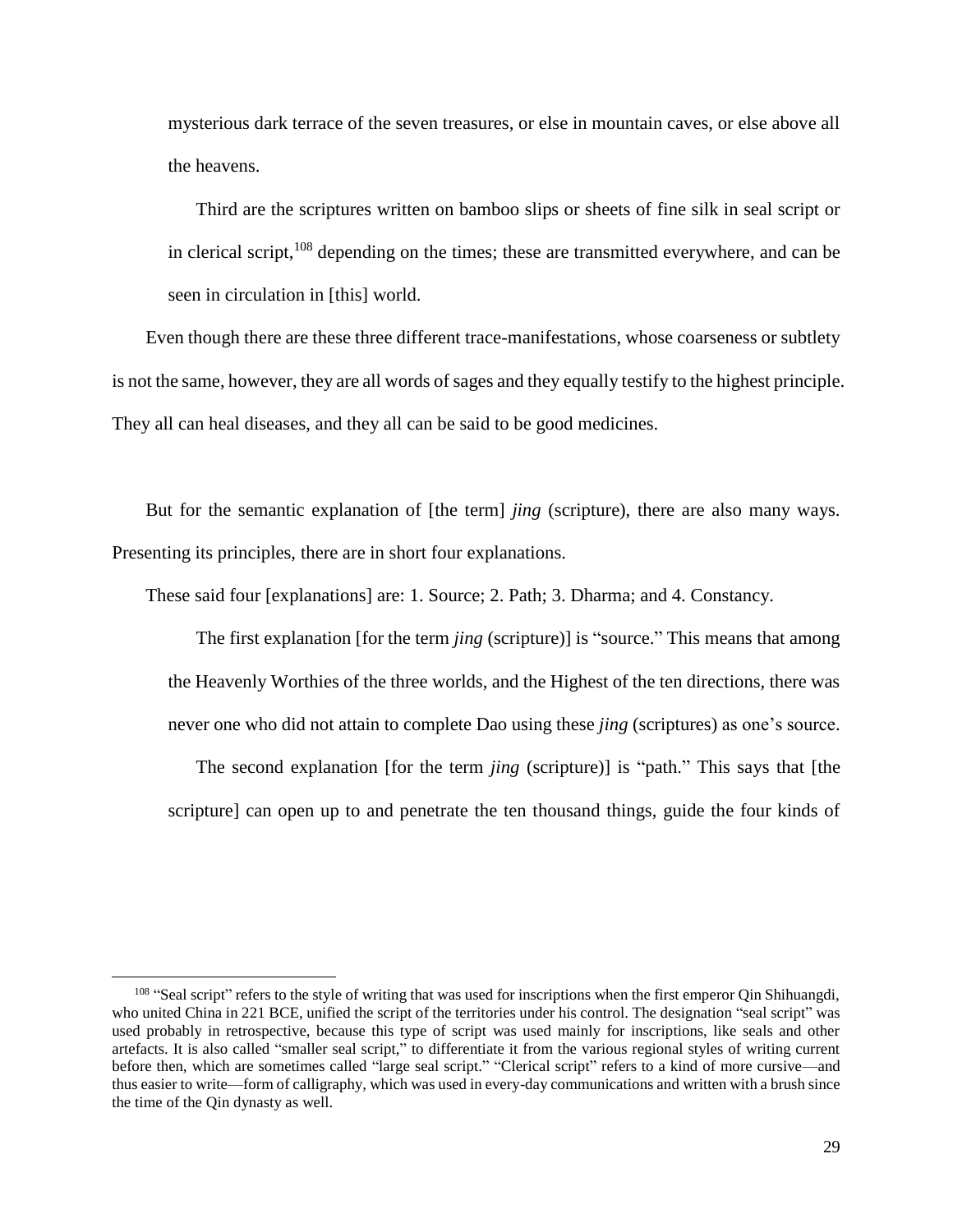mysterious dark terrace of the seven treasures, or else in mountain caves, or else above all the heavens.

Third are the scriptures written on bamboo slips or sheets of fine silk in seal script or in clerical script,[108] depending on the times; these are transmitted everywhere, and can be seen in circulation in [this] world.

Even though there are these three different trace-manifestations, whose coarseness or subtlety is not the same, however, they are all words of sages and they equally testify to the highest principle. They all can heal diseases, and they all can be said to be good medicines.

But for the semantic explanation of [the term] *jing* (scripture), there are also many ways. Presenting its principles, there are in short four explanations.

These said four [explanations] are: 1. Source; 2. Path; 3. Dharma; and 4. Constancy.

The first explanation [for the term *jing* (scripture)] is "source." This means that among the Heavenly Worthies of the three worlds, and the Highest of the ten directions, there was never one who did not attain to complete Dao using these *jing* (scriptures) as one's source.

The second explanation [for the term *jing* (scripture)] is "path." This says that [the scripture] can open up to and penetrate the ten thousand things, guide the four kinds of

---

[108] "Seal script" refers to the style of writing that was used for inscriptions when the first emperor Qin Shihuangdi, who united China in 221 BCE, unified the script of the territories under his control. The designation "seal script" was used probably in retrospective, because this type of script was used mainly for inscriptions, like seals and other artefacts. It is also called "smaller seal script," to differentiate it from the various regional styles of writing current before then, which are sometimes called "large seal script." "Clerical script" refers to a kind of more cursive—and thus easier to write—form of calligraphy, which was used in every-day communications and written with a brush since the time of the Qin dynasty as well.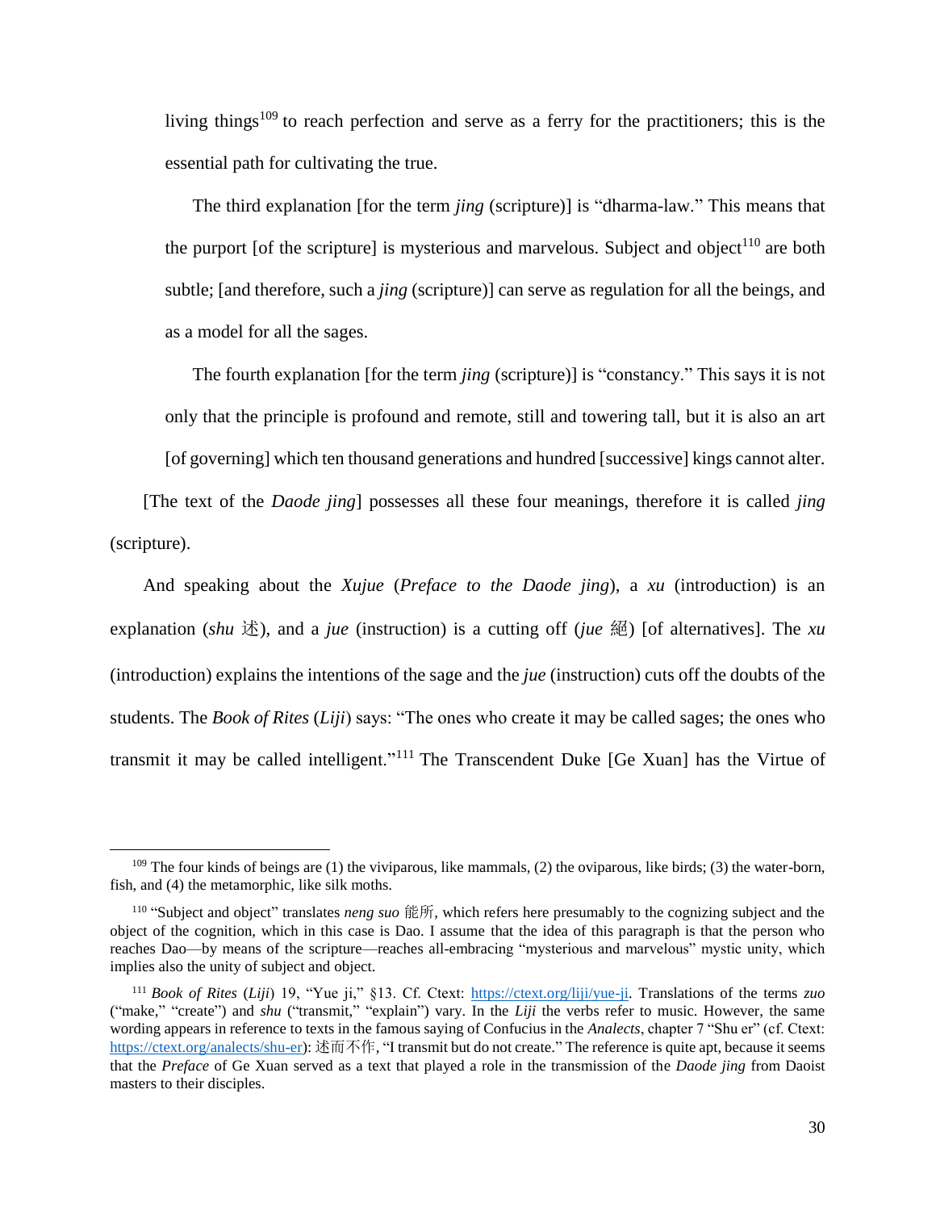living things[109] to reach perfection and serve as a ferry for the practitioners; this is the essential path for cultivating the true.

> The third explanation [for the term *jing* (scripture)] is "dharma-law." This means that the purport [of the scripture] is mysterious and marvelous. Subject and object[110] are both subtle; [and therefore, such a *jing* (scripture)] can serve as regulation for all the beings, and as a model for all the sages.
>
> The fourth explanation [for the term *jing* (scripture)] is "constancy." This says it is not only that the principle is profound and remote, still and towering tall, but it is also an art [of governing] which ten thousand generations and hundred [successive] kings cannot alter.

[The text of the *Daode jing*] possesses all these four meanings, therefore it is called *jing* (scripture).

And speaking about the *Xujue* (*Preface to the Daode jing*), a *xu* (introduction) is an explanation (*shu* 述), and a *jue* (instruction) is a cutting off (*jue* 絕) [of alternatives]. The *xu* (introduction) explains the intentions of the sage and the *jue* (instruction) cuts off the doubts of the students. The *Book of Rites* (*Liji*) says: "The ones who create it may be called sages; the ones who transmit it may be called intelligent."[111] The Transcendent Duke [Ge Xuan] has the Virtue of

---

[109] The four kinds of beings are (1) the viviparous, like mammals, (2) the oviparous, like birds; (3) the water-born, fish, and (4) the metamorphic, like silk moths.

[110] "Subject and object" translates *neng suo* 能所, which refers here presumably to the cognizing subject and the object of the cognition, which in this case is Dao. I assume that the idea of this paragraph is that the person who reaches Dao—by means of the scripture—reaches all-embracing "mysterious and marvelous" mystic unity, which implies also the unity of subject and object.

[111] *Book of Rites* (*Liji*) 19, "Yue ji," §13. Cf. Ctext: https://ctext.org/liji/yue-ji. Translations of the terms *zuo* ("make," "create") and *shu* ("transmit," "explain") vary. In the *Liji* the verbs refer to music. However, the same wording appears in reference to texts in the famous saying of Confucius in the *Analects*, chapter 7 "Shu er" (cf. Ctext: https://ctext.org/analects/shu-er): 述而不作, "I transmit but do not create." The reference is quite apt, because it seems that the *Preface* of Ge Xuan served as a text that played a role in the transmission of the *Daode jing* from Daoist masters to their disciples.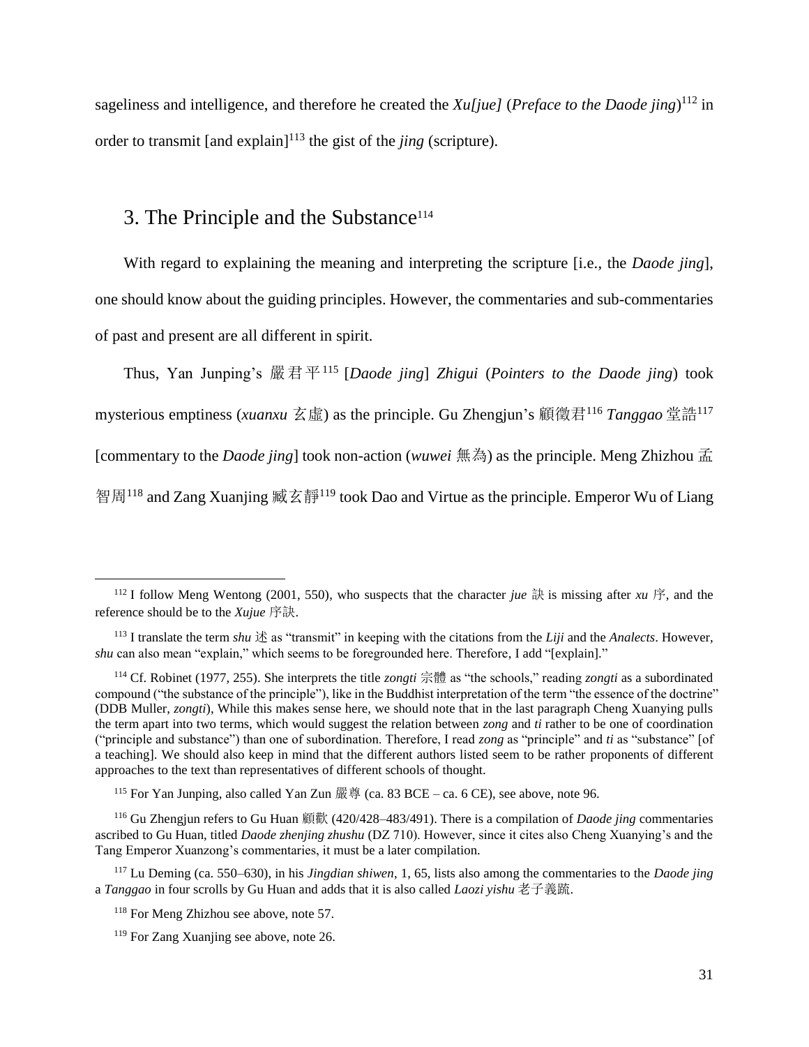sageliness and intelligence, and therefore he created the *Xu[jue]* (*Preface to the Daode jing*)[112] in order to transmit [and explain][113] the gist of the *jing* (scripture).

## 3. The Principle and the Substance[114]

With regard to explaining the meaning and interpreting the scripture [i.e., the *Daode jing*], one should know about the guiding principles. However, the commentaries and sub-commentaries of past and present are all different in spirit.

Thus, Yan Junping's 嚴君平[115] [*Daode jing*] *Zhigui* (*Pointers to the Daode jing*) took mysterious emptiness (*xuanxu* 玄虛) as the principle. Gu Zhengjun's 顧徵君[116] *Tanggao* 堂誥[117] [commentary to the *Daode jing*] took non-action (*wuwei* 無為) as the principle. Meng Zhizhou 孟智周[118] and Zang Xuanjing 臧玄靜[119] took Dao and Virtue as the principle. Emperor Wu of Liang

---

[112] I follow Meng Wentong (2001, 550), who suspects that the character *jue* 訣 is missing after *xu* 序, and the reference should be to the *Xujue* 序訣.

[113] I translate the term *shu* 述 as "transmit" in keeping with the citations from the *Liji* and the *Analects*. However, *shu* can also mean "explain," which seems to be foregrounded here. Therefore, I add "[explain]."

[114] Cf. Robinet (1977, 255). She interprets the title *zongti* 宗體 as "the schools," reading *zongti* as a subordinated compound ("the substance of the principle"), like in the Buddhist interpretation of the term "the essence of the doctrine" (DDB Muller, *zongti*), While this makes sense here, we should note that in the last paragraph Cheng Xuanying pulls the term apart into two terms, which would suggest the relation between *zong* and *ti* rather to be one of coordination ("principle and substance") than one of subordination. Therefore, I read *zong* as "principle" and *ti* as "substance" [of a teaching]. We should also keep in mind that the different authors listed seem to be rather proponents of different approaches to the text than representatives of different schools of thought.

[115] For Yan Junping, also called Yan Zun 嚴尊 (ca. 83 BCE – ca. 6 CE), see above, note 96.

[116] Gu Zhengjun refers to Gu Huan 顧歡 (420/428–483/491). There is a compilation of *Daode jing* commentaries ascribed to Gu Huan, titled *Daode zhenjing zhushu* (DZ 710). However, since it cites also Cheng Xuanying's and the Tang Emperor Xuanzong's commentaries, it must be a later compilation.

[117] Lu Deming (ca. 550–630), in his *Jingdian shiwen*, 1, 65, lists also among the commentaries to the *Daode jing* a *Tanggao* in four scrolls by Gu Huan and adds that it is also called *Laozi yishu* 老子義疏.

[118] For Meng Zhizhou see above, note 57.

[119] For Zang Xuanjing see above, note 26.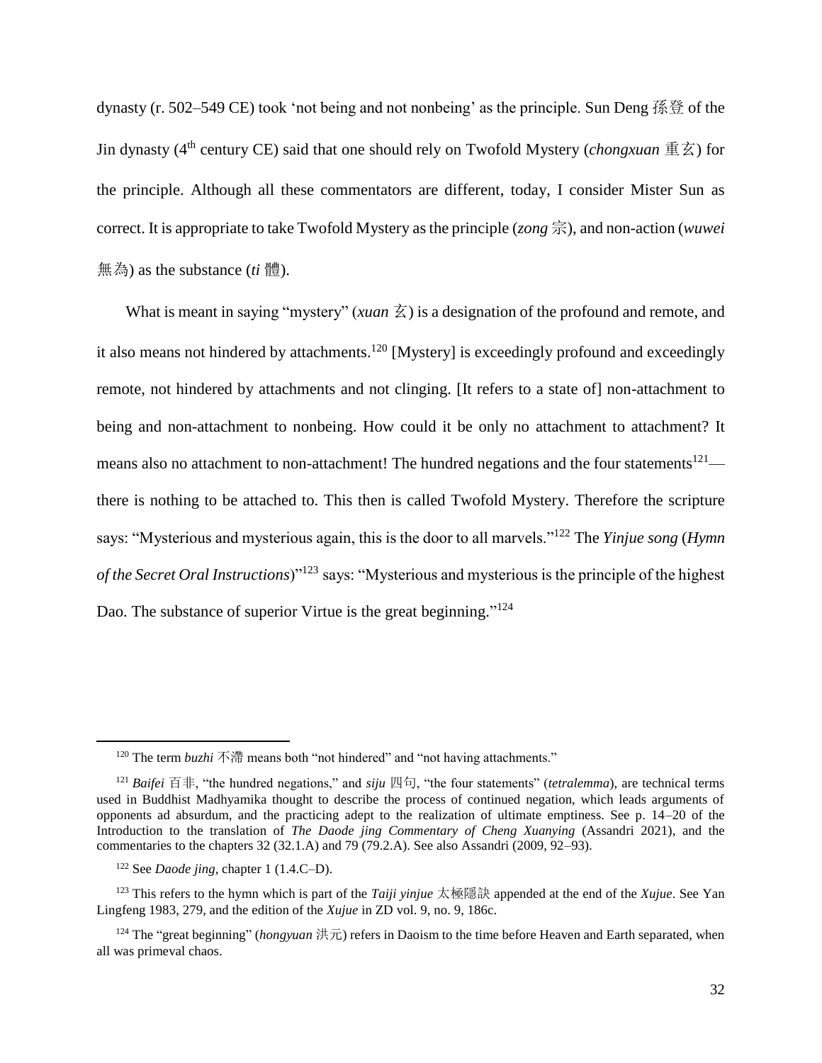dynasty (r. 502–549 CE) took 'not being and not nonbeing' as the principle. Sun Deng 孫登 of the Jin dynasty (4th century CE) said that one should rely on Twofold Mystery (*chongxuan* 重玄) for the principle. Although all these commentators are different, today, I consider Mister Sun as correct. It is appropriate to take Twofold Mystery as the principle (*zong* 宗), and non-action (*wuwei* 無為) as the substance (*ti* 體).

What is meant in saying "mystery" (*xuan* 玄) is a designation of the profound and remote, and it also means not hindered by attachments.[120] [Mystery] is exceedingly profound and exceedingly remote, not hindered by attachments and not clinging. [It refers to a state of] non-attachment to being and non-attachment to nonbeing. How could it be only no attachment to attachment? It means also no attachment to non-attachment! The hundred negations and the four statements[121]—there is nothing to be attached to. This then is called Twofold Mystery. Therefore the scripture says: "Mysterious and mysterious again, this is the door to all marvels."[122] The *Yinjue song* (*Hymn of the Secret Oral Instructions*)"[123] says: "Mysterious and mysterious is the principle of the highest Dao. The substance of superior Virtue is the great beginning."[124]

---

[120] The term *buzhi* 不滯 means both "not hindered" and "not having attachments."

[121] *Baifei* 百非, "the hundred negations," and *siju* 四句, "the four statements" (*tetralemma*), are technical terms used in Buddhist Madhyamika thought to describe the process of continued negation, which leads arguments of opponents ad absurdum, and the practicing adept to the realization of ultimate emptiness. See p. 14–20 of the Introduction to the translation of *The Daode jing Commentary of Cheng Xuanying* (Assandri 2021), and the commentaries to the chapters 32 (32.1.A) and 79 (79.2.A). See also Assandri (2009, 92–93).

[122] See *Daode jing*, chapter 1 (1.4.C–D).

[123] This refers to the hymn which is part of the *Taiji yinjue* 太極隱訣 appended at the end of the *Xujue*. See Yan Lingfeng 1983, 279, and the edition of the *Xujue* in ZD vol. 9, no. 9, 186c.

[124] The "great beginning" (*hongyuan* 洪元) refers in Daoism to the time before Heaven and Earth separated, when all was primeval chaos.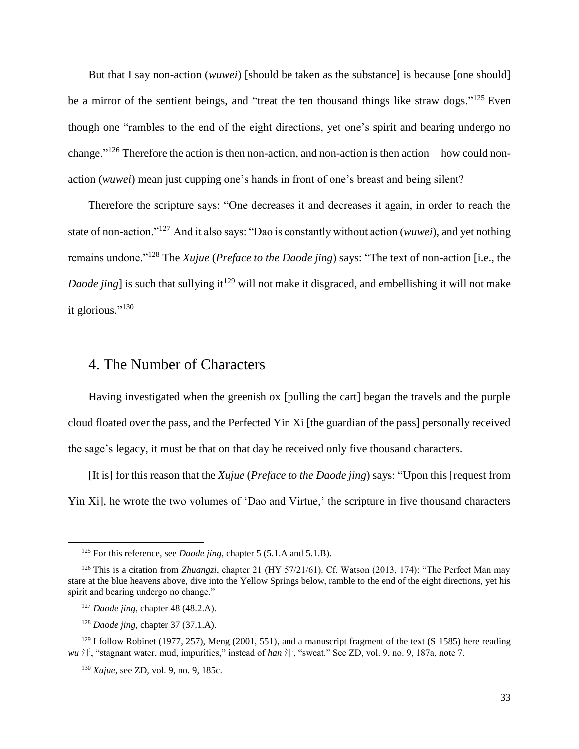But that I say non-action (*wuwei*) [should be taken as the substance] is because [one should] be a mirror of the sentient beings, and "treat the ten thousand things like straw dogs."[125] Even though one "rambles to the end of the eight directions, yet one's spirit and bearing undergo no change."[126] Therefore the action is then non-action, and non-action is then action—how could non-action (*wuwei*) mean just cupping one's hands in front of one's breast and being silent?

Therefore the scripture says: "One decreases it and decreases it again, in order to reach the state of non-action."[127] And it also says: "Dao is constantly without action (*wuwei*), and yet nothing remains undone."[128] The *Xujue* (*Preface to the Daode jing*) says: "The text of non-action [i.e., the *Daode jing*] is such that sullying it[129] will not make it disgraced, and embellishing it will not make it glorious."[130]

## 4. The Number of Characters

Having investigated when the greenish ox [pulling the cart] began the travels and the purple cloud floated over the pass, and the Perfected Yin Xi [the guardian of the pass] personally received the sage's legacy, it must be that on that day he received only five thousand characters.

[It is] for this reason that the *Xujue* (*Preface to the Daode jing*) says: "Upon this [request from Yin Xi], he wrote the two volumes of 'Dao and Virtue,' the scripture in five thousand characters

---

[125] For this reference, see *Daode jing*, chapter 5 (5.1.A and 5.1.B).

[126] This is a citation from *Zhuangzi*, chapter 21 (HY 57/21/61). Cf. Watson (2013, 174): "The Perfect Man may stare at the blue heavens above, dive into the Yellow Springs below, ramble to the end of the eight directions, yet his spirit and bearing undergo no change."

[127] *Daode jing*, chapter 48 (48.2.A).

[128] *Daode jing*, chapter 37 (37.1.A).

[129] I follow Robinet (1977, 257), Meng (2001, 551), and a manuscript fragment of the text (S 1585) here reading *wu* 汙, "stagnant water, mud, impurities," instead of *han* 汗, "sweat." See ZD, vol. 9, no. 9, 187a, note 7.

[130] *Xujue*, see ZD, vol. 9, no. 9, 185c.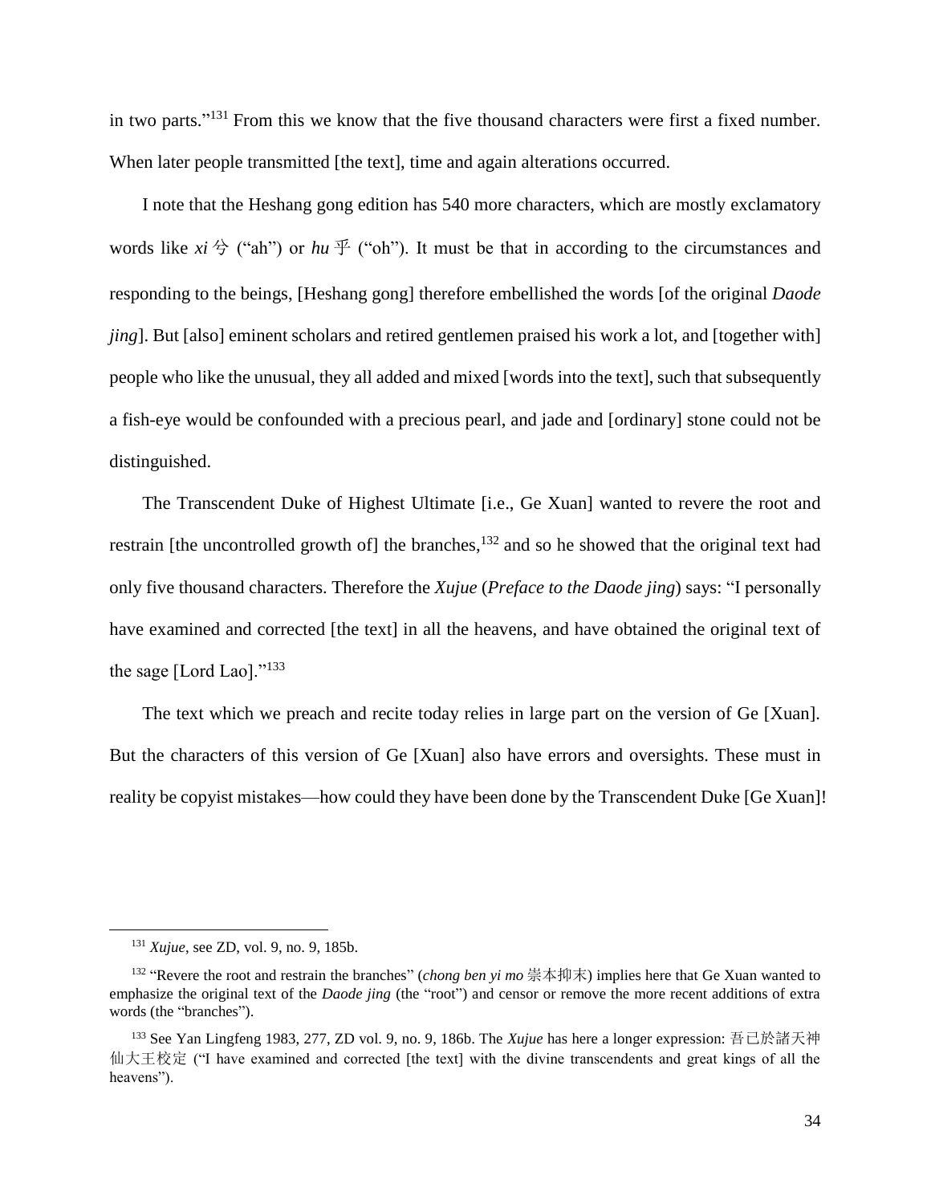in two parts."[131] From this we know that the five thousand characters were first a fixed number. When later people transmitted [the text], time and again alterations occurred.

I note that the Heshang gong edition has 540 more characters, which are mostly exclamatory words like *xi* 兮 ("ah") or *hu* 乎 ("oh"). It must be that in according to the circumstances and responding to the beings, [Heshang gong] therefore embellished the words [of the original *Daode jing*]. But [also] eminent scholars and retired gentlemen praised his work a lot, and [together with] people who like the unusual, they all added and mixed [words into the text], such that subsequently a fish-eye would be confounded with a precious pearl, and jade and [ordinary] stone could not be distinguished.

The Transcendent Duke of Highest Ultimate [i.e., Ge Xuan] wanted to revere the root and restrain [the uncontrolled growth of] the branches,[132] and so he showed that the original text had only five thousand characters. Therefore the *Xujue* (*Preface to the Daode jing*) says: "I personally have examined and corrected [the text] in all the heavens, and have obtained the original text of the sage [Lord Lao]."[133]

The text which we preach and recite today relies in large part on the version of Ge [Xuan]. But the characters of this version of Ge [Xuan] also have errors and oversights. These must in reality be copyist mistakes—how could they have been done by the Transcendent Duke [Ge Xuan]!

---

[131] *Xujue*, see ZD, vol. 9, no. 9, 185b.

[132] "Revere the root and restrain the branches" (*chong ben yi mo* 崇本抑末) implies here that Ge Xuan wanted to emphasize the original text of the *Daode jing* (the "root") and censor or remove the more recent additions of extra words (the "branches").

[133] See Yan Lingfeng 1983, 277, ZD vol. 9, no. 9, 186b. The *Xujue* has here a longer expression: 吾已於諸天神仙大王校定 ("I have examined and corrected [the text] with the divine transcendents and great kings of all the heavens").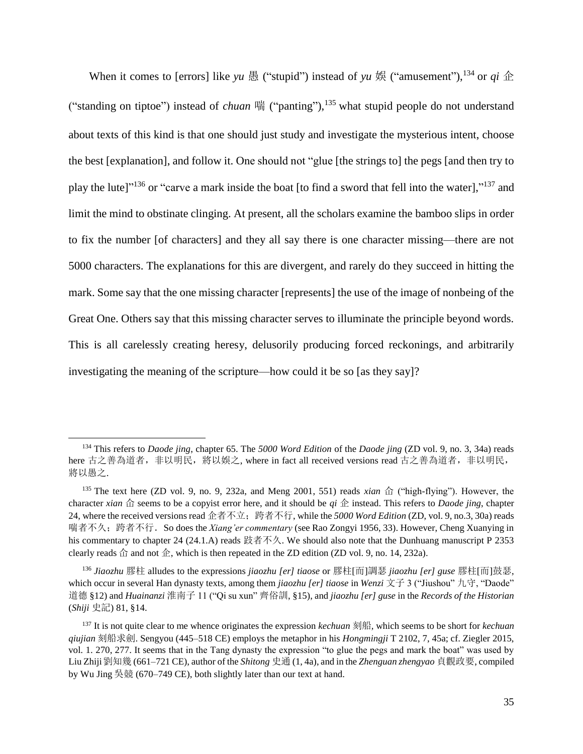When it comes to [errors] like *yu* 愚 ("stupid") instead of *yu* 娛 ("amusement"),[134] or *qi* 企 ("standing on tiptoe") instead of *chuan* 喘 ("panting"),[135] what stupid people do not understand about texts of this kind is that one should just study and investigate the mysterious intent, choose the best [explanation], and follow it. One should not "glue [the strings to] the pegs [and then try to play the lute]"[136] or "carve a mark inside the boat [to find a sword that fell into the water],"[137] and limit the mind to obstinate clinging. At present, all the scholars examine the bamboo slips in order to fix the number [of characters] and they all say there is one character missing—there are not 5000 characters. The explanations for this are divergent, and rarely do they succeed in hitting the mark. Some say that the one missing character [represents] the use of the image of nonbeing of the Great One. Others say that this missing character serves to illuminate the principle beyond words. This is all carelessly creating heresy, delusorily producing forced reckonings, and arbitrarily investigating the meaning of the scripture—how could it be so [as they say]?

---

[134] This refers to *Daode jing*, chapter 65. The *5000 Word Edition* of the *Daode jing* (ZD vol. 9, no. 3, 34a) reads here 古之善為道者，非以明民，將以娛之, where in fact all received versions read 古之善為道者，非以明民，將以愚之.

[135] The text here (ZD vol. 9, no. 9, 232a, and Meng 2001, 551) reads *xian* 仚 ("high-flying"). However, the character *xian* 仚 seems to be a copyist error here, and it should be *qi* 企 instead. This refers to *Daode jing*, chapter 24, where the received versions read 企者不立；跨者不行, while the *5000 Word Edition* (ZD, vol. 9, no.3, 30a) reads 喘者不久；跨者不行. So does the *Xiang'er commentary* (see Rao Zongyi 1956, 33). However, Cheng Xuanying in his commentary to chapter 24 (24.1.A) reads 跂者不久. We should also note that the Dunhuang manuscript P 2353 clearly reads 仚 and not 企, which is then repeated in the ZD edition (ZD vol. 9, no. 14, 232a).

[136] *Jiaozhu* 膠柱 alludes to the expressions *jiaozhu [er] tiaose* or 膠柱[而]調瑟 *jiaozhu [er] guse* 膠柱[而]鼓瑟, which occur in several Han dynasty texts, among them *jiaozhu [er] tiaose* in *Wenzi* 文子 3 ("Jiushou" 九守, "Daode" 道德 §12) and *Huainanzi* 淮南子 11 ("Qi su xun" 齊俗訓, §15), and *jiaozhu [er] guse* in the *Records of the Historian* (*Shiji* 史記) 81, §14.

[137] It is not quite clear to me whence originates the expression *kechuan* 刻船, which seems to be short for *kechuan qiujian* 刻船求劍. Sengyou (445–518 CE) employs the metaphor in his *Hongmingji* T 2102, 7, 45a; cf. Ziegler 2015, vol. 1. 270, 277. It seems that in the Tang dynasty the expression "to glue the pegs and mark the boat" was used by Liu Zhiji 劉知幾 (661–721 CE), author of the *Shitong* 史通 (1, 4a), and in the *Zhenguan zhengyao* 貞觀政要, compiled by Wu Jing 吳兢 (670–749 CE), both slightly later than our text at hand.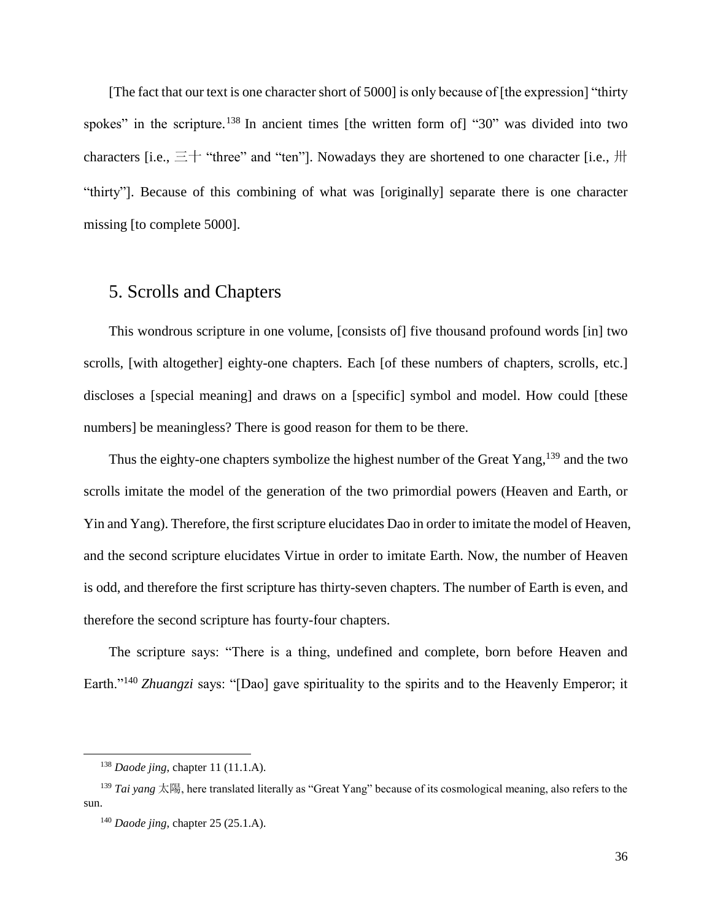[The fact that our text is one character short of 5000] is only because of [the expression] “thirty spokes” in the scripture.[138] In ancient times [the written form of] “30” was divided into two characters [i.e., 三十 “three” and “ten”]. Nowadays they are shortened to one character [i.e., 卅 “thirty”]. Because of this combining of what was [originally] separate there is one character missing [to complete 5000].

## 5. Scrolls and Chapters

This wondrous scripture in one volume, [consists of] five thousand profound words [in] two scrolls, [with altogether] eighty-one chapters. Each [of these numbers of chapters, scrolls, etc.] discloses a [special meaning] and draws on a [specific] symbol and model. How could [these numbers] be meaningless? There is good reason for them to be there.

Thus the eighty-one chapters symbolize the highest number of the Great Yang,[139] and the two scrolls imitate the model of the generation of the two primordial powers (Heaven and Earth, or Yin and Yang). Therefore, the first scripture elucidates Dao in order to imitate the model of Heaven, and the second scripture elucidates Virtue in order to imitate Earth. Now, the number of Heaven is odd, and therefore the first scripture has thirty-seven chapters. The number of Earth is even, and therefore the second scripture has fourty-four chapters.

The scripture says: “There is a thing, undefined and complete, born before Heaven and Earth.”[140] *Zhuangzi* says: “[Dao] gave spirituality to the spirits and to the Heavenly Emperor; it

---

[138] *Daode jing*, chapter 11 (11.1.A).

[139] *Tai yang* 太陽, here translated literally as “Great Yang” because of its cosmological meaning, also refers to the sun.

[140] *Daode jing*, chapter 25 (25.1.A).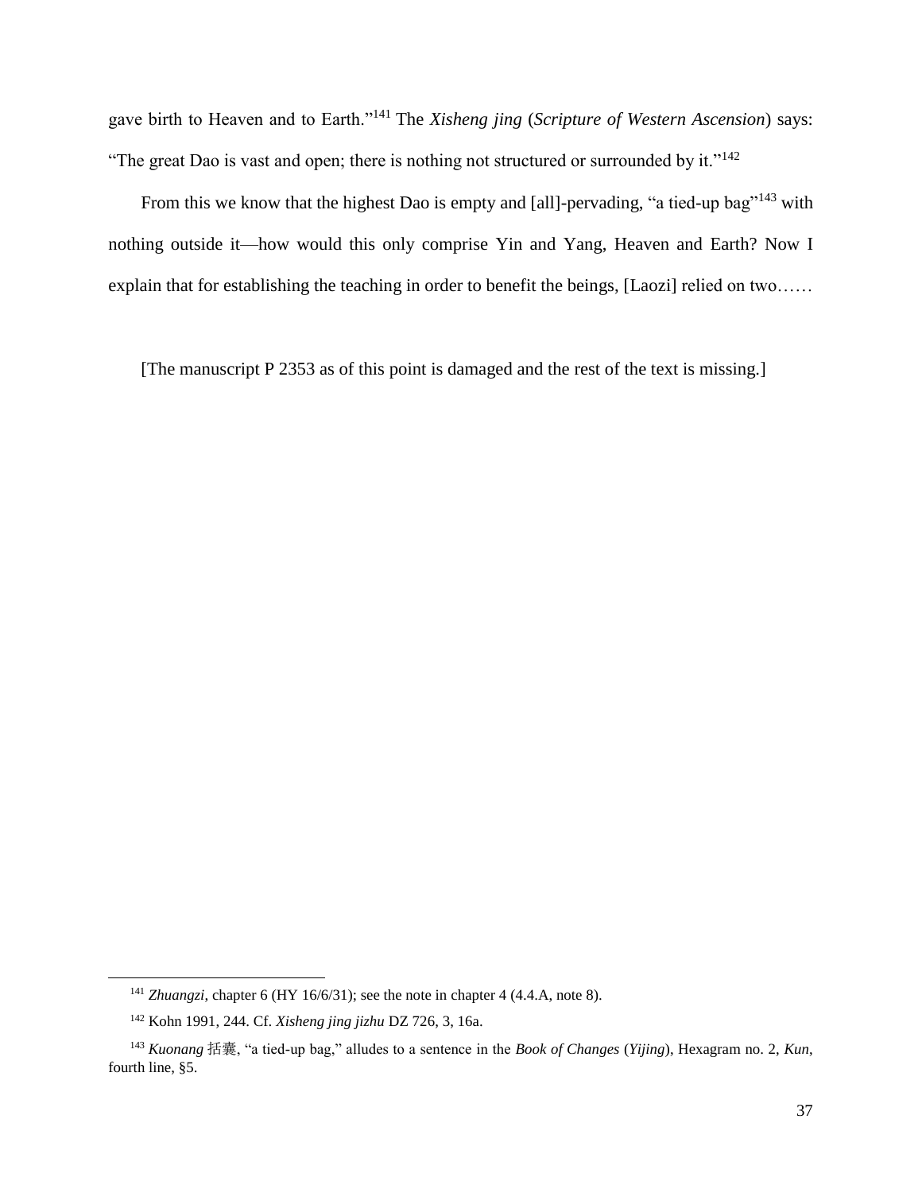gave birth to Heaven and to Earth."[141] The *Xisheng jing* (*Scripture of Western Ascension*) says: "The great Dao is vast and open; there is nothing not structured or surrounded by it."[142]

From this we know that the highest Dao is empty and [all]-pervading, "a tied-up bag"[143] with nothing outside it—how would this only comprise Yin and Yang, Heaven and Earth? Now I explain that for establishing the teaching in order to benefit the beings, [Laozi] relied on two……

[The manuscript P 2353 as of this point is damaged and the rest of the text is missing.]

---

[141] *Zhuangzi*, chapter 6 (HY 16/6/31); see the note in chapter 4 (4.4.A, note 8).

[142] Kohn 1991, 244. Cf. *Xisheng jing jizhu* DZ 726, 3, 16a.

[143] *Kuonang* 括囊, "a tied-up bag," alludes to a sentence in the *Book of Changes* (*Yijing*), Hexagram no. 2, *Kun*, fourth line, §5.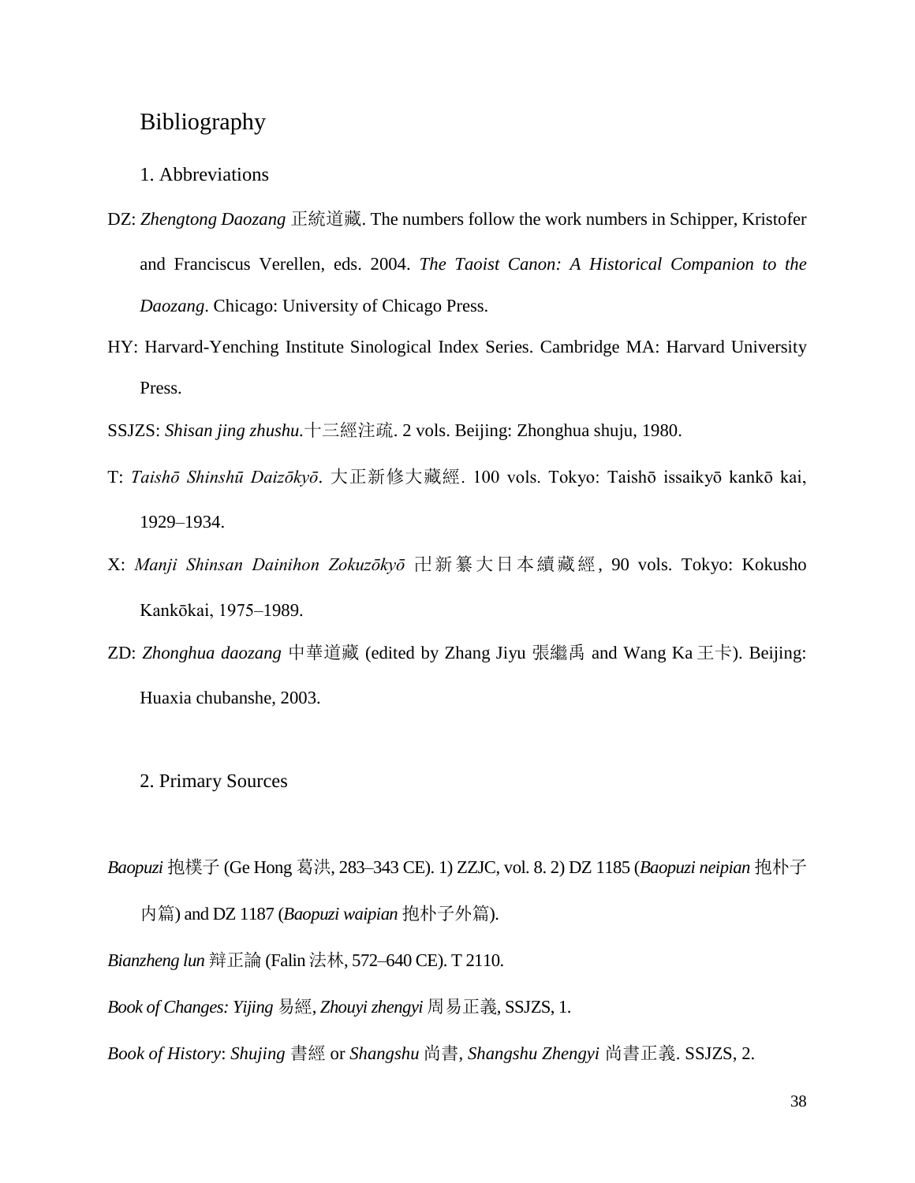# Bibliography

## 1. Abbreviations

DZ: *Zhengtong Daozang* 正統道藏. The numbers follow the work numbers in Schipper, Kristofer and Franciscus Verellen, eds. 2004. *The Taoist Canon: A Historical Companion to the Daozang*. Chicago: University of Chicago Press.

HY: Harvard-Yenching Institute Sinological Index Series. Cambridge MA: Harvard University Press.

SSJZS: *Shisan jing zhushu*.十三經注疏. 2 vols. Beijing: Zhonghua shuju, 1980.

T: *Taishō Shinshū Daizōkyō*. 大正新修大藏經. 100 vols. Tokyo: Taishō issaikyō kankō kai, 1929–1934.

X: *Manji Shinsan Dainihon Zokuzōkyō* 卍新纂大日本續藏經, 90 vols. Tokyo: Kokusho Kankōkai, 1975–1989.

ZD: *Zhonghua daozang* 中華道藏 (edited by Zhang Jiyu 張繼禹 and Wang Ka 王卡). Beijing: Huaxia chubanshe, 2003.

## 2. Primary Sources

*Baopuzi* 抱樸子 (Ge Hong 葛洪, 283–343 CE). 1) ZZJC, vol. 8. 2) DZ 1185 (*Baopuzi neipian* 抱朴子內篇) and DZ 1187 (*Baopuzi waipian* 抱朴子外篇).

*Bianzheng lun* 辯正論 (Falin 法林, 572–640 CE). T 2110.

*Book of Changes: Yijing* 易經, *Zhouyi zhengyi* 周易正義, SSJZS, 1.

*Book of History*: *Shujing* 書經 or *Shangshu* 尚書, *Shangshu Zhengyi* 尚書正義. SSJZS, 2.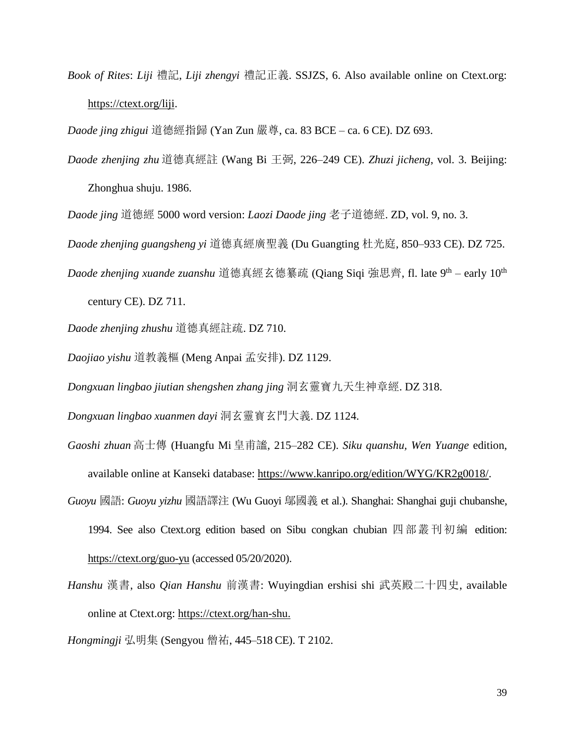*Book of Rites*: *Liji* 禮記, *Liji zhengyi* 禮記正義. SSJZS, 6. Also available online on Ctext.org: https://ctext.org/liji.

*Daode jing zhigui* 道德經指歸 (Yan Zun 嚴尊, ca. 83 BCE – ca. 6 CE). DZ 693.

*Daode zhenjing zhu* 道德真經註 (Wang Bi 王弼, 226–249 CE). *Zhuzi jicheng*, vol. 3. Beijing: Zhonghua shuju. 1986.

*Daode jing* 道德經 5000 word version: *Laozi Daode jing* 老子道德經. ZD, vol. 9, no. 3.

*Daode zhenjing guangsheng yi* 道德真經廣聖義 (Du Guangting 杜光庭, 850–933 CE). DZ 725.

*Daode zhenjing xuande zuanshu* 道德真經玄德纂疏 (Qiang Siqi 強思齊, fl. late 9th – early 10th century CE). DZ 711.

*Daode zhenjing zhushu* 道德真經註疏. DZ 710.

*Daojiao yishu* 道教義樞 (Meng Anpai 孟安排). DZ 1129.

*Dongxuan lingbao jiutian shengshen zhang jing* 洞玄靈寶九天生神章經. DZ 318.

*Dongxuan lingbao xuanmen dayi* 洞玄靈寶玄門大義. DZ 1124.

*Gaoshi zhuan* 高士傳 (Huangfu Mi 皇甫謐, 215–282 CE). *Siku quanshu*, *Wen Yuange* edition, available online at Kanseki database: https://www.kanripo.org/edition/WYG/KR2g0018/.

*Guoyu* 國語: *Guoyu yizhu* 國語譯注 (Wu Guoyi 鄔國義 et al.). Shanghai: Shanghai guji chubanshe, 1994. See also Ctext.org edition based on Sibu congkan chubian 四部叢刊初編 edition: https://ctext.org/guo-yu (accessed 05/20/2020).

*Hanshu* 漢書, also *Qian Hanshu* 前漢書: Wuyingdian ershisi shi 武英殿二十四史, available online at Ctext.org: https://ctext.org/han-shu.

*Hongmingji* 弘明集 (Sengyou 僧祐, 445–518 CE). T 2102.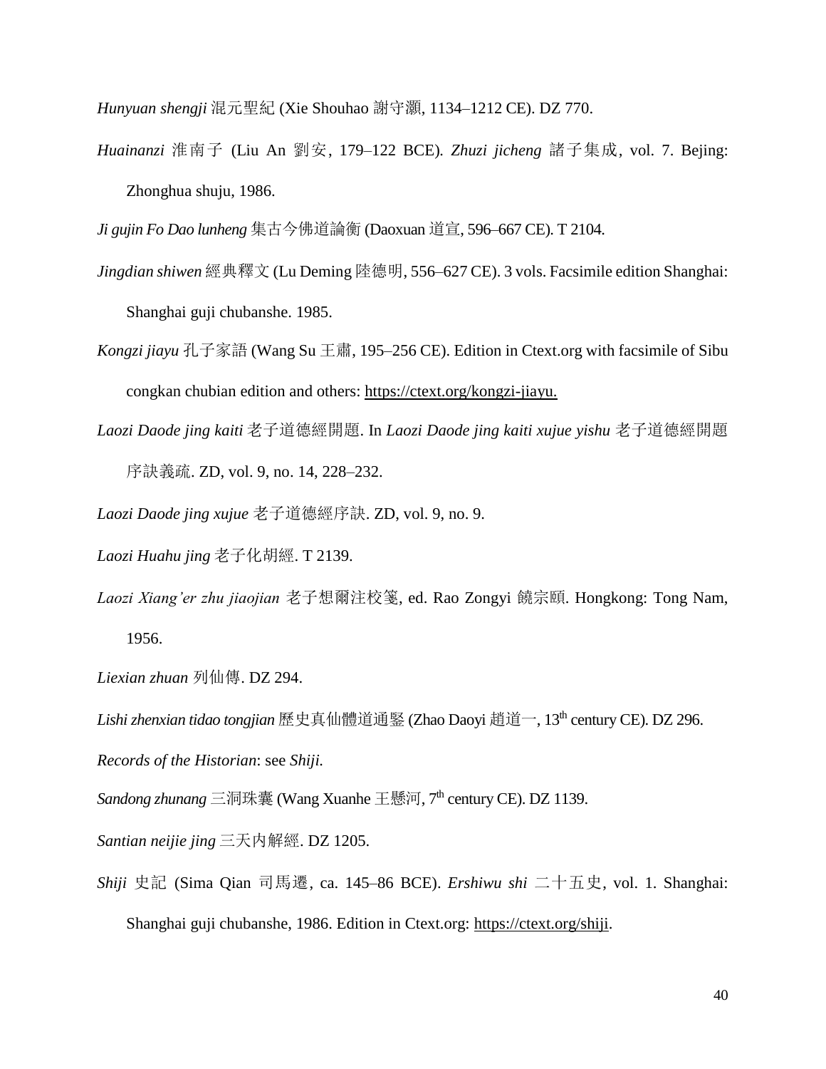*Hunyuan shengji* 混元聖紀 (Xie Shouhao 謝守灝, 1134–1212 CE). DZ 770.

*Huainanzi* 淮南子 (Liu An 劉安, 179–122 BCE). *Zhuzi jicheng* 諸子集成, vol. 7. Bejing: Zhonghua shuju, 1986.

*Ji gujin Fo Dao lunheng* 集古今佛道論衡 (Daoxuan 道宣, 596–667 CE). T 2104.

*Jingdian shiwen* 經典釋文 (Lu Deming 陸德明, 556–627 CE). 3 vols. Facsimile edition Shanghai: Shanghai guji chubanshe. 1985.

*Kongzi jiayu* 孔子家語 (Wang Su 王肅, 195–256 CE). Edition in Ctext.org with facsimile of Sibu congkan chubian edition and others: https://ctext.org/kongzi-jiayu.

*Laozi Daode jing kaiti* 老子道德經開題. In *Laozi Daode jing kaiti xujue yishu* 老子道德經開題序訣義疏. ZD, vol. 9, no. 14, 228–232.

*Laozi Daode jing xujue* 老子道德經序訣. ZD, vol. 9, no. 9.

*Laozi Huahu jing* 老子化胡經. T 2139.

*Laozi Xiang'er zhu jiaojian* 老子想爾注校箋, ed. Rao Zongyi 饒宗頤. Hongkong: Tong Nam, 1956.

*Liexian zhuan* 列仙傳. DZ 294.

*Lishi zhenxian tidao tongjian* 歷史真仙體道通鑒 (Zhao Daoyi 趙道一, 13th century CE). DZ 296.

*Records of the Historian*: see *Shiji.*

*Sandong zhunang* 三洞珠囊 (Wang Xuanhe 王懸河, 7th century CE). DZ 1139.

*Santian neijie jing* 三天内解經. DZ 1205.

*Shiji* 史記 (Sima Qian 司馬遷, ca. 145–86 BCE). *Ershiwu shi* 二十五史, vol. 1. Shanghai: Shanghai guji chubanshe, 1986. Edition in Ctext.org: https://ctext.org/shiji.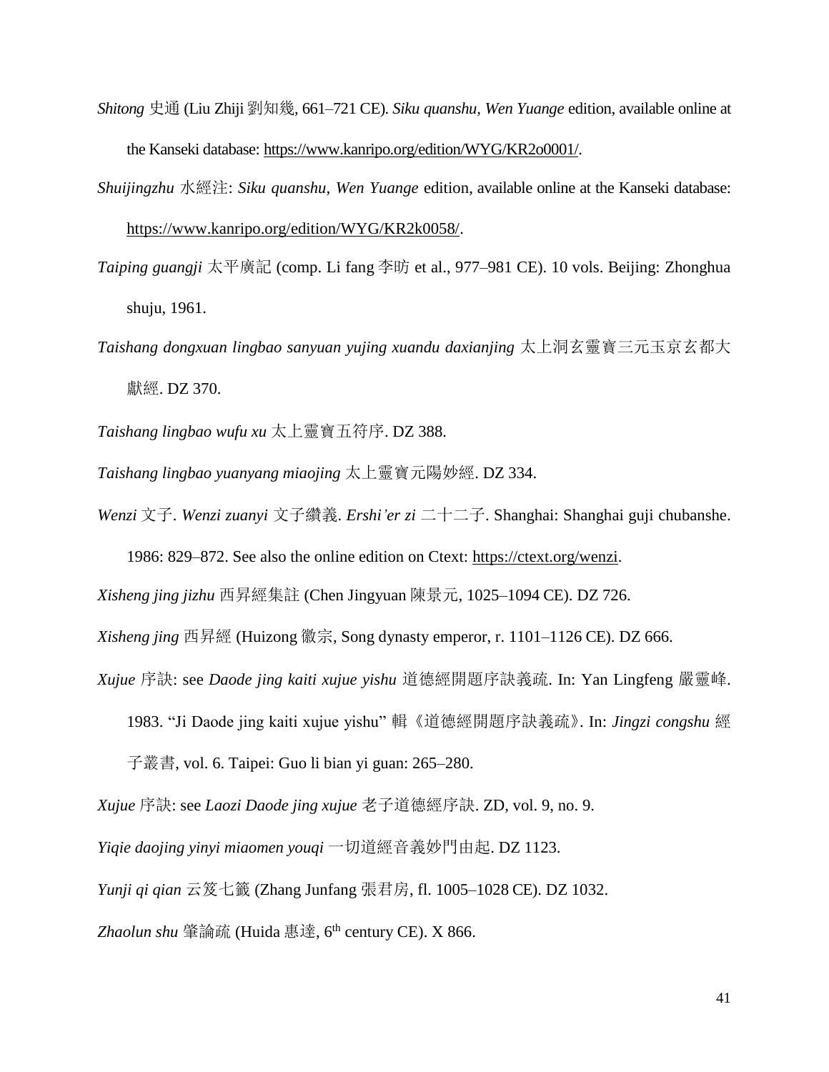*Shitong* 史通 (Liu Zhiji 劉知幾, 661–721 CE). *Siku quanshu, Wen Yuange* edition, available online at the Kanseki database: https://www.kanripo.org/edition/WYG/KR2o0001/.

*Shuijingzhu* 水經注: *Siku quanshu, Wen Yuange* edition, available online at the Kanseki database: https://www.kanripo.org/edition/WYG/KR2k0058/.

*Taiping guangji* 太平廣記 (comp. Li fang 李昉 et al., 977–981 CE). 10 vols. Beijing: Zhonghua shuju, 1961.

*Taishang dongxuan lingbao sanyuan yujing xuandu daxianjing* 太上洞玄靈寶三元玉京玄都大獻經. DZ 370.

*Taishang lingbao wufu xu* 太上靈寶五符序. DZ 388.

*Taishang lingbao yuanyang miaojing* 太上靈寶元陽妙經. DZ 334.

*Wenzi* 文子. *Wenzi zuanyi* 文子纘義. *Ershi'er zi* 二十二子. Shanghai: Shanghai guji chubanshe. 1986: 829–872. See also the online edition on Ctext: https://ctext.org/wenzi.

*Xisheng jing jizhu* 西昇經集註 (Chen Jingyuan 陳景元, 1025–1094 CE). DZ 726.

*Xisheng jing* 西昇經 (Huizong 徽宗, Song dynasty emperor, r. 1101–1126 CE). DZ 666.

*Xujue* 序訣: see *Daode jing kaiti xujue yishu* 道德經開題序訣義疏. In: Yan Lingfeng 嚴靈峰. 1983. "Ji Daode jing kaiti xujue yishu" 輯《道德經開題序訣義疏》. In: *Jingzi congshu* 經子叢書, vol. 6. Taipei: Guo li bian yi guan: 265–280.

*Xujue* 序訣: see *Laozi Daode jing xujue* 老子道德經序訣. ZD, vol. 9, no. 9.

*Yiqie daojing yinyi miaomen youqi* 一切道經音義妙門由起. DZ 1123.

*Yunji qi qian* 云笈七籤 (Zhang Junfang 張君房, fl. 1005–1028 CE). DZ 1032.

*Zhaolun shu* 肇論疏 (Huida 惠達, 6th century CE). X 866.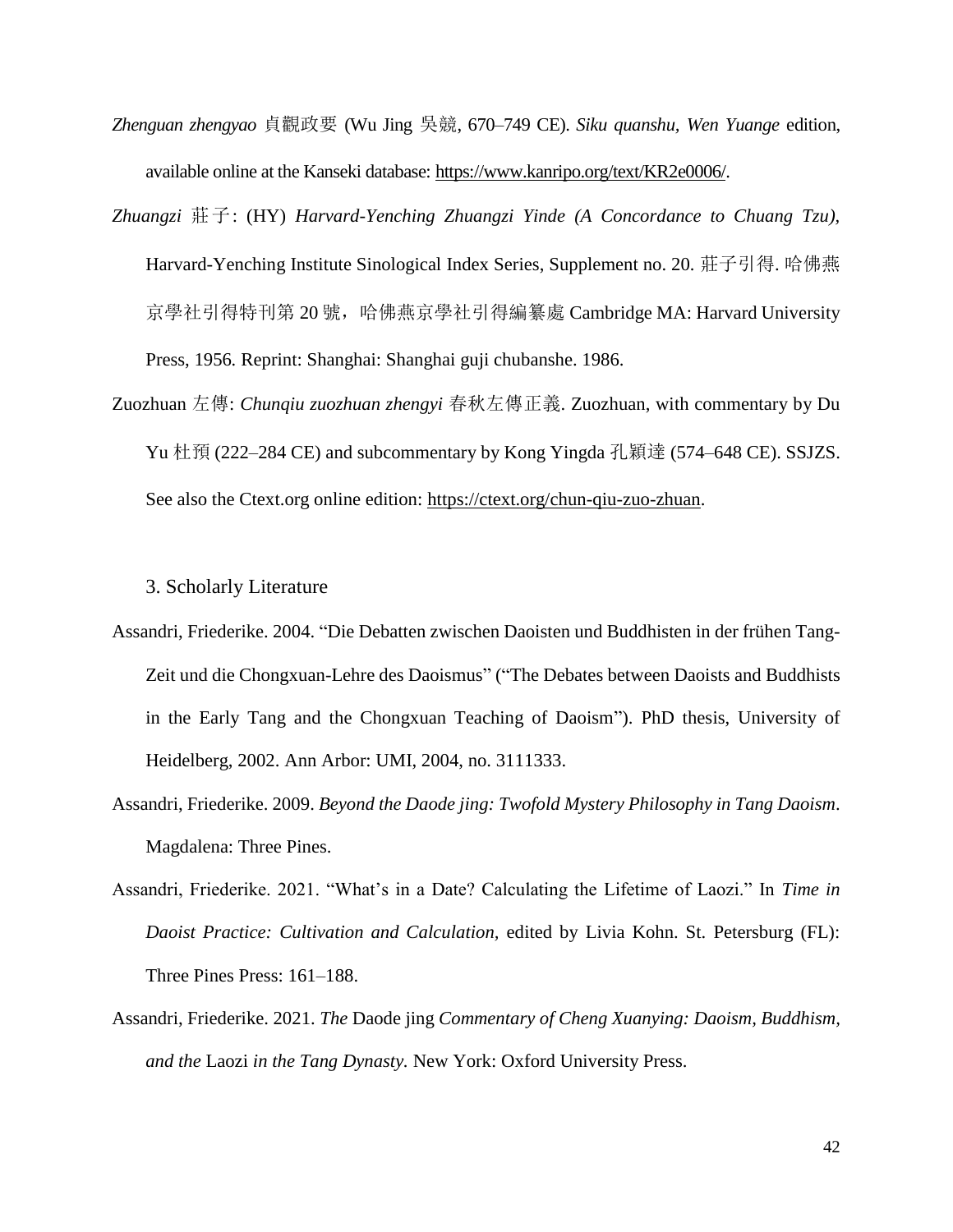*Zhenguan zhengyao* 貞觀政要 (Wu Jing 吳競, 670–749 CE). *Siku quanshu, Wen Yuange* edition, available online at the Kanseki database: https://www.kanripo.org/text/KR2e0006/.

*Zhuangzi* 莊子: (HY) *Harvard-Yenching Zhuangzi Yinde (A Concordance to Chuang Tzu),* Harvard-Yenching Institute Sinological Index Series, Supplement no. 20. 莊子引得. 哈佛燕京學社引得特刊第 20 號，哈佛燕京學社引得編纂處 Cambridge MA: Harvard University Press, 1956. Reprint: Shanghai: Shanghai guji chubanshe. 1986.

Zuozhuan 左傳: *Chunqiu zuozhuan zhengyi* 春秋左傳正義. Zuozhuan, with commentary by Du Yu 杜預 (222–284 CE) and subcommentary by Kong Yingda 孔穎達 (574–648 CE). SSJZS. See also the Ctext.org online edition: https://ctext.org/chun-qiu-zuo-zhuan.

## 3. Scholarly Literature

Assandri, Friederike. 2004. "Die Debatten zwischen Daoisten und Buddhisten in der frühen Tang-Zeit und die Chongxuan-Lehre des Daoismus" ("The Debates between Daoists and Buddhists in the Early Tang and the Chongxuan Teaching of Daoism"). PhD thesis, University of Heidelberg, 2002. Ann Arbor: UMI, 2004, no. 3111333.

Assandri, Friederike. 2009. *Beyond the Daode jing: Twofold Mystery Philosophy in Tang Daoism*. Magdalena: Three Pines.

Assandri, Friederike. 2021. "What's in a Date? Calculating the Lifetime of Laozi." In *Time in Daoist Practice: Cultivation and Calculation,* edited by Livia Kohn. St. Petersburg (FL): Three Pines Press: 161–188.

Assandri, Friederike. 2021. *The* Daode jing *Commentary of Cheng Xuanying: Daoism, Buddhism, and the* Laozi *in the Tang Dynasty.* New York: Oxford University Press.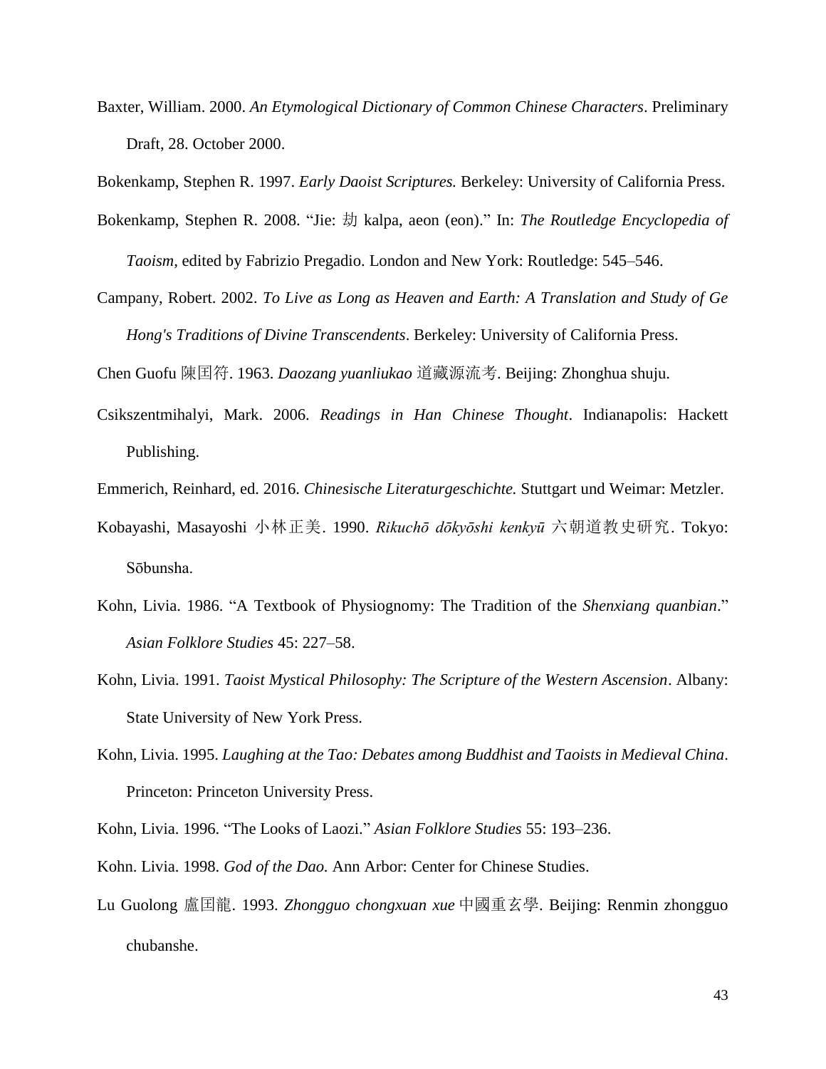Baxter, William. 2000. *An Etymological Dictionary of Common Chinese Characters*. Preliminary Draft, 28. October 2000.

Bokenkamp, Stephen R. 1997. *Early Daoist Scriptures.* Berkeley: University of California Press.

Bokenkamp, Stephen R. 2008. "Jie: 劫 kalpa, aeon (eon)." In: *The Routledge Encyclopedia of Taoism*, edited by Fabrizio Pregadio. London and New York: Routledge: 545–546.

Campany, Robert. 2002. *To Live as Long as Heaven and Earth: A Translation and Study of Ge Hong's Traditions of Divine Transcendents*. Berkeley: University of California Press.

Chen Guofu 陳国符. 1963. *Daozang yuanliukao* 道藏源流考. Beijing: Zhonghua shuju.

Csikszentmihalyi, Mark. 2006. *Readings in Han Chinese Thought*. Indianapolis: Hackett Publishing.

Emmerich, Reinhard, ed. 2016. *Chinesische Literaturgeschichte.* Stuttgart und Weimar: Metzler.

Kobayashi, Masayoshi 小林正美. 1990. *Rikuchō dōkyōshi kenkyū* 六朝道教史研究. Tokyo: Sōbunsha.

Kohn, Livia. 1986. "A Textbook of Physiognomy: The Tradition of the *Shenxiang quanbian*." *Asian Folklore Studies* 45: 227–58.

Kohn, Livia. 1991. *Taoist Mystical Philosophy: The Scripture of the Western Ascension*. Albany: State University of New York Press.

Kohn, Livia. 1995. *Laughing at the Tao: Debates among Buddhist and Taoists in Medieval China*. Princeton: Princeton University Press.

Kohn, Livia. 1996. "The Looks of Laozi." *Asian Folklore Studies* 55: 193–236.

Kohn. Livia. 1998. *God of the Dao.* Ann Arbor: Center for Chinese Studies.

Lu Guolong 盧国龍. 1993. *Zhongguo chongxuan xue* 中國重玄學. Beijing: Renmin zhongguo chubanshe.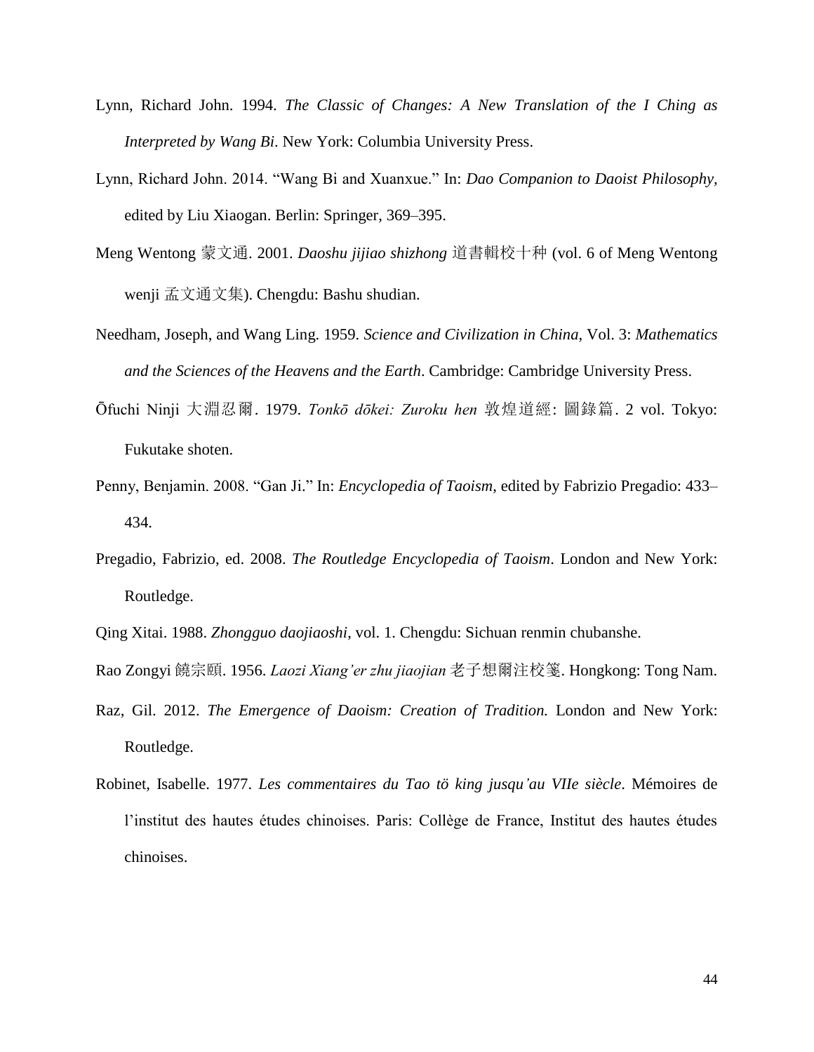Lynn, Richard John. 1994. *The Classic of Changes: A New Translation of the I Ching as Interpreted by Wang Bi*. New York: Columbia University Press.

Lynn, Richard John. 2014. "Wang Bi and Xuanxue." In: *Dao Companion to Daoist Philosophy,* edited by Liu Xiaogan. Berlin: Springer, 369–395.

Meng Wentong 蒙文通. 2001. *Daoshu jijiao shizhong* 道書輯校十种 (vol. 6 of Meng Wentong wenji 孟文通文集). Chengdu: Bashu shudian.

Needham, Joseph, and Wang Ling. 1959. *Science and Civilization in China*, Vol. 3: *Mathematics and the Sciences of the Heavens and the Earth*. Cambridge: Cambridge University Press.

Ōfuchi Ninji 大淵忍爾. 1979. *Tonkō dōkei: Zuroku hen* 敦煌道經: 圖錄篇. 2 vol. Tokyo: Fukutake shoten.

Penny, Benjamin. 2008. "Gan Ji." In: *Encyclopedia of Taoism*, edited by Fabrizio Pregadio: 433–434.

Pregadio, Fabrizio, ed. 2008. *The Routledge Encyclopedia of Taoism*. London and New York: Routledge.

Qing Xitai. 1988. *Zhongguo daojiaoshi*, vol. 1. Chengdu: Sichuan renmin chubanshe.

Rao Zongyi 饒宗頤. 1956. *Laozi Xiang'er zhu jiaojian* 老子想爾注校箋. Hongkong: Tong Nam.

Raz, Gil. 2012. *The Emergence of Daoism: Creation of Tradition.* London and New York: Routledge.

Robinet, Isabelle. 1977. *Les commentaires du Tao tö king jusqu'au VIIe siècle*. Mémoires de l'institut des hautes études chinoises. Paris: Collège de France, Institut des hautes études chinoises.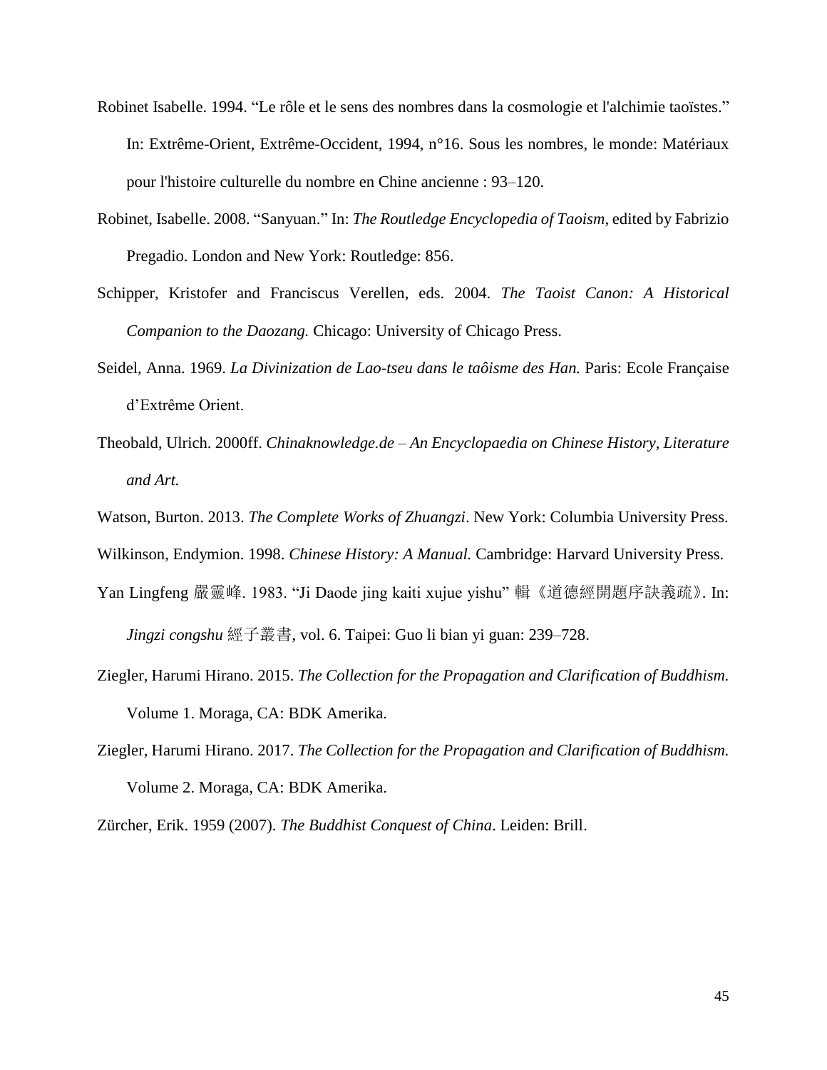Robinet Isabelle. 1994. "Le rôle et le sens des nombres dans la cosmologie et l'alchimie taoïstes." In: Extrême-Orient, Extrême-Occident, 1994, n°16. Sous les nombres, le monde: Matériaux pour l'histoire culturelle du nombre en Chine ancienne : 93–120.

Robinet, Isabelle. 2008. "Sanyuan." In: *The Routledge Encyclopedia of Taoism*, edited by Fabrizio Pregadio. London and New York: Routledge: 856.

Schipper, Kristofer and Franciscus Verellen, eds. 2004. *The Taoist Canon: A Historical Companion to the Daozang.* Chicago: University of Chicago Press.

Seidel, Anna. 1969. *La Divinization de Lao-tseu dans le taôisme des Han.* Paris: Ecole Française d'Extrême Orient.

Theobald, Ulrich. 2000ff. *Chinaknowledge.de – An Encyclopaedia on Chinese History, Literature and Art.*

Watson, Burton. 2013. *The Complete Works of Zhuangzi*. New York: Columbia University Press.

Wilkinson, Endymion. 1998. *Chinese History: A Manual.* Cambridge: Harvard University Press.

Yan Lingfeng 嚴靈峰. 1983. "Ji Daode jing kaiti xujue yishu" 輯《道德經開題序訣義疏》. In: *Jingzi congshu* 經子叢書, vol. 6. Taipei: Guo li bian yi guan: 239–728.

Ziegler, Harumi Hirano. 2015. *The Collection for the Propagation and Clarification of Buddhism.* Volume 1. Moraga, CA: BDK Amerika.

Ziegler, Harumi Hirano. 2017. *The Collection for the Propagation and Clarification of Buddhism.* Volume 2. Moraga, CA: BDK Amerika.

Zürcher, Erik. 1959 (2007). *The Buddhist Conquest of China*. Leiden: Brill.